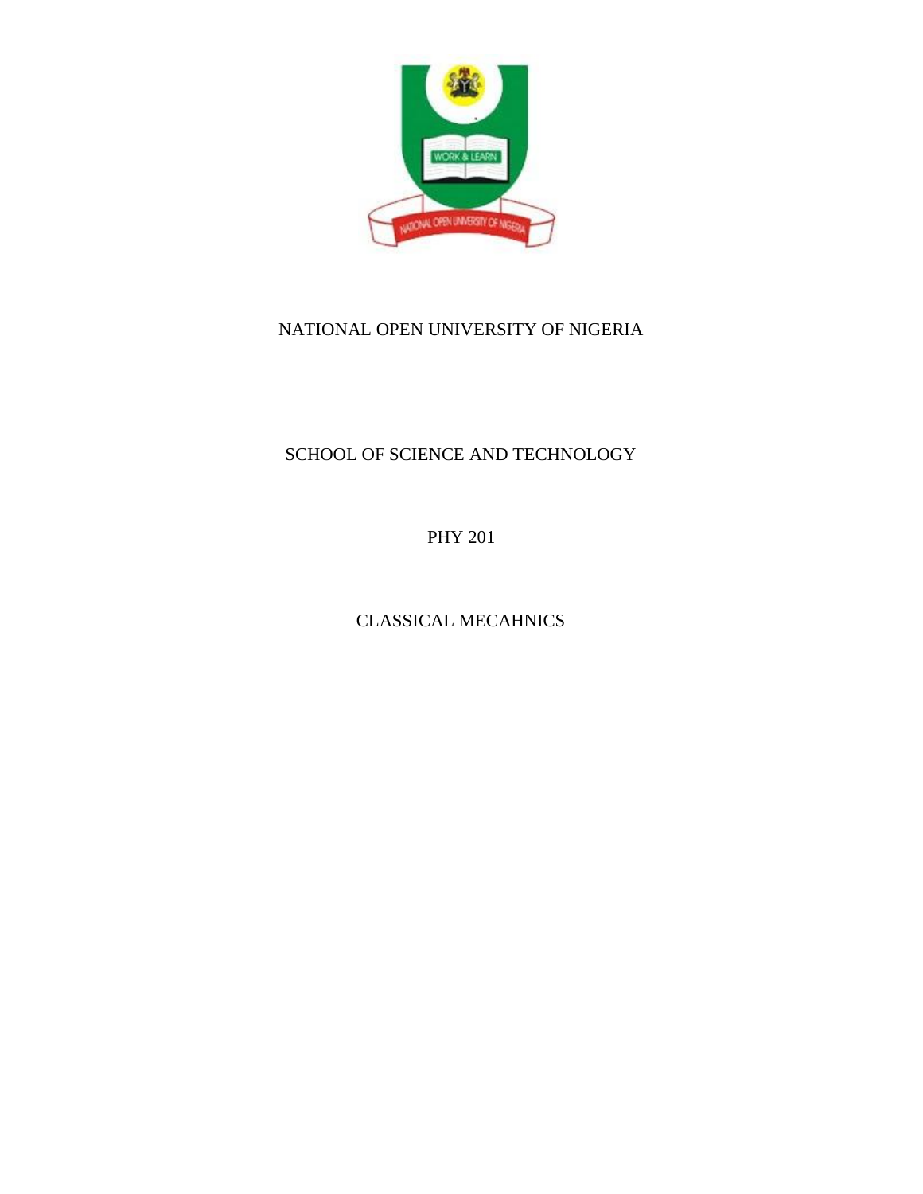NATIONAL OPEN UNIVERSITY OF NIGERIA

SCHOOL OF SCIENCE AND TECHNOLOGY

PHY 201

CLASSICAL MECAHNICS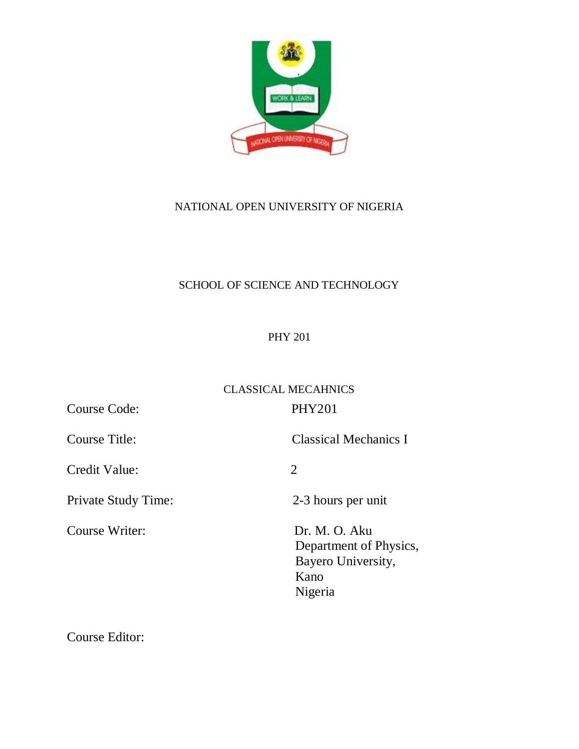NATIONAL OPEN UNIVERSITY OF NIGERIA

SCHOOL OF SCIENCE AND TECHNOLOGY

PHY 201

CLASSICAL MECAHNICS

| | |
|---|---|
| Course Code: | PHY201 |
| Course Title: | Classical Mechanics I |
| Credit Value: | 2 |
| Private Study Time: | 2-3 hours per unit |
| Course Writer: | Dr. M. O. Aku<br>Department of Physics,<br>Bayero University,<br>Kano<br>Nigeria |
| Course Editor: | |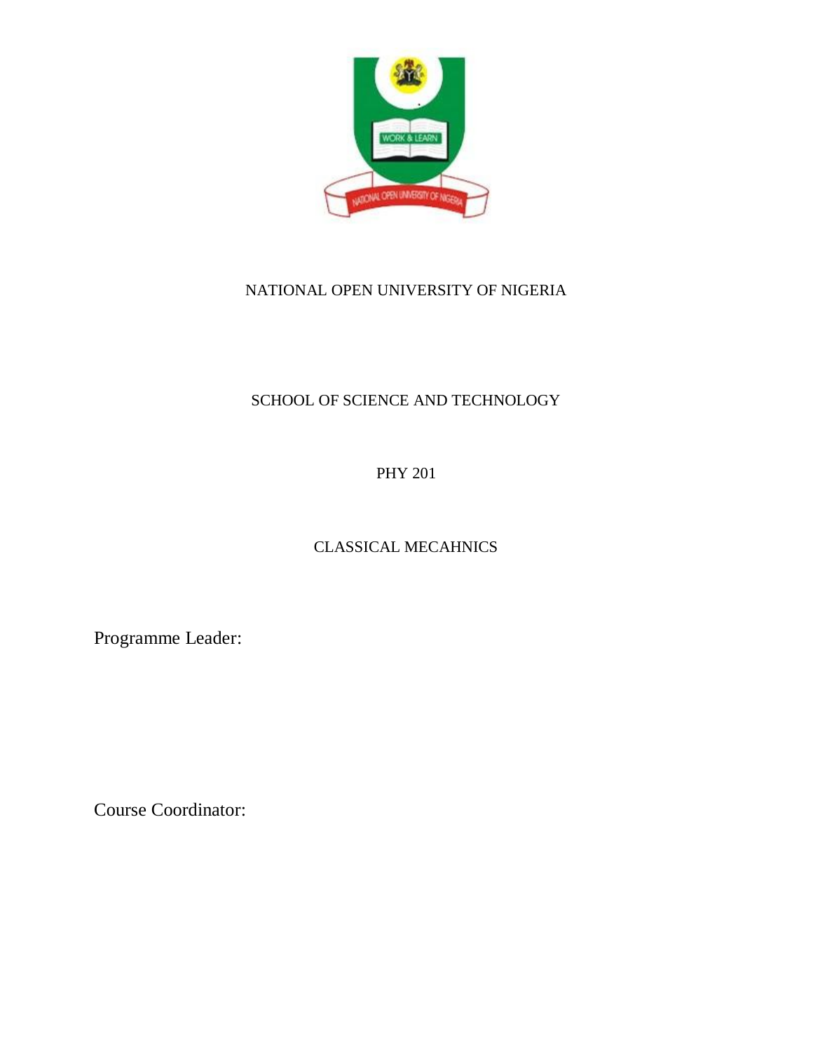NATIONAL OPEN UNIVERSITY OF NIGERIA

SCHOOL OF SCIENCE AND TECHNOLOGY

PHY 201

CLASSICAL MECAHNICS

Programme Leader:

Course Coordinator: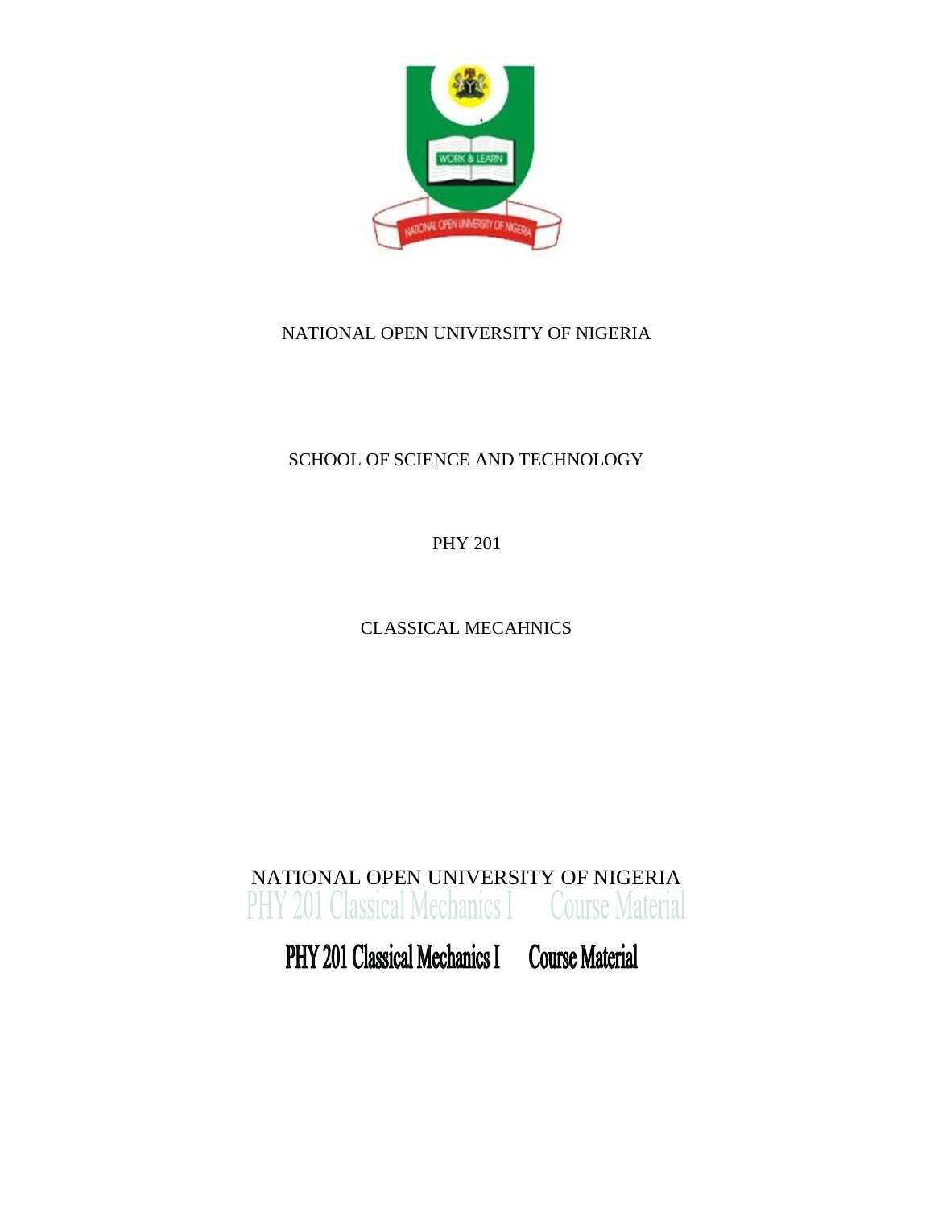NATIONAL OPEN UNIVERSITY OF NIGERIA

SCHOOL OF SCIENCE AND TECHNOLOGY

PHY 201

CLASSICAL MECAHNICS

NATIONAL OPEN UNIVERSITY OF NIGERIA

PHY 201 Classical Mechanics I Course Material

**PHY 201 Classical Mechanics I Course Material**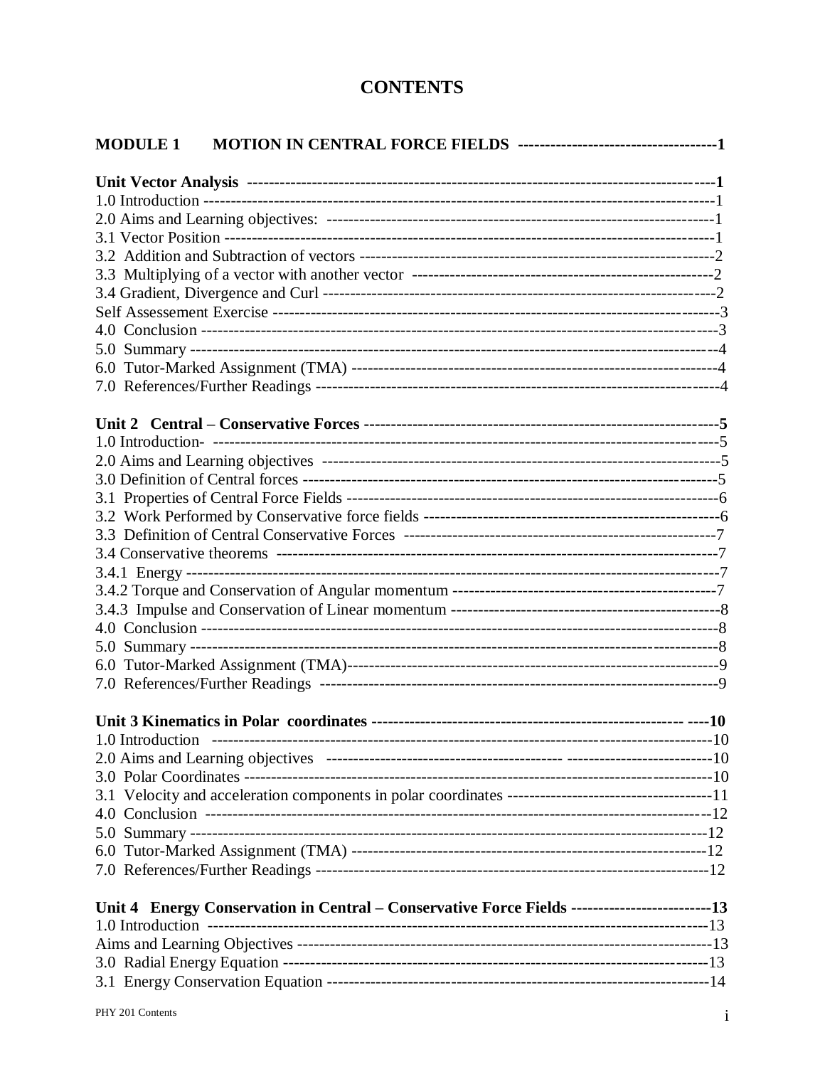# CONTENTS

**MODULE 1 MOTION IN CENTRAL FORCE FIELDS ------------------------------------1**

**Unit Vector Analysis ----------------------------------------------------------------------------------1**
1.0 Introduction -------------------------------------------------------------------------------------------1
2.0 Aims and Learning objectives: ---------------------------------------------------------------------1
3.1 Vector Position ----------------------------------------------------------------------------------------1
3.2 Addition and Subtraction of vectors ------------------------------------------------------------------2
3.3 Multiplying of a vector with another vector --------------------------------------------------------2
3.4 Gradient, Divergence and Curl -----------------------------------------------------------------------2
Self Assessement Exercise ------------------------------------------------------------------------------3
4.0 Conclusion ----------------------------------------------------------------------------------------------3
5.0 Summary ------------------------------------------------------------------------------------------------4
6.0 Tutor-Marked Assignment (TMA) -------------------------------------------------------------------4
7.0 References/Further Readings -------------------------------------------------------------------------4

**Unit 2 Central – Conservative Forces -----------------------------------------------------------------5**
1.0 Introduction- -------------------------------------------------------------------------------------------5
2.0 Aims and Learning objectives ------------------------------------------------------------------------5
3.0 Definition of Central forces ---------------------------------------------------------------------------5
3.1 Properties of Central Force Fields --------------------------------------------------------------------6
3.2 Work Performed by Conservative force fields -------------------------------------------------------6
3.3 Definition of Central Conservative Forces -----------------------------------------------------------7
3.4 Conservative theorems --------------------------------------------------------------------------------7
3.4.1 Energy ------------------------------------------------------------------------------------------------7
3.4.2 Torque and Conservation of Angular momentum ------------------------------------------------7
3.4.3 Impulse and Conservation of Linear momentum -------------------------------------------------8
4.0 Conclusion ----------------------------------------------------------------------------------------------8
5.0 Summary ------------------------------------------------------------------------------------------------8
6.0 Tutor-Marked Assignment (TMA)--------------------------------------------------------------------9
7.0 References/Further Readings -------------------------------------------------------------------------9

**Unit 3 Kinematics in Polar coordinates ---------------------------------------------------------- ----10**
1.0 Introduction -------------------------------------------------------------------------------------------10
2.0 Aims and Learning objectives ------------------------------------------ --------------------------10
3.0 Polar Coordinates -------------------------------------------------------------------------------------10
3.1 Velocity and acceleration components in polar coordinates --------------------------------------11
4.0 Conclusion --------------------------------------------------------------------------------------------12
5.0 Summary -----------------------------------------------------------------------------------------------12
6.0 Tutor-Marked Assignment (TMA) ------------------------------------------------------------------12
7.0 References/Further Readings ------------------------------------------------------------------------12

**Unit 4 Energy Conservation in Central – Conservative Force Fields -------------------------13**
1.0 Introduction -------------------------------------------------------------------------------------------13
Aims and Learning Objectives ------------------------------------------------------------------------13
3.0 Radial Energy Equation -----------------------------------------------------------------------------13
3.1 Energy Conservation Equation ----------------------------------------------------------------------14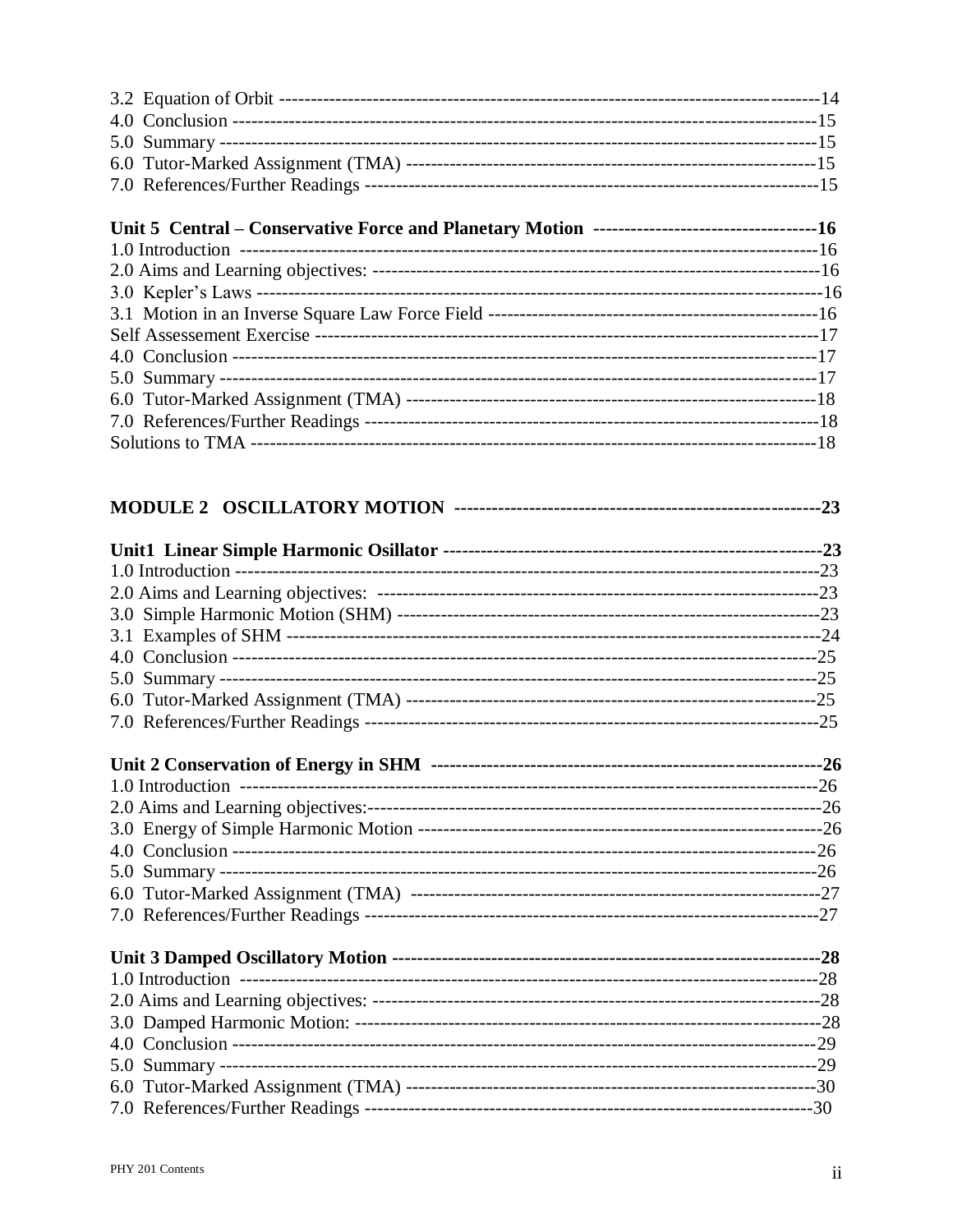3.2 Equation of Orbit ---------------------------------------------------------------------------------14
4.0 Conclusion ----------------------------------------------------------------------------------------15
5.0 Summary ------------------------------------------------------------------------------------------15
6.0 Tutor-Marked Assignment (TMA) ------------------------------------------------------------------15
7.0 References/Further Readings -----------------------------------------------------------------------15

**Unit 5 Central – Conservative Force and Planetary Motion -----------------------------------16**
1.0 Introduction ---------------------------------------------------------------------------------------16
2.0 Aims and Learning objectives: -----------------------------------------------------------------------16
3.0 Kepler's Laws ----------------------------------------------------------------------------------------16
3.1 Motion in an Inverse Square Law Force Field ----------------------------------------------------16
Self Assessement Exercise -------------------------------------------------------------------------------17
4.0 Conclusion ----------------------------------------------------------------------------------------17
5.0 Summary ------------------------------------------------------------------------------------------17
6.0 Tutor-Marked Assignment (TMA) ------------------------------------------------------------------18
7.0 References/Further Readings -----------------------------------------------------------------------18
Solutions to TMA -------------------------------------------------------------------------------------18

**MODULE 2 OSCILLATORY MOTION ----------------------------------------------------------23**

**Unit1 Linear Simple Harmonic Osillator ----------------------------------------------------------23**
1.0 Introduction ----------------------------------------------------------------------------------------23
2.0 Aims and Learning objectives: ------------------------------------------------------------------23
3.0 Simple Harmonic Motion (SHM) -------------------------------------------------------------------23
3.1 Examples of SHM ---------------------------------------------------------------------------------24
4.0 Conclusion ----------------------------------------------------------------------------------------25
5.0 Summary ------------------------------------------------------------------------------------------25
6.0 Tutor-Marked Assignment (TMA) ------------------------------------------------------------------25
7.0 References/Further Readings -----------------------------------------------------------------------25

**Unit 2 Conservation of Energy in SHM -----------------------------------------------------------26**
1.0 Introduction ----------------------------------------------------------------------------------------26
2.0 Aims and Learning objectives:----------------------------------------------------------------------26
3.0 Energy of Simple Harmonic Motion ----------------------------------------------------------------26
4.0 Conclusion ----------------------------------------------------------------------------------------26
5.0 Summary ------------------------------------------------------------------------------------------26
6.0 Tutor-Marked Assignment (TMA) ------------------------------------------------------------------27
7.0 References/Further Readings -----------------------------------------------------------------------27

**Unit 3 Damped Oscillatory Motion ---------------------------------------------------------------28**
1.0 Introduction ----------------------------------------------------------------------------------------28
2.0 Aims and Learning objectives: -----------------------------------------------------------------------28
3.0 Damped Harmonic Motion: ------------------------------------------------------------------------28
4.0 Conclusion ----------------------------------------------------------------------------------------29
5.0 Summary ------------------------------------------------------------------------------------------29
6.0 Tutor-Marked Assignment (TMA) ------------------------------------------------------------------30
7.0 References/Further Readings -----------------------------------------------------------------------30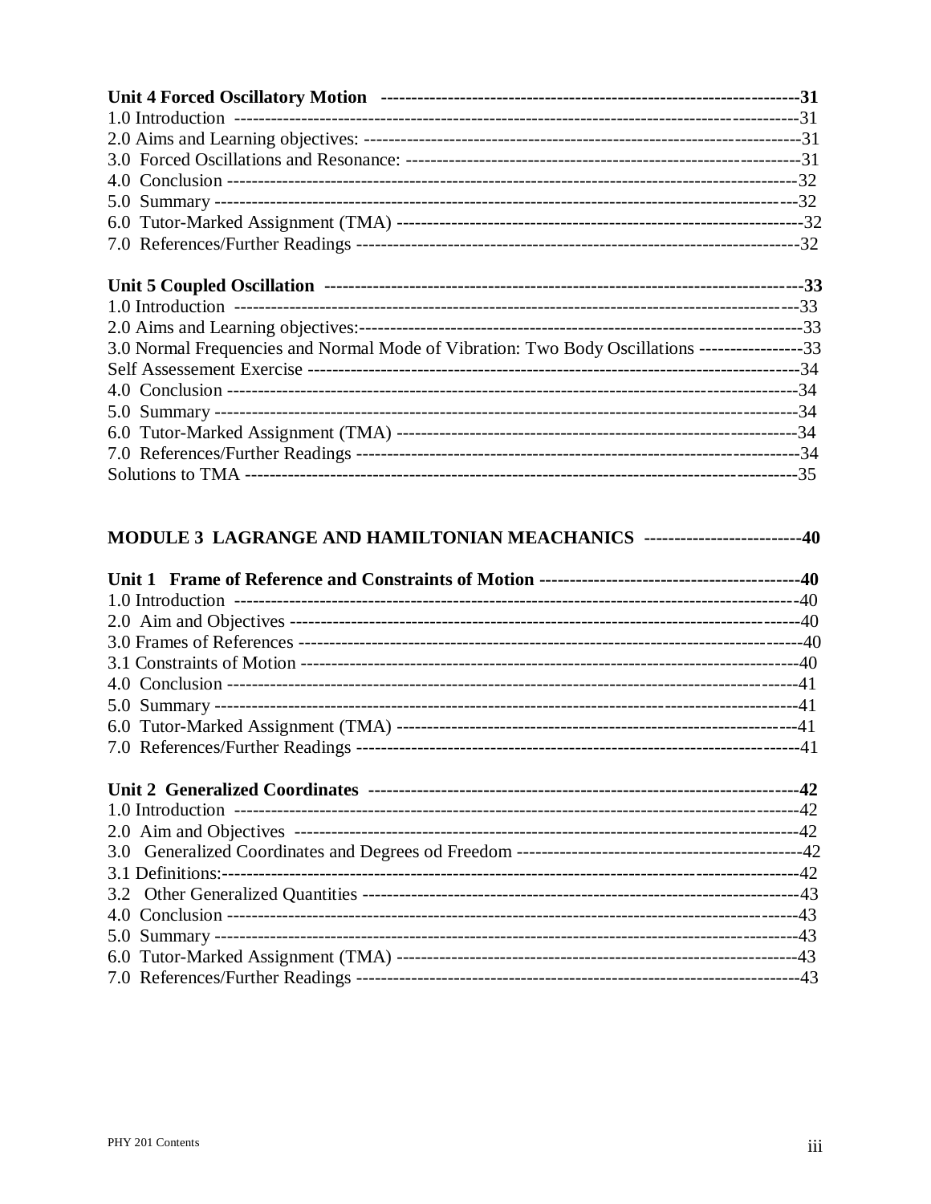**Unit 4 Forced Oscillatory Motion** ---------------------------------------------------------------**31**
1.0 Introduction ------------------------------------------------------------------------------------------31
2.0 Aims and Learning objectives: -----------------------------------------------------------------------31
3.0 Forced Oscillations and Resonance: --------------------------------------------------------------31
4.0 Conclusion -------------------------------------------------------------------------------------------32
5.0 Summary ---------------------------------------------------------------------------------------------32
6.0 Tutor-Marked Assignment (TMA) --------------------------------------------------------------32
7.0 References/Further Readings ----------------------------------------------------------------------32

**Unit 5 Coupled Oscillation** ----------------------------------------------------------------------------**33**
1.0 Introduction ------------------------------------------------------------------------------------------33
2.0 Aims and Learning objectives:-----------------------------------------------------------------------33
3.0 Normal Frequencies and Normal Mode of Vibration: Two Body Oscillations -----------------33
Self Assessement Exercise --------------------------------------------------------------------------34
4.0 Conclusion -------------------------------------------------------------------------------------------34
5.0 Summary ---------------------------------------------------------------------------------------------34
6.0 Tutor-Marked Assignment (TMA) --------------------------------------------------------------34
7.0 References/Further Readings ----------------------------------------------------------------------34
Solutions to TMA ---------------------------------------------------------------------------------------35

**MODULE 3 LAGRANGE AND HAMILTONIAN MEACHANICS** -------------------------**40**

**Unit 1 Frame of Reference and Constraints of Motion** ----------------------------------------**40**
1.0 Introduction ------------------------------------------------------------------------------------------40
2.0 Aim and Objectives --------------------------------------------------------------------------------40
3.0 Frames of References -----------------------------------------------------------------------------40
3.1 Constraints of Motion -----------------------------------------------------------------------------40
4.0 Conclusion -------------------------------------------------------------------------------------------41
5.0 Summary ---------------------------------------------------------------------------------------------41
6.0 Tutor-Marked Assignment (TMA) --------------------------------------------------------------41
7.0 References/Further Readings ----------------------------------------------------------------------41

**Unit 2 Generalized Coordinates** ---------------------------------------------------------------------**42**
1.0 Introduction ------------------------------------------------------------------------------------------42
2.0 Aim and Objectives --------------------------------------------------------------------------------42
3.0 Generalized Coordinates and Degrees od Freedom ----------------------------------------------42
3.1 Definitions:---------------------------------------------------------------------------------------------42
3.2 Other Generalized Quantities ---------------------------------------------------------------------43
4.0 Conclusion -------------------------------------------------------------------------------------------43
5.0 Summary ---------------------------------------------------------------------------------------------43
6.0 Tutor-Marked Assignment (TMA) --------------------------------------------------------------43
7.0 References/Further Readings ----------------------------------------------------------------------43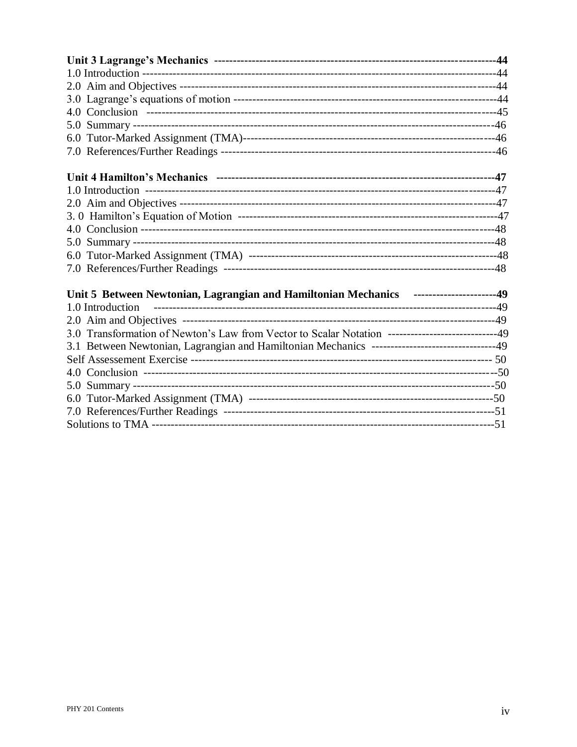**Unit 3 Lagrange's Mechanics ---------------------------------------------------------------------44**

1.0 Introduction -----------------------------------------------------------------------------------------44

2.0 Aim and Objectives -----------------------------------------------------------------------------------44

3.0 Lagrange's equations of motion ------------------------------------------------------------------44

4.0 Conclusion -------------------------------------------------------------------------------------------45

5.0 Summary ---------------------------------------------------------------------------------------------46

6.0 Tutor-Marked Assignment (TMA)-----------------------------------------------------------------46

7.0 References/Further Readings ----------------------------------------------------------------------46

**Unit 4 Hamilton's Mechanics -----------------------------------------------------------------------47**

1.0 Introduction -----------------------------------------------------------------------------------------47

2.0 Aim and Objectives -----------------------------------------------------------------------------------47

3. 0 Hamilton's Equation of Motion ------------------------------------------------------------------47

4.0 Conclusion -------------------------------------------------------------------------------------------48

5.0 Summary ---------------------------------------------------------------------------------------------48

6.0 Tutor-Marked Assignment (TMA) -----------------------------------------------------------------48

7.0 References/Further Readings ----------------------------------------------------------------------48

**Unit 5 Between Newtonian, Lagrangian and Hamiltonian Mechanics ---------------------49**

1.0 Introduction -----------------------------------------------------------------------------------------49

2.0 Aim and Objectives -----------------------------------------------------------------------------------49

3.0 Transformation of Newton's Law from Vector to Scalar Notation ----------------------------49

3.1 Between Newtonian, Lagrangian and Hamiltonian Mechanics -------------------------------49

Self Assessement Exercise ------------------------------------------------------------------------------ 50

4.0 Conclusion -------------------------------------------------------------------------------------------50

5.0 Summary ---------------------------------------------------------------------------------------------50

6.0 Tutor-Marked Assignment (TMA) -----------------------------------------------------------------50

7.0 References/Further Readings ----------------------------------------------------------------------51

Solutions to TMA ----------------------------------------------------------------------------------------51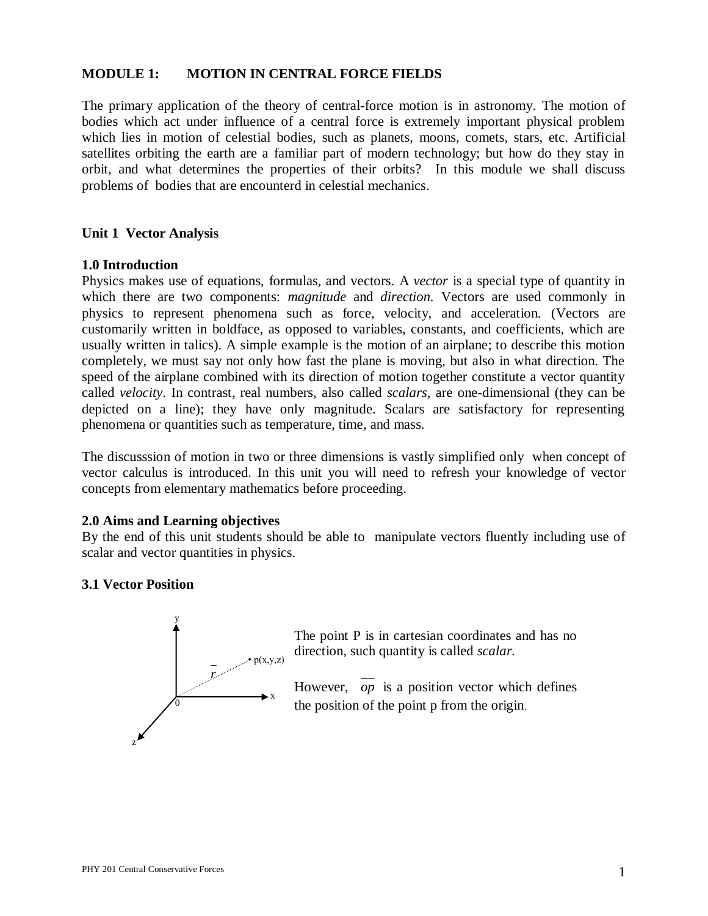**MODULE 1: MOTION IN CENTRAL FORCE FIELDS**

The primary application of the theory of central-force motion is in astronomy. The motion of bodies which act under influence of a central force is extremely important physical problem which lies in motion of celestial bodies, such as planets, moons, comets, stars, etc. Artificial satellites orbiting the earth are a familiar part of modern technology; but how do they stay in orbit, and what determines the properties of their orbits? In this module we shall discuss problems of bodies that are encounterd in celestial mechanics.

**Unit 1 Vector Analysis**

**1.0 Introduction**

Physics makes use of equations, formulas, and vectors. A *vector* is a special type of quantity in which there are two components: *magnitude* and *direction*. Vectors are used commonly in physics to represent phenomena such as force, velocity, and acceleration. (Vectors are customarily written in boldface, as opposed to variables, constants, and coefficients, which are usually written in talics). A simple example is the motion of an airplane; to describe this motion completely, we must say not only how fast the plane is moving, but also in what direction. The speed of the airplane combined with its direction of motion together constitute a vector quantity called *velocity*. In contrast, real numbers, also called *scalars*, are one-dimensional (they can be depicted on a line); they have only magnitude. Scalars are satisfactory for representing phenomena or quantities such as temperature, time, and mass.

The discusssion of motion in two or three dimensions is vastly simplified only when concept of vector calculus is introduced. In this unit you will need to refresh your knowledge of vector concepts from elementary mathematics before proceeding.

**2.0 Aims and Learning objectives**

By the end of this unit students should be able to manipulate vectors fluently including use of scalar and vector quantities in physics.

**3.1 Vector Position**

The point P is in cartesian coordinates and has no direction, such quantity is called *scalar*.

However, $\overline{op}$ is a position vector which defines the position of the point p from the origin.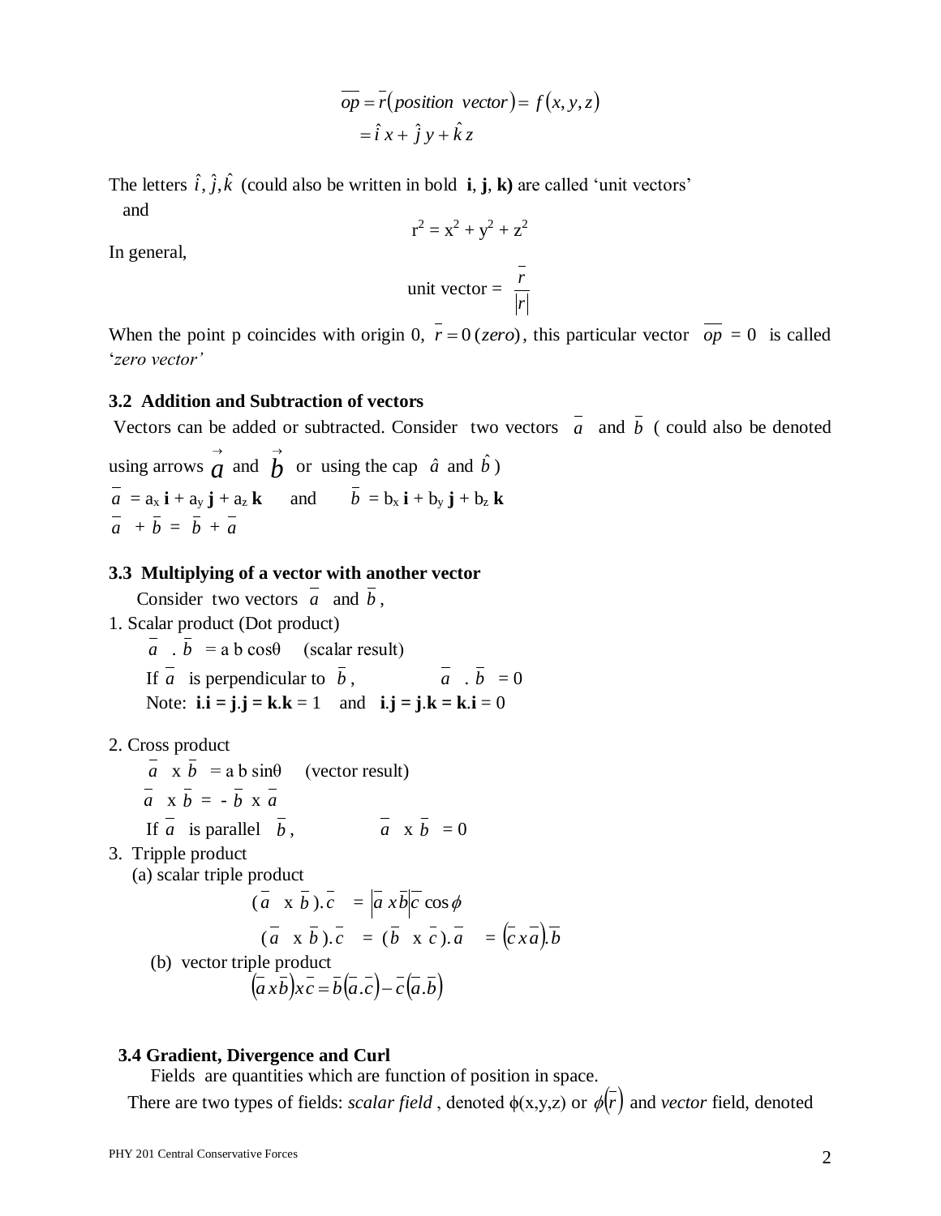$$\overline{op} = \overline{r}(position\ \ vector) = f(x, y, z)$$
$$= \hat{i}\, x + \hat{j}\, y + \hat{k}\, z$$

The letters $\hat{i}, \hat{j}, \hat{k}$ (could also be written in bold **i**, **j**, **k**) are called 'unit vectors' and

$$r^2 = x^2 + y^2 + z^2$$

In general,

$$\text{unit vector} = \frac{\overline{r}}{|r|}$$

When the point p coincides with origin 0, $\overline{r} = 0\,(zero)$, this particular vector $\overline{op} = 0$ is called '*zero vector*'

### 3.2 Addition and Subtraction of vectors

Vectors can be added or subtracted. Consider two vectors $\overline{a}$ and $\overline{b}$ ( could also be denoted using arrows $\vec{a}$ and $\vec{b}$ or using the cap $\hat{a}$ and $\hat{b}$ )

$\overline{a} = a_x\,\mathbf{i} + a_y\,\mathbf{j} + a_z\,\mathbf{k}$ and $\overline{b} = b_x\,\mathbf{i} + b_y\,\mathbf{j} + b_z\,\mathbf{k}$

$\overline{a} + \overline{b} = \overline{b} + \overline{a}$

### 3.3 Multiplying of a vector with another vector

Consider two vectors $\overline{a}$ and $\overline{b}$,

1. Scalar product (Dot product)

   $\overline{a} \cdot \overline{b} = a\, b \cos\theta$ (scalar result)

   If $\overline{a}$ is perpendicular to $\overline{b}$, $\quad \overline{a} \cdot \overline{b} = 0$

   Note: $\mathbf{i}.\mathbf{i} = \mathbf{j}.\mathbf{j} = \mathbf{k}.\mathbf{k} = 1$ and $\mathbf{i}.\mathbf{j} = \mathbf{j}.\mathbf{k} = \mathbf{k}.\mathbf{i} = 0$

2. Cross product

   $\overline{a} \times \overline{b} = a\, b \sin\theta$ (vector result)

   $\overline{a} \times \overline{b} = -\,\overline{b} \times \overline{a}$

   If $\overline{a}$ is parallel $\overline{b}$, $\quad \overline{a} \times \overline{b} = 0$

3. Tripple product

   (a) scalar triple product

   $$(\overline{a} \times \overline{b}).\overline{c} = |\overline{a} \times \overline{b}|\overline{c} \cos\phi$$

   $$(\overline{a} \times \overline{b}).\overline{c} = (\overline{b} \times \overline{c}).\overline{a} = (\overline{c} \times \overline{a}).\overline{b}$$

   (b) vector triple product

   $$(\overline{a} \times \overline{b}) \times \overline{c} = \overline{b}(\overline{a}.\overline{c}) - \overline{c}(\overline{a}.\overline{b})$$

### 3.4 Gradient, Divergence and Curl

Fields are quantities which are function of position in space.

There are two types of fields: *scalar field* , denoted $\phi(x,y,z)$ or $\phi(\overline{r})$ and *vector* field, denoted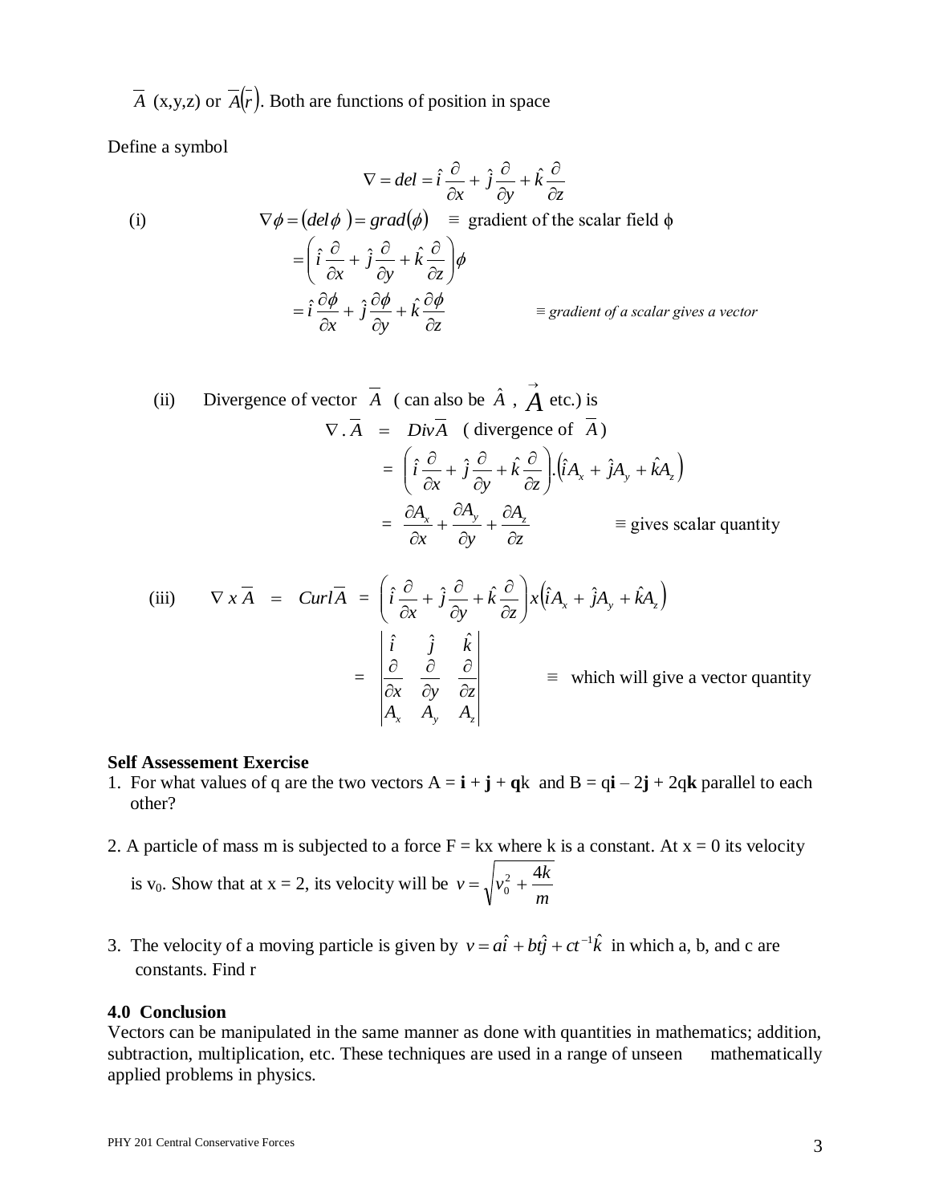$\overline{A}$ (x,y,z) or $\overline{A}(\bar{r})$. Both are functions of position in space

Define a symbol

$$\nabla = del = \hat{i}\frac{\partial}{\partial x} + \hat{j}\frac{\partial}{\partial y} + \hat{k}\frac{\partial}{\partial z}$$

(i)
$$\nabla\phi = (del\,\phi) = grad(\phi) \quad \equiv \text{ gradient of the scalar field } \phi$$

$$= \left(\hat{i}\frac{\partial}{\partial x} + \hat{j}\frac{\partial}{\partial y} + \hat{k}\frac{\partial}{\partial z}\right)\phi$$

$$= \hat{i}\frac{\partial\phi}{\partial x} + \hat{j}\frac{\partial\phi}{\partial y} + \hat{k}\frac{\partial\phi}{\partial z} \qquad \equiv \textit{gradient of a scalar gives a vector}$$

(ii) Divergence of vector $\overline{A}$ ( can also be $\hat{A}$ , $\vec{A}$ etc.) is

$$\nabla . \overline{A} \;=\; Div\overline{A} \quad (\text{ divergence of } \overline{A})$$

$$= \left(\hat{i}\frac{\partial}{\partial x} + \hat{j}\frac{\partial}{\partial y} + \hat{k}\frac{\partial}{\partial z}\right).\left(\hat{i}A_x + \hat{j}A_y + \hat{k}A_z\right)$$

$$= \frac{\partial A_x}{\partial x} + \frac{\partial A_y}{\partial y} + \frac{\partial A_z}{\partial z} \qquad \equiv \text{gives scalar quantity}$$

(iii)
$$\nabla\, x\, \overline{A} \;=\; Curl\overline{A} \;=\; \left(\hat{i}\frac{\partial}{\partial x} + \hat{j}\frac{\partial}{\partial y} + \hat{k}\frac{\partial}{\partial z}\right)x\left(\hat{i}A_x + \hat{j}A_y + \hat{k}A_z\right)$$

$$= \begin{vmatrix} \hat{i} & \hat{j} & \hat{k} \\ \frac{\partial}{\partial x} & \frac{\partial}{\partial y} & \frac{\partial}{\partial z} \\ A_x & A_y & A_z \end{vmatrix} \qquad \equiv \text{ which will give a vector quantity}$$

**Self Assessement Exercise**

1. For what values of q are the two vectors A = **i** + **j** + **q**k and B = q**i** – 2**j** + 2q**k** parallel to each other?

2. A particle of mass m is subjected to a force F = kx where k is a constant. At x = 0 its velocity is $v_0$. Show that at x = 2, its velocity will be $v = \sqrt{v_0^2 + \frac{4k}{m}}$

3. The velocity of a moving particle is given by $v = a\hat{i} + bt\hat{j} + ct^{-1}\hat{k}$ in which a, b, and c are constants. Find r

## 4.0 Conclusion

Vectors can be manipulated in the same manner as done with quantities in mathematics; addition, subtraction, multiplication, etc. These techniques are used in a range of unseen mathematically applied problems in physics.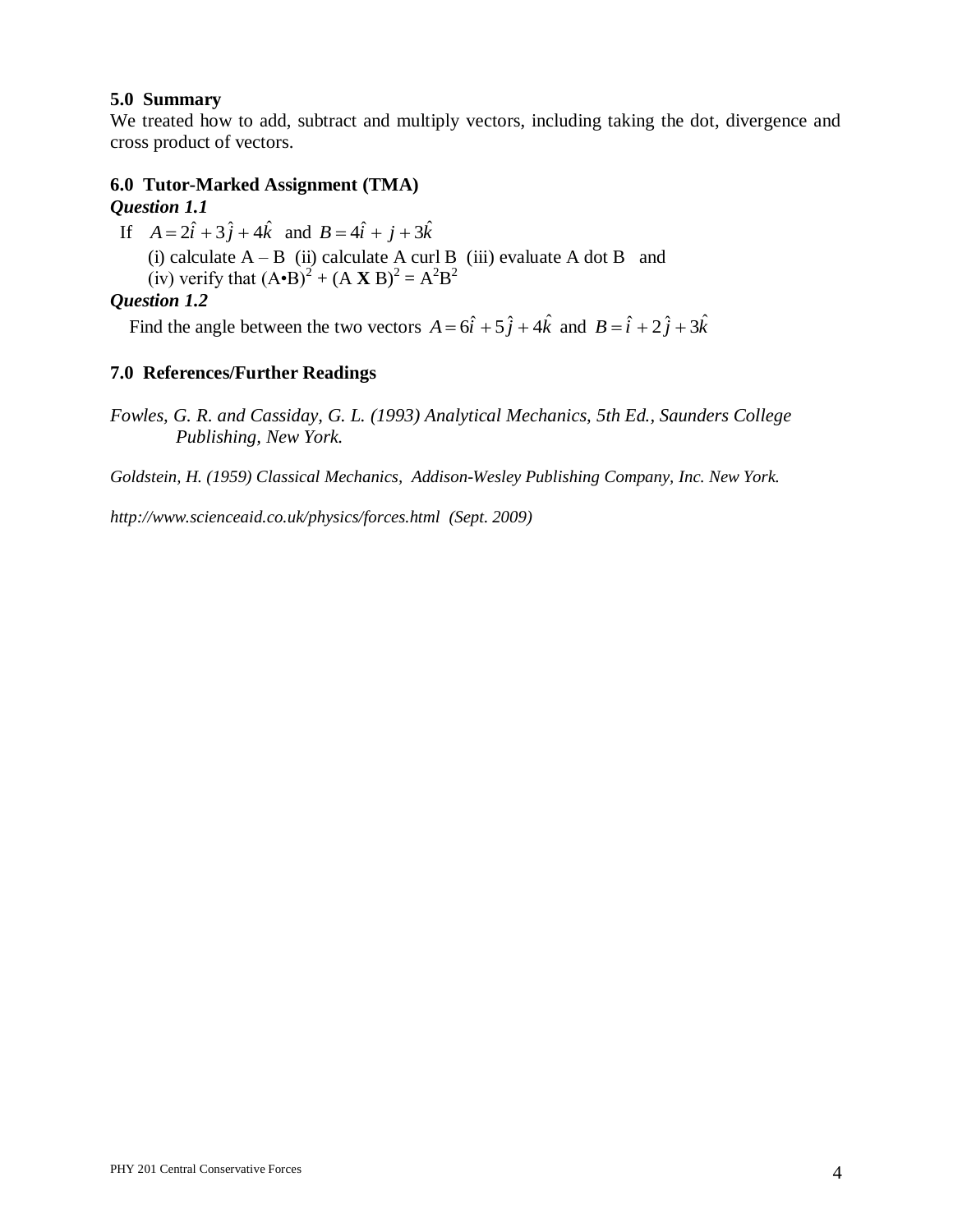### 5.0 Summary

We treated how to add, subtract and multiply vectors, including taking the dot, divergence and cross product of vectors.

### 6.0 Tutor-Marked Assignment (TMA)

***Question 1.1***

If $A = 2\hat{i} + 3\hat{j} + 4\hat{k}$ and $B = 4\hat{i} + j + 3\hat{k}$

(i) calculate A – B (ii) calculate A curl B (iii) evaluate A dot B and
(iv) verify that $(A \bullet B)^2 + (A \times B)^2 = A^2B^2$

***Question 1.2***

Find the angle between the two vectors $A = 6\hat{i} + 5\hat{j} + 4\hat{k}$ and $B = \hat{i} + 2\hat{j} + 3\hat{k}$

### 7.0 References/Further Readings

*Fowles, G. R. and Cassiday, G. L. (1993) Analytical Mechanics, 5th Ed., Saunders College Publishing, New York.*

*Goldstein, H. (1959) Classical Mechanics, Addison-Wesley Publishing Company, Inc. New York.*

*http://www.scienceaid.co.uk/physics/forces.html (Sept. 2009)*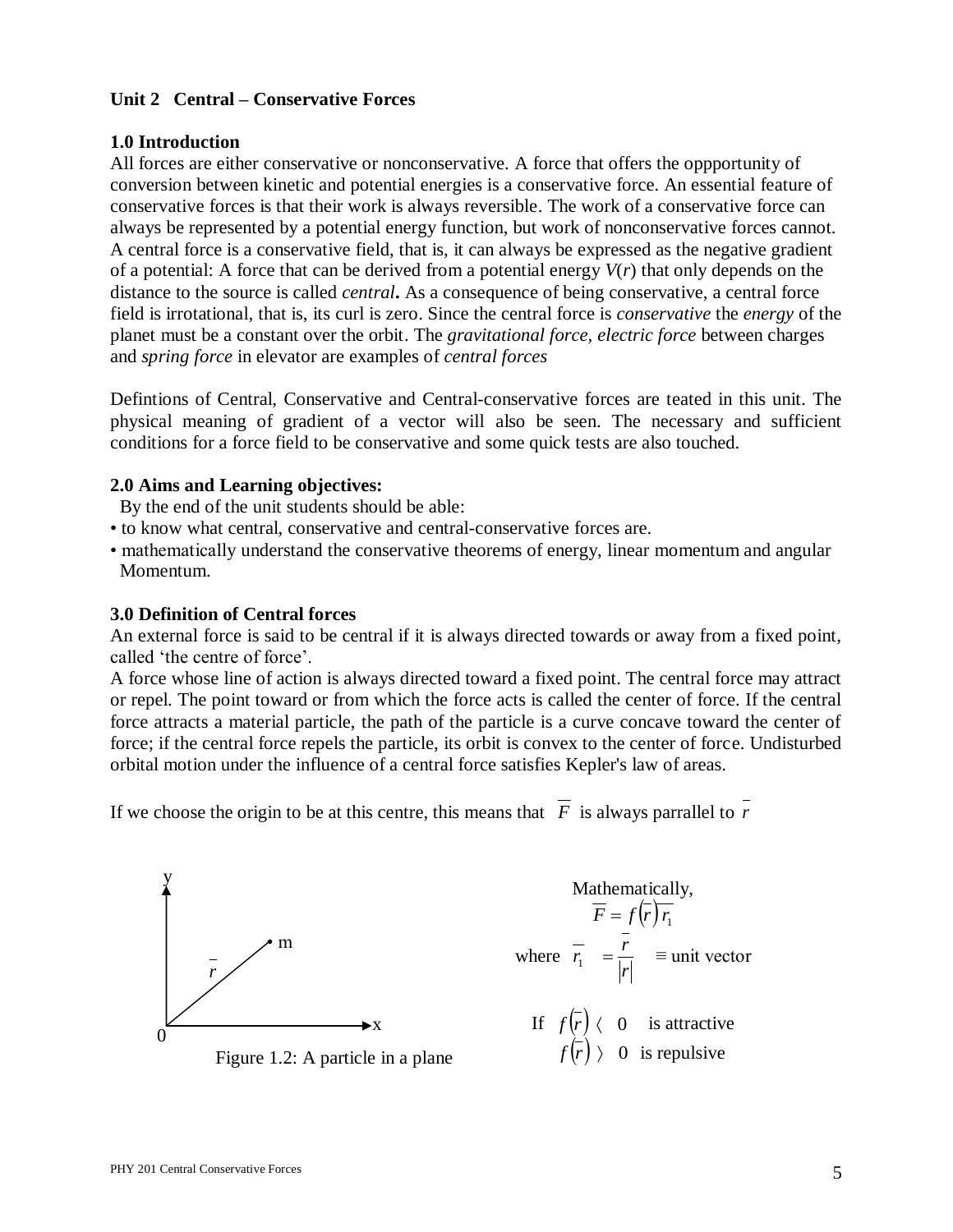**Unit 2 Central – Conservative Forces**

**1.0 Introduction**

All forces are either conservative or nonconservative. A force that offers the oppportunity of conversion between kinetic and potential energies is a conservative force. An essential feature of conservative forces is that their work is always reversible. The work of a conservative force can always be represented by a potential energy function, but work of nonconservative forces cannot. A central force is a conservative field, that is, it can always be expressed as the negative gradient of a potential: A force that can be derived from a potential energy $V(r)$ that only depends on the distance to the source is called *central***.** As a consequence of being conservative, a central force field is irrotational, that is, its curl is zero. Since the central force is *conservative* the *energy* of the planet must be a constant over the orbit. The *gravitational force, electric force* between charges and *spring force* in elevator are examples of *central forces*

Defintions of Central, Conservative and Central-conservative forces are teated in this unit. The physical meaning of gradient of a vector will also be seen. The necessary and sufficient conditions for a force field to be conservative and some quick tests are also touched.

**2.0 Aims and Learning objectives:**

By the end of the unit students should be able:

- to know what central, conservative and central-conservative forces are.
- mathematically understand the conservative theorems of energy, linear momentum and angular Momentum.

**3.0 Definition of Central forces**

An external force is said to be central if it is always directed towards or away from a fixed point, called 'the centre of force'.

A force whose line of action is always directed toward a fixed point. The central force may attract or repel. The point toward or from which the force acts is called the center of force. If the central force attracts a material particle, the path of the particle is a curve concave toward the center of force; if the central force repels the particle, its orbit is convex to the center of force. Undisturbed orbital motion under the influence of a central force satisfies Kepler's law of areas.

If we choose the origin to be at this centre, this means that $\overline{F}$ is always parrallel to $\overline{r}$

Figure 1.2: A particle in a plane

Mathematically,

$$\overline{F} = f(\overline{r})\overline{r_1}$$

where $\overline{r_1} = \dfrac{\overline{r}}{|r|} \equiv$ unit vector

If $f(\overline{r}) < 0$ is attractive

$f(\overline{r}) > 0$ is repulsive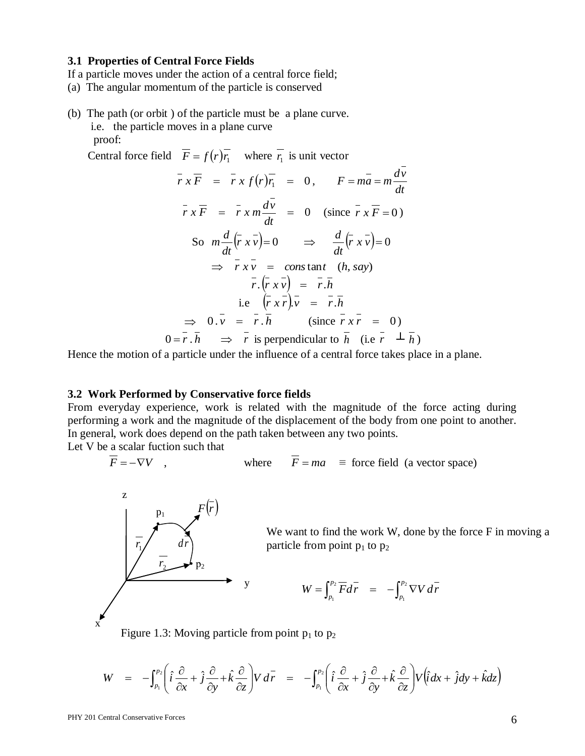### 3.1 Properties of Central Force Fields

If a particle moves under the action of a central force field;

(a) The angular momentum of the particle is conserved

(b) The path (or orbit ) of the particle must be a plane curve.
   i.e. the particle moves in a plane curve
   proof:

Central force field $\overline{F} = f(r)\overline{r_1}$ where $\overline{r_1}$ is unit vector

$$\overline{r} \times \overline{F} = \overline{r} \times f(r)\overline{r_1} = 0\,, \qquad F = m\overline{a} = m\frac{d\overline{v}}{dt}$$

$$\overline{r} \times \overline{F} = \overline{r} \times m\frac{d\overline{v}}{dt} = 0 \quad (\text{since } \overline{r} \times \overline{F} = 0)$$

$$\text{So } m\frac{d}{dt}\left(\overline{r} \times \overline{v}\right) = 0 \qquad \Rightarrow \qquad \frac{d}{dt}\left(\overline{r} \times \overline{v}\right) = 0$$

$$\Rightarrow \quad \overline{r} \times \overline{v} = \text{constant} \quad (h, say)$$

$$\overline{r}\,.\left(\overline{r} \times \overline{v}\right) = \overline{r}\,.\overline{h}$$

$$\text{i.e} \quad \left(\overline{r} \times \overline{r}\right).\overline{v} = \overline{r}\,.\overline{h}$$

$$\Rightarrow \quad 0\,.\,\overline{v} = \overline{r}\,.\,\overline{h} \qquad (\text{since } \overline{r} \times \overline{r} = 0)$$

$$0 = \overline{r}\,.\,\overline{h} \quad \Rightarrow \quad \overline{r} \text{ is perpendicular to } \overline{h} \quad (\text{i.e } \overline{r} \perp \overline{h})$$

Hence the motion of a particle under the influence of a central force takes place in a plane.

### 3.2 Work Performed by Conservative force fields

From everyday experience, work is related with the magnitude of the force acting during performing a work and the magnitude of the displacement of the body from one point to another. In general, work does depend on the path taken between any two points.

Let V be a scalar fuction such that

$$\overline{F} = -\nabla V \quad , \qquad\qquad \text{where} \quad \overline{F} = ma \quad \equiv \text{ force field (a vector space)}$$

We want to find the work W, done by the force F in moving a particle from point $p_1$ to $p_2$

$$W = \int_{p_1}^{p_2} \overline{F} d\overline{r} = -\int_{p_1}^{p_2} \nabla V \, d\overline{r}$$

Figure 1.3: Moving particle from point $p_1$ to $p_2$

$$W = -\int_{p_1}^{p_2}\left(\hat{i}\frac{\partial}{\partial x} + \hat{j}\frac{\partial}{\partial y} + \hat{k}\frac{\partial}{\partial z}\right)V\,d\overline{r} = -\int_{p_1}^{p_2}\left(\hat{i}\frac{\partial}{\partial x} + \hat{j}\frac{\partial}{\partial y} + \hat{k}\frac{\partial}{\partial z}\right)V\left(\hat{i}dx + \hat{j}dy + \hat{k}dz\right)$$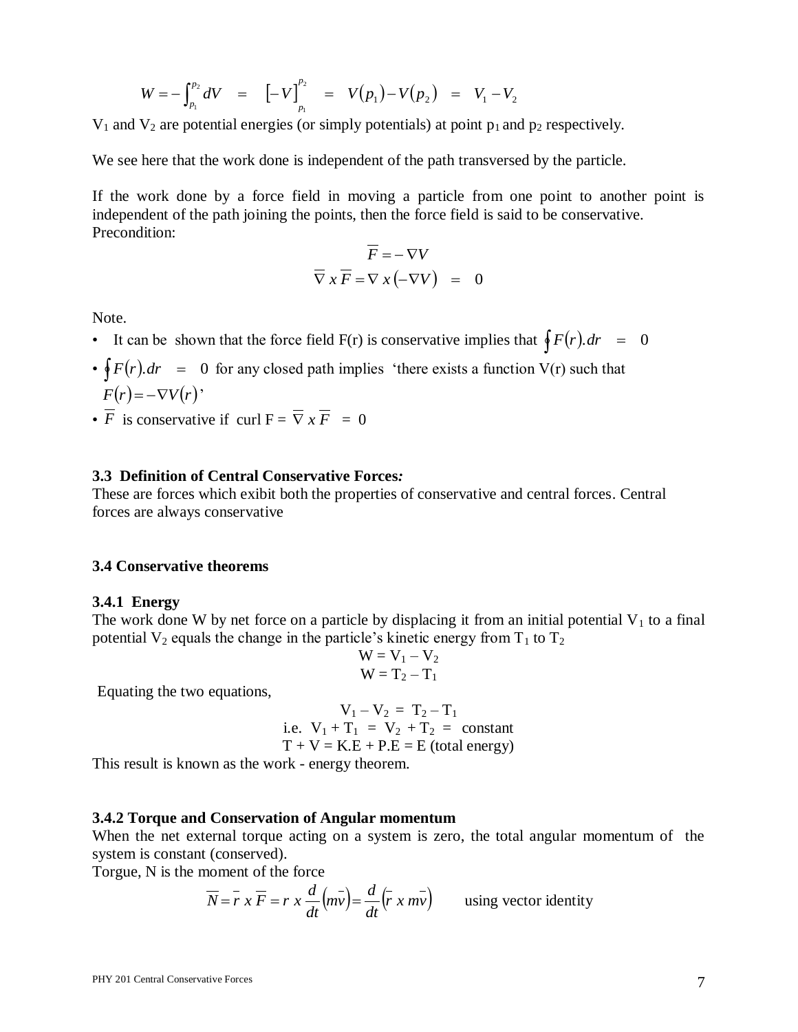$$W = -\int_{p_1}^{p_2} dV \quad = \quad \left[-V\right]_{p_1}^{p_2} \quad = \quad V(p_1) - V(p_2) \quad = \quad V_1 - V_2$$

$V_1$ and $V_2$ are potential energies (or simply potentials) at point $p_1$ and $p_2$ respectively.

We see here that the work done is independent of the path transversed by the particle.

If the work done by a force field in moving a particle from one point to another point is independent of the path joining the points, then the force field is said to be conservative.
Precondition:

$$\overline{F} = -\nabla V$$

$$\overline{\nabla} \, x \, \overline{F} = \nabla \, x \left(-\nabla V\right) \quad = \quad 0$$

Note.

- It can be shown that the force field F(r) is conservative implies that $\oint F(r).dr \quad = \quad 0$
- $\oint F(r).dr \quad = \quad 0$ for any closed path implies 'there exists a function V(r) such that $F(r) = -\nabla V(r)$'
- $\overline{F}$ is conservative if curl F = $\overline{\nabla} \, x \, \overline{F} \quad = \; 0$

### 3.3 Definition of Central Conservative Forces*:*

These are forces which exibit both the properties of conservative and central forces. Central forces are always conservative

### 3.4 Conservative theorems

#### 3.4.1 Energy

The work done W by net force on a particle by displacing it from an initial potential $V_1$ to a final potential $V_2$ equals the change in the particle's kinetic energy from $T_1$ to $T_2$

$$W = V_1 - V_2$$

$$W = T_2 - T_1$$

Equating the two equations,

$$V_1 - V_2 \; = \; T_2 - T_1$$

$$\text{i.e. } V_1 + T_1 \; = \; V_2 + T_2 \; = \; \text{constant}$$

$$T + V = K.E + P.E = E \text{ (total energy)}$$

This result is known as the work - energy theorem.

#### 3.4.2 Torque and Conservation of Angular momentum

When the net external torque acting on a system is zero, the total angular momentum of the system is constant (conserved).

Torgue, N is the moment of the force

$$\overline{N} = \bar{r} \; x \; \overline{F} = r \; x \; \frac{d}{dt}\left(m\bar{v}\right) = \frac{d}{dt}\left(\bar{r} \; x \; m\bar{v}\right) \qquad \text{using vector identity}$$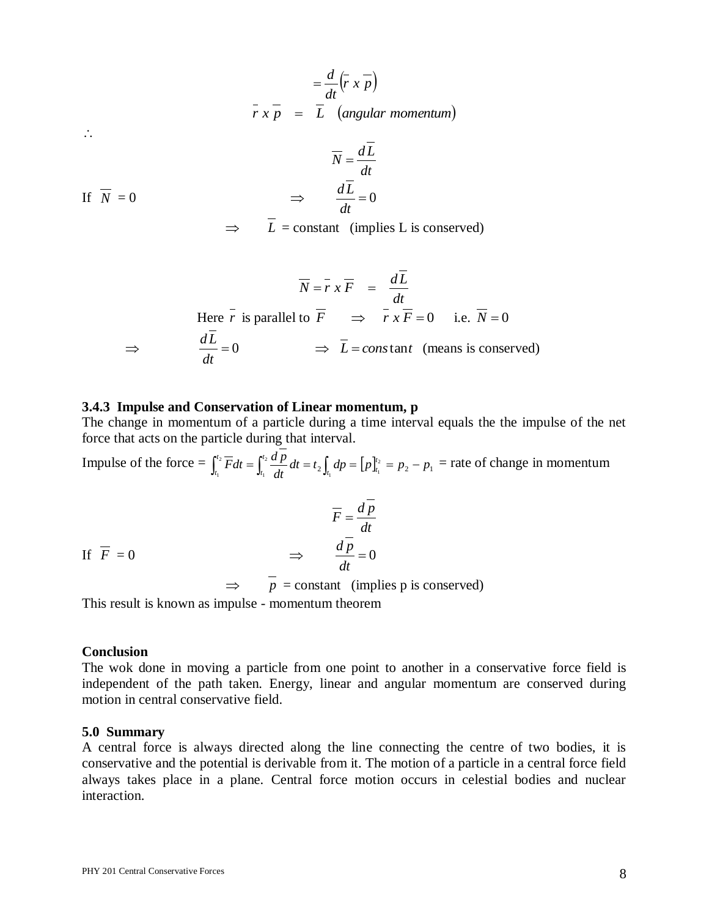$$= \frac{d}{dt}\left(\bar{r}\ x\ \bar{p}\right)$$

$$\bar{r}\ x\ \bar{p} \quad = \quad \bar{L} \quad (angular\ momentum)$$

$\therefore$

$$\bar{N} = \frac{d\bar{L}}{dt}$$

If $\bar{N} = 0$ $\quad \Rightarrow \quad \frac{d\bar{L}}{dt} = 0$

$\Rightarrow \quad \bar{L}$ = constant (implies L is conserved)

$$\bar{N} = \bar{r}\ x\ \bar{F} \quad = \quad \frac{d\bar{L}}{dt}$$

Here $\bar{r}$ is parallel to $\bar{F}$ $\quad \Rightarrow \quad \bar{r}\ x\ \bar{F} = 0 \quad$ i.e. $\bar{N} = 0$

$\Rightarrow \quad \frac{d\bar{L}}{dt} = 0 \quad \Rightarrow \quad \bar{L} = constant$ (means is conserved)

### 3.4.3 Impulse and Conservation of Linear momentum, p

The change in momentum of a particle during a time interval equals the the impulse of the net force that acts on the particle during that interval.

Impulse of the force = $\int_{t_1}^{t_2} \bar{F} dt = \int_{t_1}^{t_2} \frac{d\bar{p}}{dt} dt = t_2 \int_{t_1} dp = [p]_{t_1}^{t_2} = p_2 - p_1$ = rate of change in momentum

$$\bar{F} = \frac{d\bar{p}}{dt}$$

If $\bar{F} = 0$ $\quad \Rightarrow \quad \frac{d\bar{p}}{dt} = 0$

$\Rightarrow \quad \bar{p}$ = constant (implies p is conserved)

This result is known as impulse - momentum theorem

**Conclusion**

The wok done in moving a particle from one point to another in a conservative force field is independent of the path taken. Energy, linear and angular momentum are conserved during motion in central conservative field.

**5.0 Summary**

A central force is always directed along the line connecting the centre of two bodies, it is conservative and the potential is derivable from it. The motion of a particle in a central force field always takes place in a plane. Central force motion occurs in celestial bodies and nuclear interaction.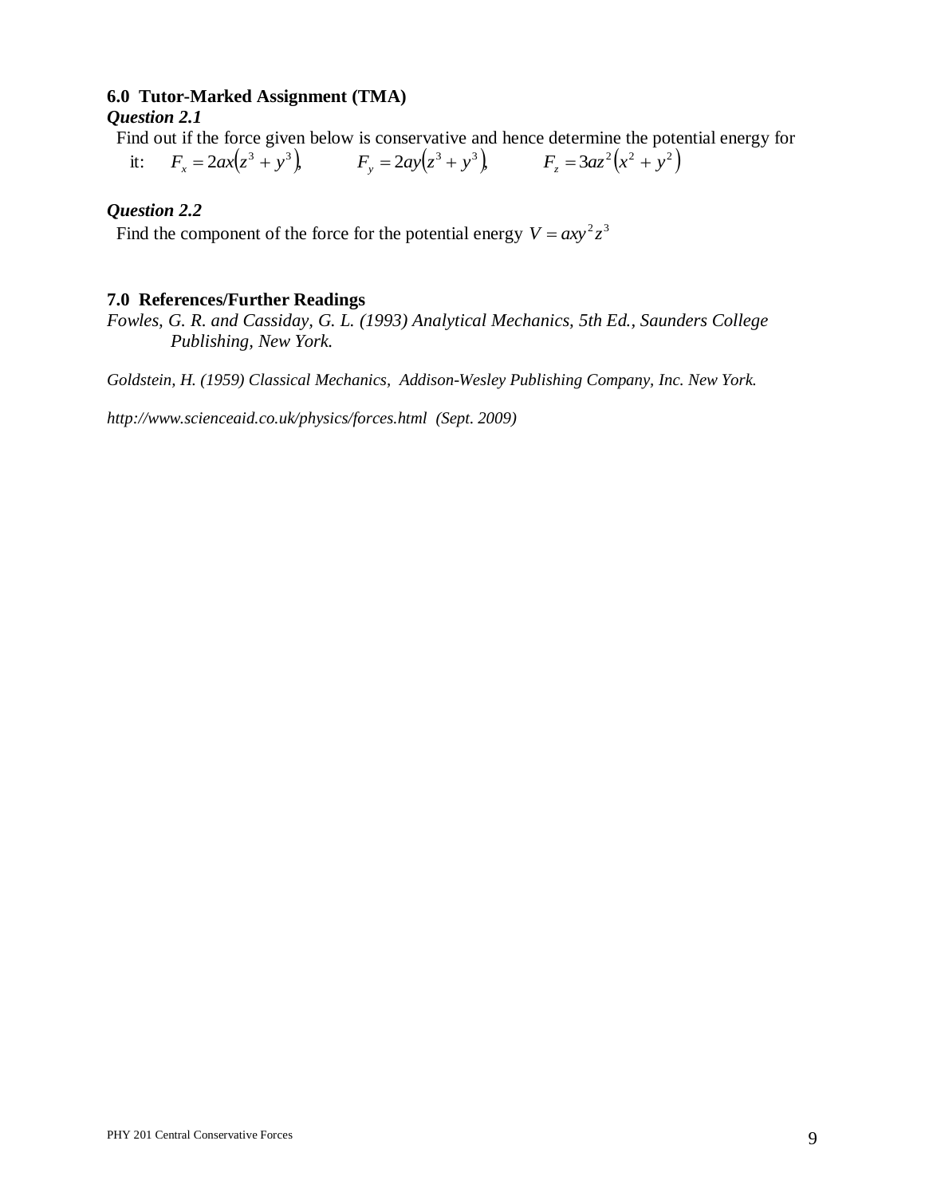### 6.0 Tutor-Marked Assignment (TMA)

***Question 2.1***

Find out if the force given below is conservative and hence determine the potential energy for it: $F_x = 2ax(z^3 + y^3)$, $F_y = 2ay(z^3 + y^3)$, $F_z = 3az^2(x^2 + y^2)$

***Question 2.2***

Find the component of the force for the potential energy $V = axy^2z^3$

### 7.0 References/Further Readings

*Fowles, G. R. and Cassiday, G. L. (1993) Analytical Mechanics, 5th Ed., Saunders College Publishing, New York.*

*Goldstein, H. (1959) Classical Mechanics, Addison-Wesley Publishing Company, Inc. New York.*

*http://www.scienceaid.co.uk/physics/forces.html (Sept. 2009)*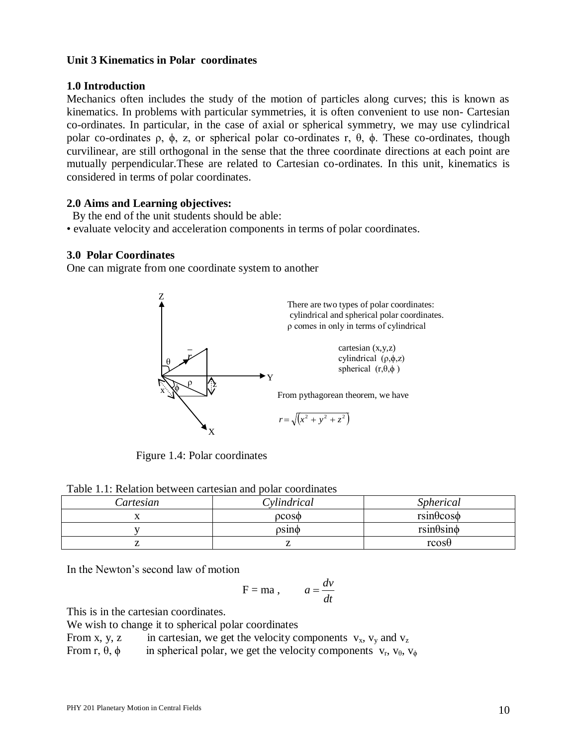**Unit 3 Kinematics in Polar coordinates**

**1.0 Introduction**

Mechanics often includes the study of the motion of particles along curves; this is known as kinematics. In problems with particular symmetries, it is often convenient to use non- Cartesian co-ordinates. In particular, in the case of axial or spherical symmetry, we may use cylindrical polar co-ordinates $\rho$, $\phi$, z, or spherical polar co-ordinates r, $\theta$, $\phi$. These co-ordinates, though curvilinear, are still orthogonal in the sense that the three coordinate directions at each point are mutually perpendicular.These are related to Cartesian co-ordinates. In this unit, kinematics is considered in terms of polar coordinates.

**2.0 Aims and Learning objectives:**

By the end of the unit students should be able:

- evaluate velocity and acceleration components in terms of polar coordinates.

**3.0 Polar Coordinates**

One can migrate from one coordinate system to another

There are two types of polar coordinates: cylindrical and spherical polar coordinates. $\rho$ comes in only in terms of cylindrical

cartesian (x,y,z)
cylindrical ($\rho$,$\phi$,z)
spherical (r,$\theta$,$\phi$ )

From pythagorean theorem, we have

$$r = \sqrt{\left(x^2 + y^2 + z^2\right)}$$

Figure 1.4: Polar coordinates

Table 1.1: Relation between cartesian and polar coordinates

| *Cartesian* | *Cylindrical* | *Spherical* |
|---|---|---|
| x | $\rho\cos\phi$ | $r\sin\theta\cos\phi$ |
| y | $\rho\sin\phi$ | $r\sin\theta\sin\phi$ |
| z | z | $r\cos\theta$ |

In the Newton's second law of motion

$$F = ma , \qquad a = \frac{dv}{dt}$$

This is in the cartesian coordinates.

We wish to change it to spherical polar coordinates

From x, y, z in cartesian, we get the velocity components $v_x$, $v_y$ and $v_z$

From r, $\theta$, $\phi$ in spherical polar, we get the velocity components $v_r$, $v_\theta$, $v_\phi$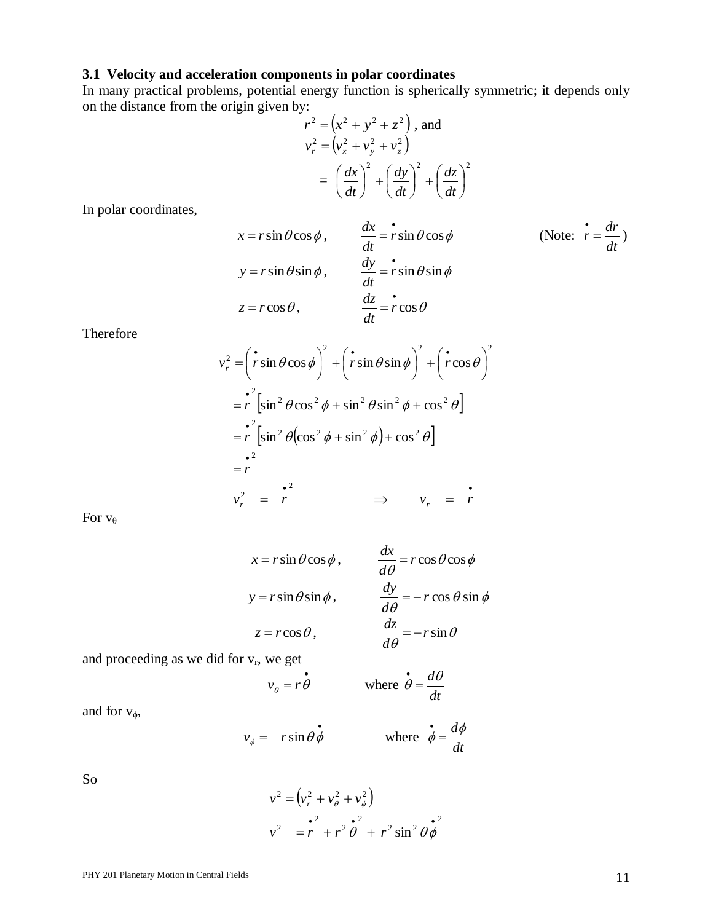### 3.1 Velocity and acceleration components in polar coordinates

In many practical problems, potential energy function is spherically symmetric; it depends only on the distance from the origin given by:

$$r^2 = \left(x^2 + y^2 + z^2\right) \text{, and}$$

$$v_r^2 = \left(v_x^2 + v_y^2 + v_z^2\right)$$

$$= \left(\frac{dx}{dt}\right)^2 + \left(\frac{dy}{dt}\right)^2 + \left(\frac{dz}{dt}\right)^2$$

In polar coordinates,

$$x = r\sin\theta\cos\phi, \qquad \frac{dx}{dt} = \dot{r}\sin\theta\cos\phi \qquad\qquad \text{(Note: } \dot{r} = \frac{dr}{dt}\text{)}$$

$$y = r\sin\theta\sin\phi, \qquad \frac{dy}{dt} = \dot{r}\sin\theta\sin\phi$$

$$z = r\cos\theta, \qquad \frac{dz}{dt} = \dot{r}\cos\theta$$

Therefore

$$v_r^2 = \left(\dot{r}\sin\theta\cos\phi\right)^2 + \left(\dot{r}\sin\theta\sin\phi\right)^2 + \left(\dot{r}\cos\theta\right)^2$$

$$= \dot{r}^2\left[\sin^2\theta\cos^2\phi + \sin^2\theta\sin^2\phi + \cos^2\theta\right]$$

$$= \dot{r}^2\left[\sin^2\theta\left(\cos^2\phi + \sin^2\phi\right) + \cos^2\theta\right]$$

$$= \dot{r}^2$$

$$v_r^2 = \dot{r}^2 \qquad \Rightarrow \qquad v_r = \dot{r}$$

For $v_\theta$

$$x = r\sin\theta\cos\phi, \qquad \frac{dx}{d\theta} = r\cos\theta\cos\phi$$

$$y = r\sin\theta\sin\phi, \qquad \frac{dy}{d\theta} = -r\cos\theta\sin\phi$$

$$z = r\cos\theta, \qquad \frac{dz}{d\theta} = -r\sin\theta$$

and proceeding as we did for $v_r$, we get

$$v_\theta = r\dot{\theta} \qquad \text{where } \dot{\theta} = \frac{d\theta}{dt}$$

and for $v_\phi$,

$$v_\phi = r\sin\theta\dot{\phi} \qquad \text{where } \dot{\phi} = \frac{d\phi}{dt}$$

So

$$v^2 = \left(v_r^2 + v_\theta^2 + v_\phi^2\right)$$

$$v^2 = \dot{r}^2 + r^2\dot{\theta}^2 + r^2\sin^2\theta\dot{\phi}^2$$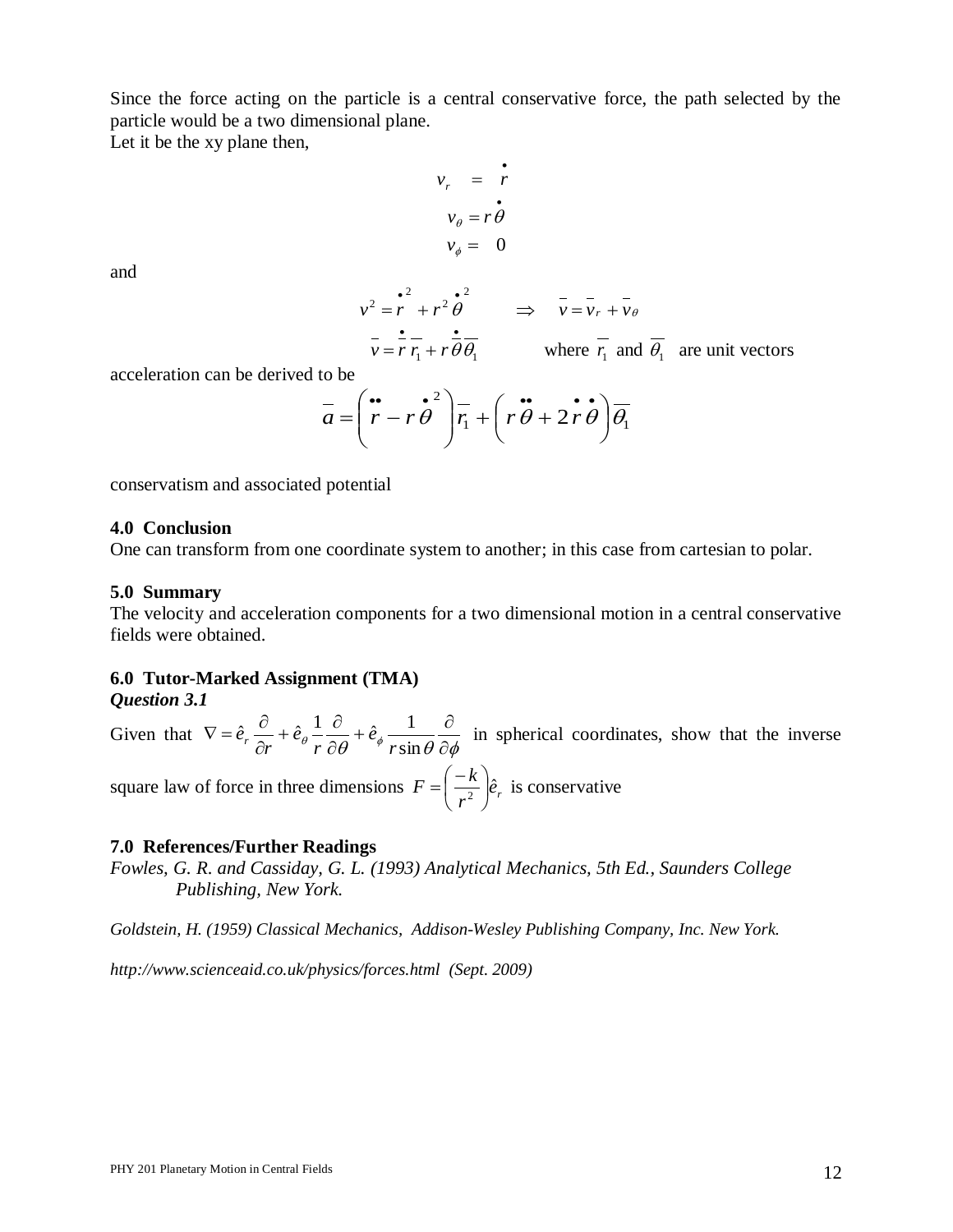Since the force acting on the particle is a central conservative force, the path selected by the particle would be a two dimensional plane.
Let it be the xy plane then,

$$v_r = \dot{r}$$

$$v_\theta = r\dot{\theta}$$

$$v_\phi = 0$$

and

$$v^2 = \dot{r}^2 + r^2\dot{\theta}^2 \qquad \Rightarrow \qquad \bar{v} = \bar{v}_r + \bar{v}_\theta$$

$$\bar{v} = \dot{r}\,\bar{r}_1 + r\dot{\theta}\bar{\theta}_1 \qquad \text{where } \bar{r}_1 \text{ and } \bar{\theta}_1 \text{ are unit vectors}$$

acceleration can be derived to be

$$\bar{a} = \left(\ddot{r} - r\dot{\theta}^2\right)\bar{r}_1 + \left(r\ddot{\theta} + 2\dot{r}\dot{\theta}\right)\bar{\theta}_1$$

conservatism and associated potential

### 4.0 Conclusion

One can transform from one coordinate system to another; in this case from cartesian to polar.

### 5.0 Summary

The velocity and acceleration components for a two dimensional motion in a central conservative fields were obtained.

### 6.0 Tutor-Marked Assignment (TMA)

***Question 3.1***

Given that $\nabla = \hat{e}_r \dfrac{\partial}{\partial r} + \hat{e}_\theta \dfrac{1}{r}\dfrac{\partial}{\partial \theta} + \hat{e}_\phi \dfrac{1}{r\sin\theta}\dfrac{\partial}{\partial \phi}$ in spherical coordinates, show that the inverse square law of force in three dimensions $F = \left(\dfrac{-k}{r^2}\right)\hat{e}_r$ is conservative

### 7.0 References/Further Readings

*Fowles, G. R. and Cassiday, G. L. (1993) Analytical Mechanics, 5th Ed., Saunders College Publishing, New York.*

*Goldstein, H. (1959) Classical Mechanics, Addison-Wesley Publishing Company, Inc. New York.*

*http://www.scienceaid.co.uk/physics/forces.html (Sept. 2009)*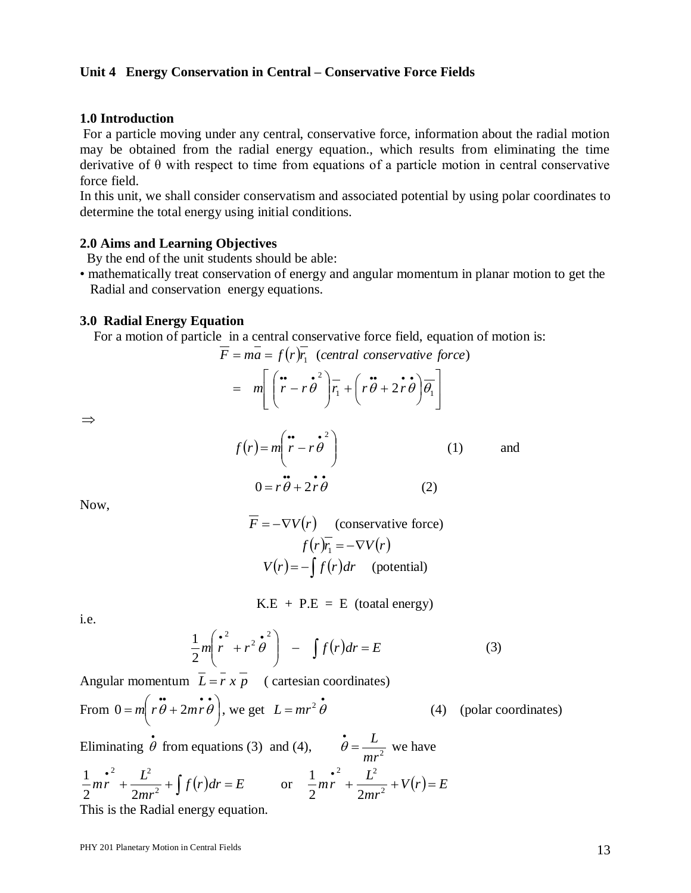### Unit 4 Energy Conservation in Central – Conservative Force Fields

#### 1.0 Introduction

For a particle moving under any central, conservative force, information about the radial motion may be obtained from the radial energy equation., which results from eliminating the time derivative of θ with respect to time from equations of a particle motion in central conservative force field.

In this unit, we shall consider conservatism and associated potential by using polar coordinates to determine the total energy using initial conditions.

#### 2.0 Aims and Learning Objectives

By the end of the unit students should be able:

- mathematically treat conservation of energy and angular momentum in planar motion to get the Radial and conservation energy equations.

#### 3.0 Radial Energy Equation

For a motion of particle in a central conservative force field, equation of motion is:

$$\overline{F} = m\overline{a} = f(r)\overline{r_1} \quad (\textit{central conservative force})$$

$$= m\left[\left(\ddot{r} - r\dot{\theta}^2\right)\overline{r_1} + \left(r\ddot{\theta} + 2\dot{r}\dot{\theta}\right)\overline{\theta_1}\right]$$

$\Rightarrow$

$$f(r) = m\left(\ddot{r} - r\dot{\theta}^2\right) \qquad (1) \qquad \text{and}$$

$$0 = r\ddot{\theta} + 2\dot{r}\dot{\theta} \qquad (2)$$

Now,

$$\overline{F} = -\nabla V(r) \quad \text{(conservative force)}$$

$$f(r)\overline{r_1} = -\nabla V(r)$$

$$V(r) = -\int f(r)dr \quad \text{(potential)}$$

$$\text{K.E + P.E = E (toatal energy)}$$

i.e.

$$\frac{1}{2}m\left(\dot{r}^2 + r^2\dot{\theta}^2\right) - \int f(r)dr = E \qquad (3)$$

Angular momentum $\overline{L} = \overline{r} \; x \; \overline{p}$ ( cartesian coordinates)

From $0 = m\left(r\ddot{\theta} + 2m\dot{r}\dot{\theta}\right)$, we get $L = mr^2\dot{\theta}$ (4) (polar coordinates)

Eliminating $\dot{\theta}$ from equations (3) and (4), $\dot{\theta} = \dfrac{L}{mr^2}$ we have

$$\frac{1}{2}m\dot{r}^2 + \frac{L^2}{2mr^2} + \int f(r)dr = E \qquad \text{or} \qquad \frac{1}{2}m\dot{r}^2 + \frac{L^2}{2mr^2} + V(r) = E$$

This is the Radial energy equation.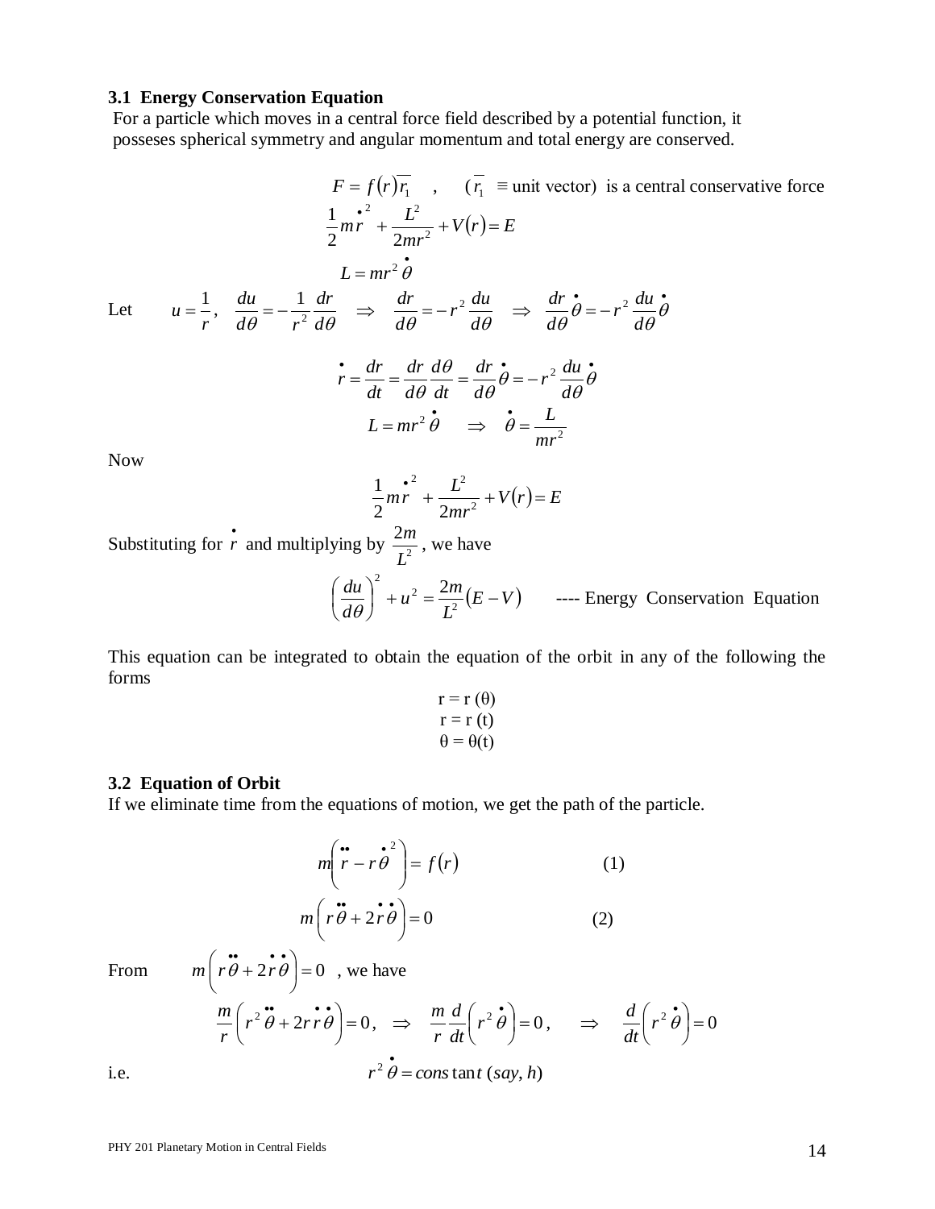### 3.1 Energy Conservation Equation

For a particle which moves in a central force field described by a potential function, it posseses spherical symmetry and angular momentum and total energy are conserved.

$$F = f(r)\overline{r_1} \quad , \quad (\overline{r_1} \equiv \text{unit vector}) \text{ is a central conservative force}$$

$$\frac{1}{2}m\dot{r}^2 + \frac{L^2}{2mr^2} + V(r) = E$$

$$L = mr^2\dot{\theta}$$

Let $\quad u = \frac{1}{r}, \quad \frac{du}{d\theta} = -\frac{1}{r^2}\frac{dr}{d\theta} \quad \Rightarrow \quad \frac{dr}{d\theta} = -r^2\frac{du}{d\theta} \quad \Rightarrow \quad \frac{dr}{d\theta}\dot{\theta} = -r^2\frac{du}{d\theta}\dot{\theta}$

$$\dot{r} = \frac{dr}{dt} = \frac{dr}{d\theta}\frac{d\theta}{dt} = \frac{dr}{d\theta}\dot{\theta} = -r^2\frac{du}{d\theta}\dot{\theta}$$

$$L = mr^2\dot{\theta} \quad \Rightarrow \quad \dot{\theta} = \frac{L}{mr^2}$$

Now

$$\frac{1}{2}m\dot{r}^2 + \frac{L^2}{2mr^2} + V(r) = E$$

Substituting for $\dot{r}$ and multiplying by $\frac{2m}{L^2}$, we have

$$\left(\frac{du}{d\theta}\right)^2 + u^2 = \frac{2m}{L^2}(E - V) \qquad \text{---- Energy Conservation Equation}$$

This equation can be integrated to obtain the equation of the orbit in any of the following the forms

$$r = r(\theta)$$
$$r = r(t)$$
$$\theta = \theta(t)$$

### 3.2 Equation of Orbit

If we eliminate time from the equations of motion, we get the path of the particle.

$$m\left(\ddot{r} - r\dot{\theta}^2\right) = f(r) \qquad (1)$$

$$m\left(r\ddot{\theta} + 2\dot{r}\dot{\theta}\right) = 0 \qquad (2)$$

From $\quad m\left(r\ddot{\theta} + 2\dot{r}\dot{\theta}\right) = 0$ , we have

$$\frac{m}{r}\left(r^2\ddot{\theta} + 2r\dot{r}\dot{\theta}\right) = 0, \quad \Rightarrow \quad \frac{m}{r}\frac{d}{dt}\left(r^2\dot{\theta}\right) = 0, \quad \Rightarrow \quad \frac{d}{dt}\left(r^2\dot{\theta}\right) = 0$$

i.e.

$$r^2\dot{\theta} = \text{constant } (say, h)$$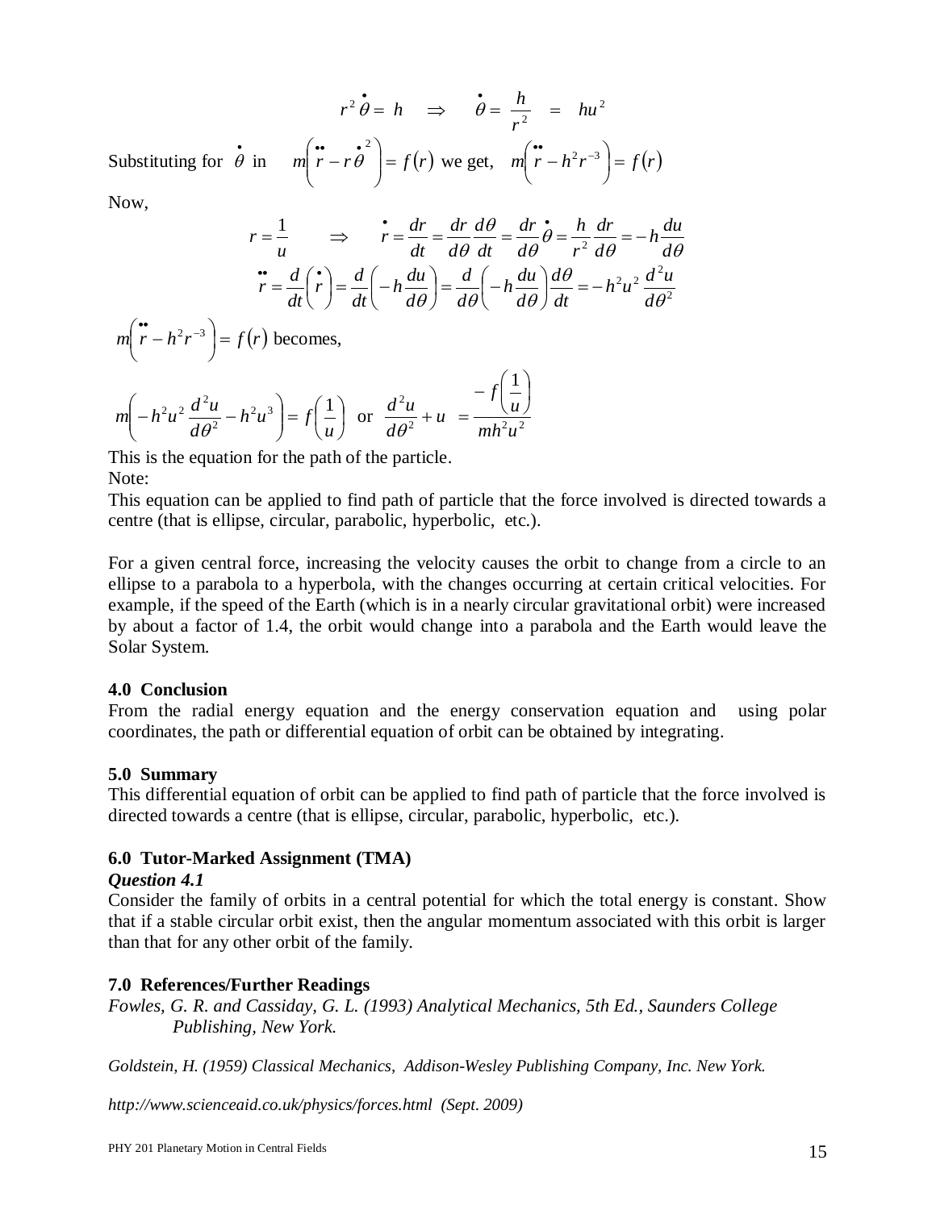$$r^2 \dot{\theta} = h \quad \Rightarrow \quad \dot{\theta} = \frac{h}{r^2} \quad = \quad hu^2$$

Substituting for $\dot{\theta}$ in $m\left(\ddot{r} - r\dot{\theta}^2\right) = f(r)$ we get, $m\left(\ddot{r} - h^2 r^{-3}\right) = f(r)$

Now,

$$r = \frac{1}{u} \qquad \Rightarrow \qquad \dot{r} = \frac{dr}{dt} = \frac{dr}{d\theta}\frac{d\theta}{dt} = \frac{dr}{d\theta}\dot{\theta} = \frac{h}{r^2}\frac{dr}{d\theta} = -h\frac{du}{d\theta}$$

$$\ddot{r} = \frac{d}{dt}\left(\dot{r}\right) = \frac{d}{dt}\left(-h\frac{du}{d\theta}\right) = \frac{d}{d\theta}\left(-h\frac{du}{d\theta}\right)\frac{d\theta}{dt} = -h^2 u^2 \frac{d^2 u}{d\theta^2}$$

$m\left(\ddot{r} - h^2 r^{-3}\right) = f(r)$ becomes,

$$m\left(-h^2 u^2 \frac{d^2 u}{d\theta^2} - h^2 u^3\right) = f\left(\frac{1}{u}\right) \quad \text{or} \quad \frac{d^2 u}{d\theta^2} + u \; = \frac{-f\left(\frac{1}{u}\right)}{mh^2 u^2}$$

This is the equation for the path of the particle.
Note:
This equation can be applied to find path of particle that the force involved is directed towards a centre (that is ellipse, circular, parabolic, hyperbolic, etc.).

For a given central force, increasing the velocity causes the orbit to change from a circle to an ellipse to a parabola to a hyperbola, with the changes occurring at certain critical velocities. For example, if the speed of the Earth (which is in a nearly circular gravitational orbit) were increased by about a factor of 1.4, the orbit would change into a parabola and the Earth would leave the Solar System.

## 4.0 Conclusion

From the radial energy equation and the energy conservation equation and using polar coordinates, the path or differential equation of orbit can be obtained by integrating.

## 5.0 Summary

This differential equation of orbit can be applied to find path of particle that the force involved is directed towards a centre (that is ellipse, circular, parabolic, hyperbolic, etc.).

## 6.0 Tutor-Marked Assignment (TMA)

***Question 4.1***

Consider the family of orbits in a central potential for which the total energy is constant. Show that if a stable circular orbit exist, then the angular momentum associated with this orbit is larger than that for any other orbit of the family.

## 7.0 References/Further Readings

*Fowles, G. R. and Cassiday, G. L. (1993) Analytical Mechanics, 5th Ed., Saunders College Publishing, New York.*

*Goldstein, H. (1959) Classical Mechanics, Addison-Wesley Publishing Company, Inc. New York.*

*http://www.scienceaid.co.uk/physics/forces.html (Sept. 2009)*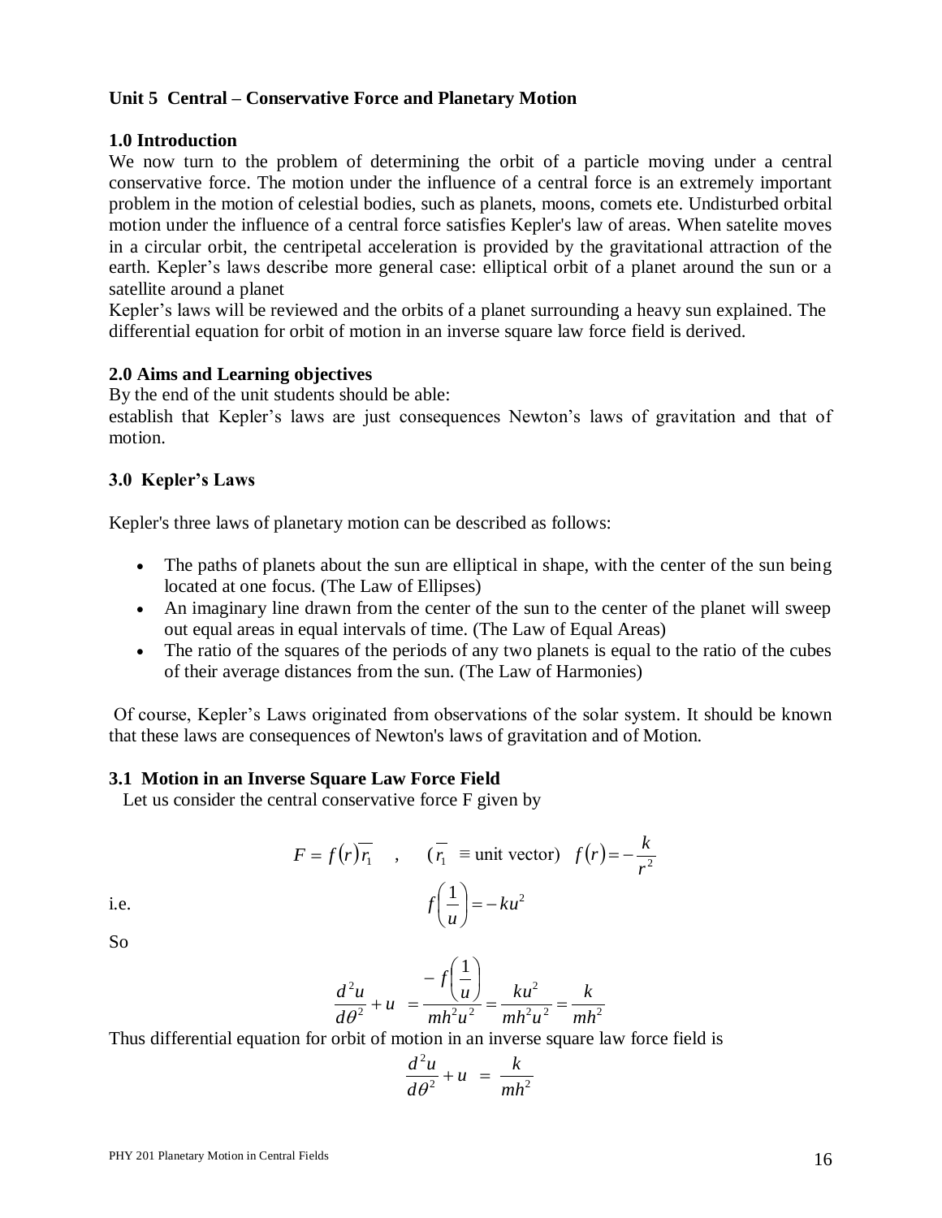**Unit 5 Central – Conservative Force and Planetary Motion**

**1.0 Introduction**

We now turn to the problem of determining the orbit of a particle moving under a central conservative force. The motion under the influence of a central force is an extremely important problem in the motion of celestial bodies, such as planets, moons, comets ete. Undisturbed orbital motion under the influence of a central force satisfies Kepler's law of areas. When satelite moves in a circular orbit, the centripetal acceleration is provided by the gravitational attraction of the earth. Kepler's laws describe more general case: elliptical orbit of a planet around the sun or a satellite around a planet

Kepler's laws will be reviewed and the orbits of a planet surrounding a heavy sun explained. The differential equation for orbit of motion in an inverse square law force field is derived.

**2.0 Aims and Learning objectives**

By the end of the unit students should be able:

establish that Kepler's laws are just consequences Newton's laws of gravitation and that of motion.

**3.0 Kepler's Laws**

Kepler's three laws of planetary motion can be described as follows:

- The paths of planets about the sun are elliptical in shape, with the center of the sun being located at one focus. (The Law of Ellipses)
- An imaginary line drawn from the center of the sun to the center of the planet will sweep out equal areas in equal intervals of time. (The Law of Equal Areas)
- The ratio of the squares of the periods of any two planets is equal to the ratio of the cubes of their average distances from the sun. (The Law of Harmonies)

Of course, Kepler's Laws originated from observations of the solar system. It should be known that these laws are consequences of Newton's laws of gravitation and of Motion.

**3.1 Motion in an Inverse Square Law Force Field**

Let us consider the central conservative force F given by

$$F = f(r)\overline{r_1} \quad , \quad (\overline{r_1} \equiv \text{unit vector}) \quad f(r) = -\frac{k}{r^2}$$

i.e.

$$f\left(\frac{1}{u}\right) = -ku^2$$

So

$$\frac{d^2u}{d\theta^2} + u = \frac{-f\left(\frac{1}{u}\right)}{mh^2u^2} = \frac{ku^2}{mh^2u^2} = \frac{k}{mh^2}$$

Thus differential equation for orbit of motion in an inverse square law force field is

$$\frac{d^2u}{d\theta^2} + u = \frac{k}{mh^2}$$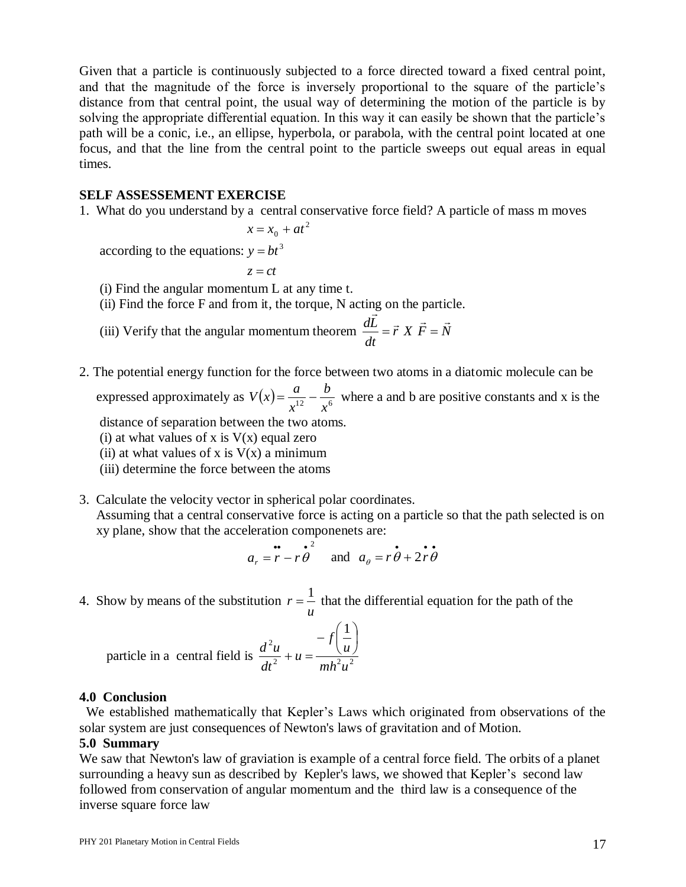Given that a particle is continuously subjected to a force directed toward a fixed central point, and that the magnitude of the force is inversely proportional to the square of the particle's distance from that central point, the usual way of determining the motion of the particle is by solving the appropriate differential equation. In this way it can easily be shown that the particle's path will be a conic, i.e., an ellipse, hyperbola, or parabola, with the central point located at one focus, and that the line from the central point to the particle sweeps out equal areas in equal times.

**SELF ASSESSEMENT EXERCISE**

1. What do you understand by a central conservative force field? A particle of mass m moves according to the equations:

$$x = x_0 + at^2$$
$$y = bt^3$$
$$z = ct$$

   (i) Find the angular momentum L at any time t.
   (ii) Find the force F and from it, the torque, N acting on the particle.
   (iii) Verify that the angular momentum theorem $\frac{d\vec{L}}{dt} = \vec{r} \; X \; \vec{F} = \vec{N}$

2. The potential energy function for the force between two atoms in a diatomic molecule can be expressed approximately as $V(x) = \frac{a}{x^{12}} - \frac{b}{x^6}$ where a and b are positive constants and x is the distance of separation between the two atoms.
   (i) at what values of x is V(x) equal zero
   (ii) at what values of x is V(x) a minimum
   (iii) determine the force between the atoms

3. Calculate the velocity vector in spherical polar coordinates.
   Assuming that a central conservative force is acting on a particle so that the path selected is on xy plane, show that the acceleration componenets are:

$$a_r = \ddot{r} - r\dot{\theta}^2 \quad \text{and} \quad a_\theta = r\ddot{\theta} + 2\dot{r}\dot{\theta}$$

4. Show by means of the substitution $r = \frac{1}{u}$ that the differential equation for the path of the particle in a central field is $\frac{d^2u}{dt^2} + u = \frac{-f\left(\frac{1}{u}\right)}{mh^2u^2}$

## 4.0 Conclusion

We established mathematically that Kepler's Laws which originated from observations of the solar system are just consequences of Newton's laws of gravitation and of Motion.

## 5.0 Summary

We saw that Newton's law of graviation is example of a central force field. The orbits of a planet surrounding a heavy sun as described by Kepler's laws, we showed that Kepler's second law followed from conservation of angular momentum and the third law is a consequence of the inverse square force law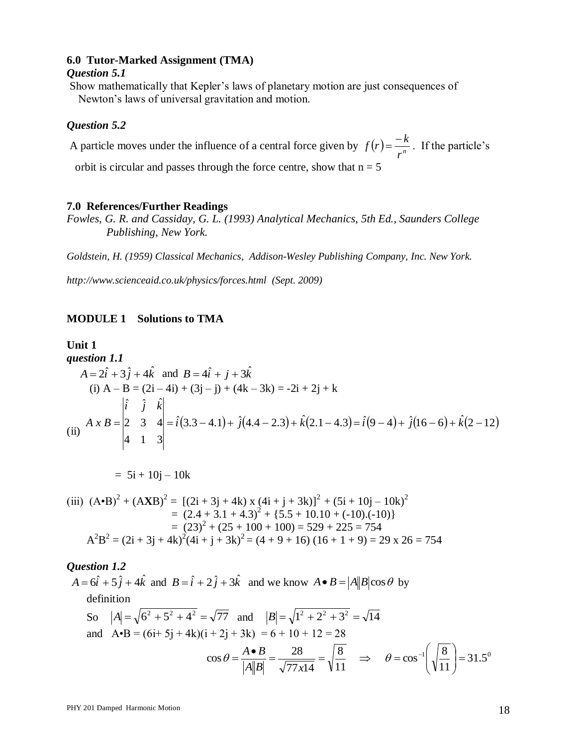### 6.0 Tutor-Marked Assignment (TMA)

***Question 5.1***

Show mathematically that Kepler's laws of planetary motion are just consequences of Newton's laws of universal gravitation and motion.

***Question 5.2***

A particle moves under the influence of a central force given by $f(r) = \frac{-k}{r^n}$. If the particle's orbit is circular and passes through the force centre, show that n = 5

### 7.0 References/Further Readings

*Fowles, G. R. and Cassiday, G. L. (1993) Analytical Mechanics, 5th Ed., Saunders College Publishing, New York.*

*Goldstein, H. (1959) Classical Mechanics, Addison-Wesley Publishing Company, Inc. New York.*

*http://www.scienceaid.co.uk/physics/forces.html (Sept. 2009)*

## MODULE 1 Solutions to TMA

### Unit 1

***question 1.1***

$A = 2\hat{i} + 3\hat{j} + 4\hat{k}$ and $B = 4\hat{i} + j + 3\hat{k}$

(i) A – B = (2i – 4i) + (3j – j) + (4k – 3k) = -2i + 2j + k

(ii) $A \times B = \begin{vmatrix} \hat{i} & \hat{j} & \hat{k} \\ 2 & 3 & 4 \\ 4 & 1 & 3 \end{vmatrix} = \hat{i}(3.3 - 4.1) + \hat{j}(4.4 - 2.3) + \hat{k}(2.1 - 4.3) = \hat{i}(9-4) + \hat{j}(16-6) + \hat{k}(2-12)$

= 5i + 10j – 10k

(iii) $(A\bullet B)^2 + (A\mathbf{X}B)^2 = [(2i + 3j + 4k) \times (4i + j + 3k)]^2 + (5i + 10j - 10k)^2$

$= (2.4 + 3.1 + 4.3)^2 + \{5.5 + 10.10 + (-10).(-10)\}$

$= (23)^2 + (25 + 100 + 100) = 529 + 225 = 754$

$A^2B^2 = (2i + 3j + 4k)^2(4i + j + 3k)^2 = (4 + 9 + 16)(16 + 1 + 9) = 29 \times 26 = 754$

***Question 1.2***

$A = 6\hat{i} + 5\hat{j} + 4\hat{k}$ and $B = \hat{i} + 2\hat{j} + 3\hat{k}$ and we know $A \bullet B = |A||B|\cos\theta$ by definition

So $|A| = \sqrt{6^2 + 5^2 + 4^2} = \sqrt{77}$ and $|B| = \sqrt{1^2 + 2^2 + 3^2} = \sqrt{14}$

and A•B = (6i+ 5j + 4k)(i + 2j + 3k) = 6 + 10 + 12 = 28

$$\cos\theta = \frac{A \bullet B}{|A||B|} = \frac{28}{\sqrt{77x14}} = \sqrt{\frac{8}{11}} \quad \Rightarrow \quad \theta = \cos^{-1}\left(\sqrt{\frac{8}{11}}\right) = 31.5^0$$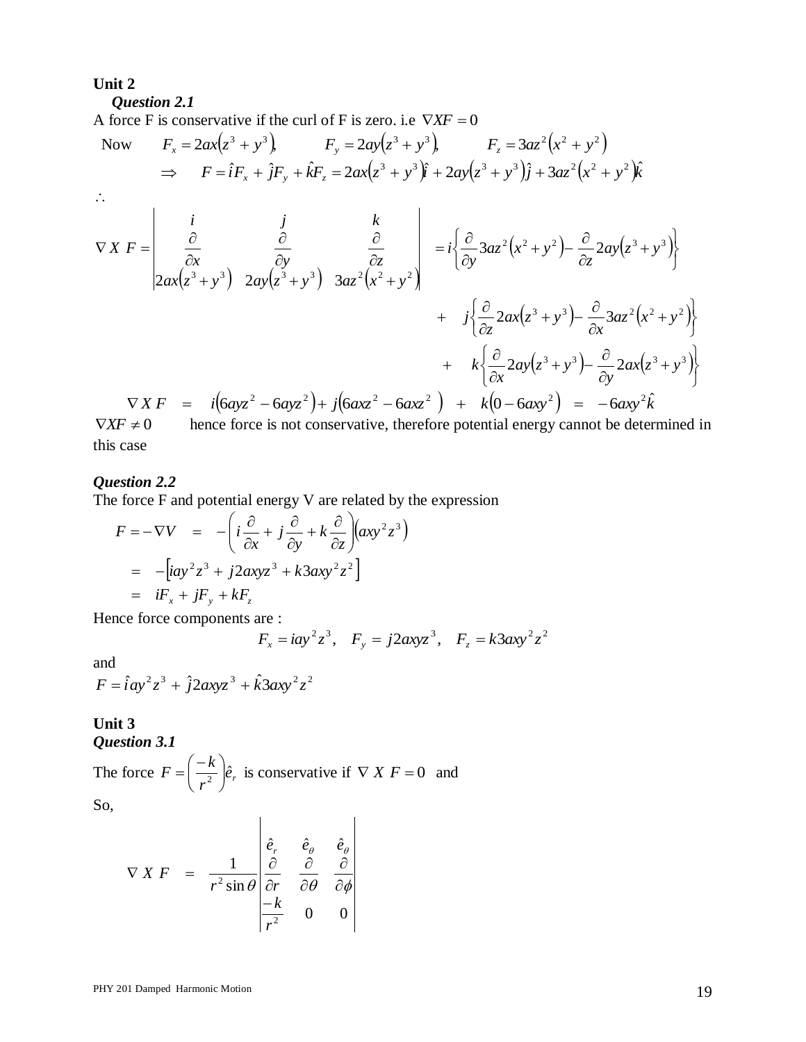**Unit 2**

***Question 2.1***

A force F is conservative if the curl of F is zero. i.e $\nabla X F = 0$

Now $\quad F_x = 2ax(z^3 + y^3), \qquad F_y = 2ay(z^3 + y^3), \qquad F_z = 3az^2(x^2 + y^2)$

$$\Rightarrow \quad F = \hat{i}F_x + \hat{j}F_y + \hat{k}F_z = 2ax(z^3 + y^3)\hat{i} + 2ay(z^3 + y^3)\hat{j} + 3az^2(x^2 + y^2)\hat{k}$$

$\therefore$

$$\nabla X F = \begin{vmatrix} i & j & k \\ \frac{\partial}{\partial x} & \frac{\partial}{\partial y} & \frac{\partial}{\partial z} \\ 2ax(z^3 + y^3) & 2ay(z^3 + y^3) & 3az^2(x^2 + y^2) \end{vmatrix} = i\left\{\frac{\partial}{\partial y}3az^2(x^2 + y^2) - \frac{\partial}{\partial z}2ay(z^3 + y^3)\right\}$$

$$+ \quad j\left\{\frac{\partial}{\partial z}2ax(z^3 + y^3) - \frac{\partial}{\partial x}3az^2(x^2 + y^2)\right\}$$

$$+ \quad k\left\{\frac{\partial}{\partial x}2ay(z^3 + y^3) - \frac{\partial}{\partial y}2ax(z^3 + y^3)\right\}$$

$$\nabla X F \quad = \quad i(6ayz^2 - 6ayz^2) + j(6axz^2 - 6axz^2) \quad + \quad k(0 - 6axy^2) \quad = \quad -6axy^2\hat{k}$$

$\nabla X F \neq 0$ hence force is not conservative, therefore potential energy cannot be determined in this case

***Question 2.2***

The force F and potential energy V are related by the expression

$$F = -\nabla V \quad = \quad -\left(i\frac{\partial}{\partial x} + j\frac{\partial}{\partial y} + k\frac{\partial}{\partial z}\right)(axy^2z^3)$$

$$= \quad -\left[iay^2z^3 + j2axyz^3 + k3axy^2z^2\right]$$

$$= \quad iF_x + jF_y + kF_z$$

Hence force components are :

$$F_x = iay^2z^3, \quad F_y = j2axyz^3, \quad F_z = k3axy^2z^2$$

and

$$F = \hat{i}ay^2z^3 + \hat{j}2axyz^3 + \hat{k}3axy^2z^2$$

**Unit 3**

***Question 3.1***

The force $F = \left(\frac{-k}{r^2}\right)\hat{e}_r$ is conservative if $\nabla X F = 0$ and

So,

$$\nabla X F \quad = \quad \frac{1}{r^2 \sin\theta}\begin{vmatrix} \hat{e}_r & \hat{e}_\theta & \hat{e}_\theta \\ \frac{\partial}{\partial r} & \frac{\partial}{\partial \theta} & \frac{\partial}{\partial \phi} \\ \frac{-k}{r^2} & 0 & 0 \end{vmatrix}$$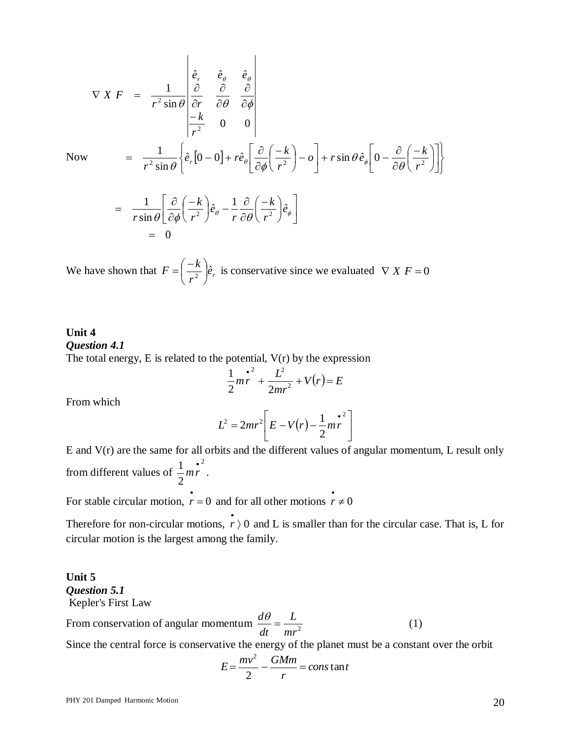$$\nabla \; X \; F \;\; = \;\; \frac{1}{r^2 \sin\theta} \begin{vmatrix} \hat{e}_r & \hat{e}_\theta & \hat{e}_\theta \\ \frac{\partial}{\partial r} & \frac{\partial}{\partial \theta} & \frac{\partial}{\partial \phi} \\ \frac{-k}{r^2} & 0 & 0 \end{vmatrix}$$

Now

$$= \;\; \frac{1}{r^2 \sin\theta} \left\{ \hat{e}_r [0-0] + r\hat{e}_\theta \left[ \frac{\partial}{\partial \phi}\left(\frac{-k}{r^2}\right) - o \right] + r\sin\theta\, \hat{e}_\phi \left[ 0 - \frac{\partial}{\partial \theta}\left(\frac{-k}{r^2}\right) \right] \right\}$$

$$= \;\; \frac{1}{r\sin\theta} \left[ \frac{\partial}{\partial \phi}\left(\frac{-k}{r^2}\right)\hat{e}_\theta - \frac{1}{r}\frac{\partial}{\partial \theta}\left(\frac{-k}{r^2}\right)\hat{e}_\phi \right]$$

$$= \;\; 0$$

We have shown that $F = \left(\frac{-k}{r^2}\right)\hat{e}_r$ is conservative since we evaluated $\nabla \; X \; F = 0$

**Unit 4**

***Question 4.1***

The total energy, E is related to the potential, V(r) by the expression

$$\frac{1}{2}m\dot{r}^2 + \frac{L^2}{2mr^2} + V(r) = E$$

From which

$$L^2 = 2mr^2\left[E - V(r) - \frac{1}{2}m\dot{r}^2\right]$$

E and V(r) are the same for all orbits and the different values of angular momentum, L result only from different values of $\frac{1}{2}m\dot{r}^2$.

For stable circular motion, $\dot{r} = 0$ and for all other motions $\dot{r} \neq 0$

Therefore for non-circular motions, $\dot{r} \rangle 0$ and L is smaller than for the circular case. That is, L for circular motion is the largest among the family.

**Unit 5**

***Question 5.1***

Kepler's First Law

From conservation of angular momentum $\frac{d\theta}{dt} = \frac{L}{mr^2}$ (1)

Since the central force is conservative the energy of the planet must be a constant over the orbit

$$E = \frac{mv^2}{2} - \frac{GMm}{r} = cons\tan t$$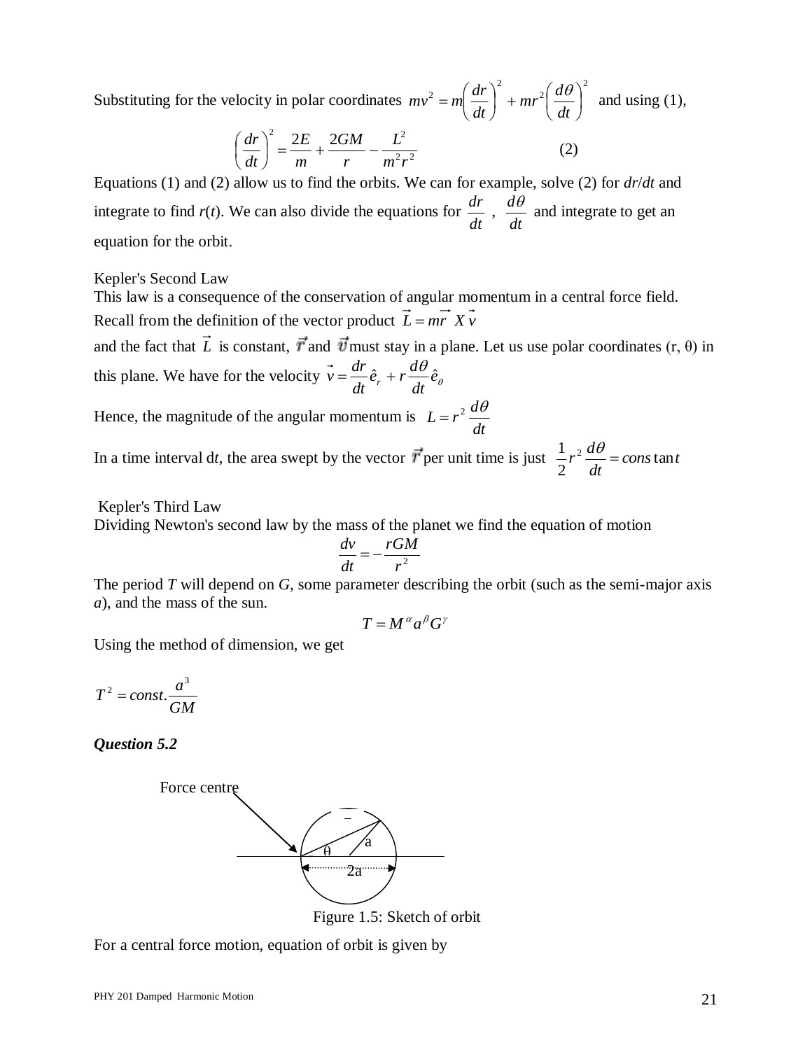Substituting for the velocity in polar coordinates $mv^2 = m\left(\frac{dr}{dt}\right)^2 + mr^2\left(\frac{d\theta}{dt}\right)^2$ and using (1),

$$\left(\frac{dr}{dt}\right)^2 = \frac{2E}{m} + \frac{2GM}{r} - \frac{L^2}{m^2r^2} \qquad (2)$$

Equations (1) and (2) allow us to find the orbits. We can for example, solve (2) for $dr/dt$ and integrate to find $r(t)$. We can also divide the equations for $\frac{dr}{dt}$ , $\frac{d\theta}{dt}$ and integrate to get an equation for the orbit.

Kepler's Second Law

This law is a consequence of the conservation of angular momentum in a central force field. Recall from the definition of the vector product $\vec{L} = m\vec{r} \ X \ \vec{v}$

and the fact that $\vec{L}$ is constant, $\vec{r}$ and $\vec{v}$ must stay in a plane. Let us use polar coordinates (r, θ) in this plane. We have for the velocity $\vec{v} = \frac{dr}{dt}\hat{e}_r + r\frac{d\theta}{dt}\hat{e}_\theta$

Hence, the magnitude of the angular momentum is $L = r^2\frac{d\theta}{dt}$

In a time interval d*t*, the area swept by the vector $\vec{r}$ per unit time is just $\frac{1}{2}r^2\frac{d\theta}{dt} = constant$

Kepler's Third Law

Dividing Newton's second law by the mass of the planet we find the equation of motion

$$\frac{dv}{dt} = -\frac{rGM}{r^2}$$

The period *T* will depend on *G*, some parameter describing the orbit (such as the semi-major axis *a*), and the mass of the sun.

$$T = M^{\alpha}a^{\beta}G^{\gamma}$$

Using the method of dimension, we get

$$T^2 = const.\frac{a^3}{GM}$$

***Question 5.2***

Force centre

θ a 2a

Figure 1.5: Sketch of orbit

For a central force motion, equation of orbit is given by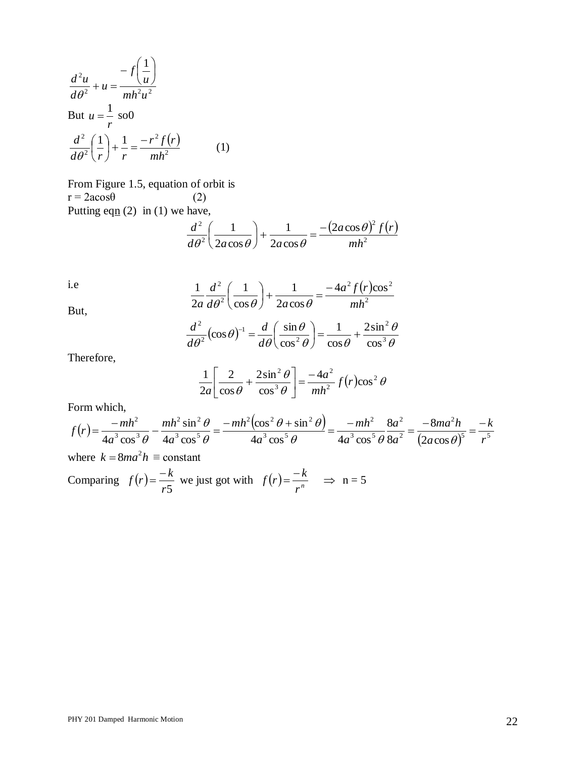$$\frac{d^2u}{d\theta^2} + u = \frac{-f\left(\frac{1}{u}\right)}{mh^2u^2}$$

But $u = \frac{1}{r}$ so0

$$\frac{d^2}{d\theta^2}\left(\frac{1}{r}\right) + \frac{1}{r} = \frac{-r^2 f(r)}{mh^2} \qquad (1)$$

From Figure 1.5, equation of orbit is

$r = 2a\cos\theta \qquad (2)$

Putting eqn (2) in (1) we have,

$$\frac{d^2}{d\theta^2}\left(\frac{1}{2a\cos\theta}\right) + \frac{1}{2a\cos\theta} = \frac{-(2a\cos\theta)^2 f(r)}{mh^2}$$

i.e

$$\frac{1}{2a}\frac{d^2}{d\theta^2}\left(\frac{1}{\cos\theta}\right) + \frac{1}{2a\cos\theta} = \frac{-4a^2 f(r)\cos^2}{mh^2}$$

But,

$$\frac{d^2}{d\theta^2}(\cos\theta)^{-1} = \frac{d}{d\theta}\left(\frac{\sin\theta}{\cos^2\theta}\right) = \frac{1}{\cos\theta} + \frac{2\sin^2\theta}{\cos^3\theta}$$

Therefore,

$$\frac{1}{2a}\left[\frac{2}{\cos\theta} + \frac{2\sin^2\theta}{\cos^3\theta}\right] = \frac{-4a^2}{mh^2} f(r)\cos^2\theta$$

Form which,

$$f(r) = \frac{-mh^2}{4a^3\cos^3\theta} - \frac{mh^2\sin^2\theta}{4a^3\cos^5\theta} = \frac{-mh^2(\cos^2\theta + \sin^2\theta)}{4a^3\cos^5\theta} = \frac{-mh^2}{4a^3\cos^5\theta}\frac{8a^2}{8a^2} = \frac{-8ma^2h}{(2a\cos\theta)^5} = \frac{-k}{r^5}$$

where $k = 8ma^2h \equiv$ constant

Comparing $f(r) = \frac{-k}{r5}$ we just got with $f(r) = \frac{-k}{r^n} \quad \Rightarrow$ n = 5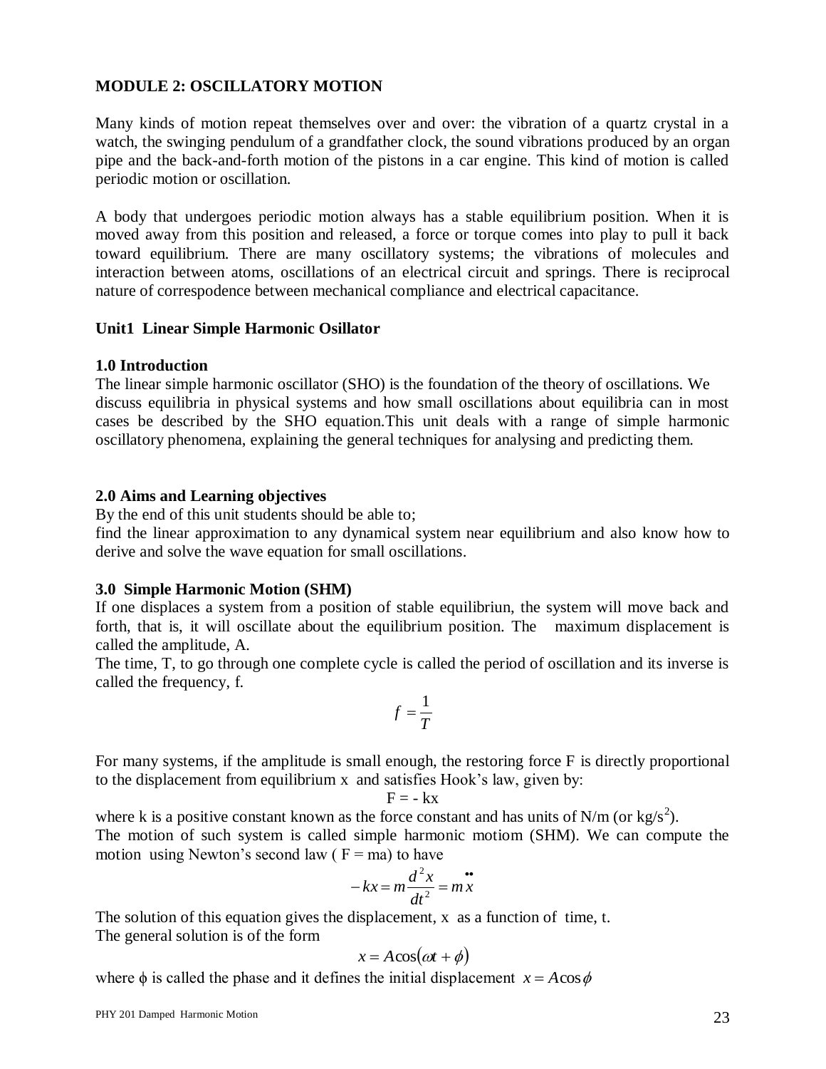## MODULE 2: OSCILLATORY MOTION

Many kinds of motion repeat themselves over and over: the vibration of a quartz crystal in a watch, the swinging pendulum of a grandfather clock, the sound vibrations produced by an organ pipe and the back-and-forth motion of the pistons in a car engine. This kind of motion is called periodic motion or oscillation.

A body that undergoes periodic motion always has a stable equilibrium position. When it is moved away from this position and released, a force or torque comes into play to pull it back toward equilibrium. There are many oscillatory systems; the vibrations of molecules and interaction between atoms, oscillations of an electrical circuit and springs. There is reciprocal nature of correspodence between mechanical compliance and electrical capacitance.

### Unit1 Linear Simple Harmonic Osillator

#### 1.0 Introduction

The linear simple harmonic oscillator (SHO) is the foundation of the theory of oscillations. We discuss equilibria in physical systems and how small oscillations about equilibria can in most cases be described by the SHO equation.This unit deals with a range of simple harmonic oscillatory phenomena, explaining the general techniques for analysing and predicting them.

#### 2.0 Aims and Learning objectives

By the end of this unit students should be able to;

find the linear approximation to any dynamical system near equilibrium and also know how to derive and solve the wave equation for small oscillations.

#### 3.0 Simple Harmonic Motion (SHM)

If one displaces a system from a position of stable equilibriun, the system will move back and forth, that is, it will oscillate about the equilibrium position. The maximum displacement is called the amplitude, A.

The time, T, to go through one complete cycle is called the period of oscillation and its inverse is called the frequency, f.

$$f = \frac{1}{T}$$

For many systems, if the amplitude is small enough, the restoring force F is directly proportional to the displacement from equilibrium x and satisfies Hook's law, given by:

$$F = -kx$$

where k is a positive constant known as the force constant and has units of N/m (or $kg/s^2$).

The motion of such system is called simple harmonic motiom (SHM). We can compute the motion using Newton's second law ( F = ma) to have

$$-kx = m\frac{d^2x}{dt^2} = m\ddot{x}$$

The solution of this equation gives the displacement, x as a function of time, t.

The general solution is of the form

$$x = A\cos(\omega t + \phi)$$

where $\phi$ is called the phase and it defines the initial displacement $x = A\cos\phi$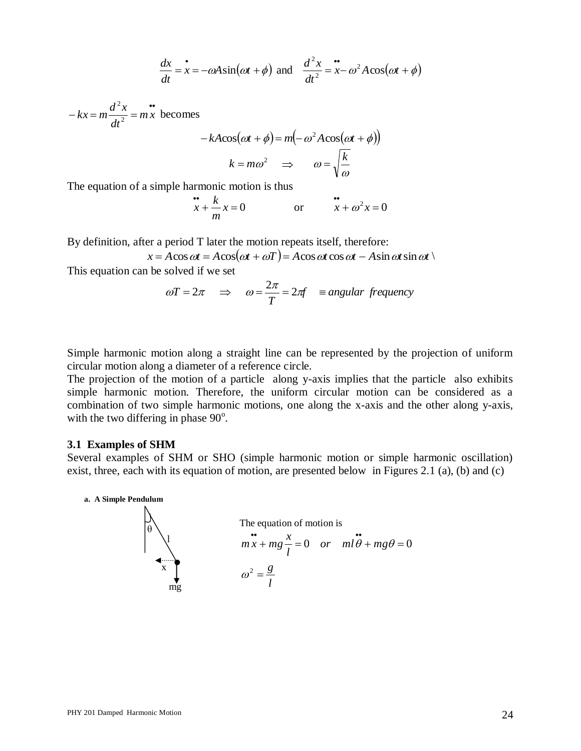$$\frac{dx}{dt} = \dot{x} = -\omega A \sin(\omega t + \phi) \text{ and } \frac{d^2x}{dt^2} = \ddot{x} - \omega^2 A \cos(\omega t + \phi)$$

$-kx = m\frac{d^2x}{dt^2} = m\ddot{x}$ becomes

$$-kA\cos(\omega t + \phi) = m\left(-\omega^2 A \cos(\omega t + \phi)\right)$$

$$k = m\omega^2 \quad \Rightarrow \quad \omega = \sqrt{\frac{k}{\omega}}$$

The equation of a simple harmonic motion is thus

$$\ddot{x} + \frac{k}{m}x = 0 \qquad \text{or} \qquad \ddot{x} + \omega^2 x = 0$$

By definition, after a period T later the motion repeats itself, therefore:

$$x = A\cos\omega t = A\cos(\omega t + \omega T) = A\cos\omega t \cos\omega t - A\sin\omega t \sin\omega t \backslash$$

This equation can be solved if we set

$$\omega T = 2\pi \quad \Rightarrow \quad \omega = \frac{2\pi}{T} = 2\pi f \quad \equiv \textit{angular frequency}$$

Simple harmonic motion along a straight line can be represented by the projection of uniform circular motion along a diameter of a reference circle.

The projection of the motion of a particle along y-axis implies that the particle also exhibits simple harmonic motion. Therefore, the uniform circular motion can be considered as a combination of two simple harmonic motions, one along the x-axis and the other along y-axis, with the two differing in phase 90$^o$.

### 3.1 Examples of SHM

Several examples of SHM or SHO (simple harmonic motion or simple harmonic oscillation) exist, three, each with its equation of motion, are presented below in Figures 2.1 (a), (b) and (c)

**a. A Simple Pendulum**

θ l x mg

The equation of motion is

$$m\ddot{x} + mg\frac{x}{l} = 0 \quad or \quad ml\ddot{\theta} + mg\theta = 0$$

$$\omega^2 = \frac{g}{l}$$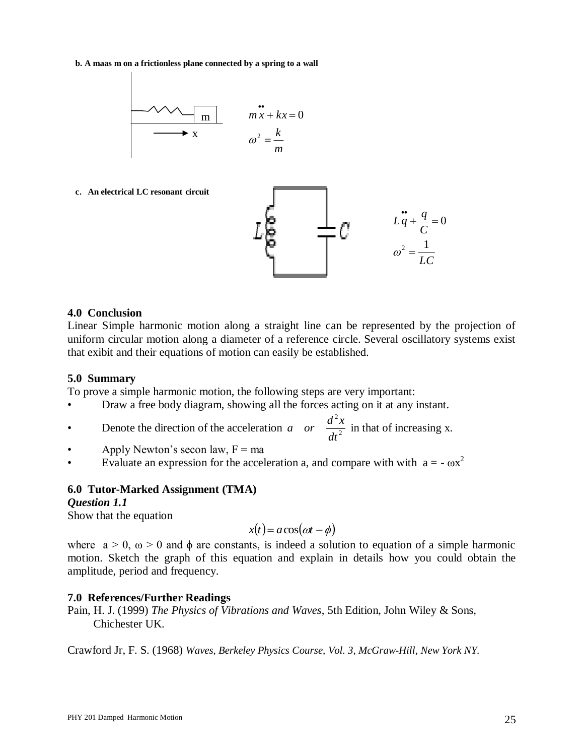**b. A maas m on a frictionless plane connected by a spring to a wall**

$$m\ddot{x} + kx = 0$$

$$\omega^2 = \frac{k}{m}$$

**c. An electrical LC resonant circuit**

$$L\ddot{q} + \frac{q}{C} = 0$$

$$\omega^2 = \frac{1}{LC}$$

### 4.0 Conclusion

Linear Simple harmonic motion along a straight line can be represented by the projection of uniform circular motion along a diameter of a reference circle. Several oscillatory systems exist that exibit and their equations of motion can easily be established.

### 5.0 Summary

To prove a simple harmonic motion, the following steps are very important:

- Draw a free body diagram, showing all the forces acting on it at any instant.
- Denote the direction of the acceleration $a \quad or \quad \frac{d^2x}{dt^2}$ in that of increasing x.
- Apply Newton's secon law, F = ma
- Evaluate an expression for the acceleration a, and compare with with $a = -\omega x^2$

### 6.0 Tutor-Marked Assignment (TMA)

***Question 1.1***

Show that the equation

$$x(t) = a\cos(\omega t - \phi)$$

where $a > 0$, $\omega > 0$ and $\phi$ are constants, is indeed a solution to equation of a simple harmonic motion. Sketch the graph of this equation and explain in details how you could obtain the amplitude, period and frequency.

### 7.0 References/Further Readings

Pain, H. J. (1999) *The Physics of Vibrations and Waves*, 5th Edition, John Wiley & Sons, Chichester UK.

Crawford Jr, F. S. (1968) *Waves, Berkeley Physics Course, Vol. 3, McGraw-Hill, New York NY.*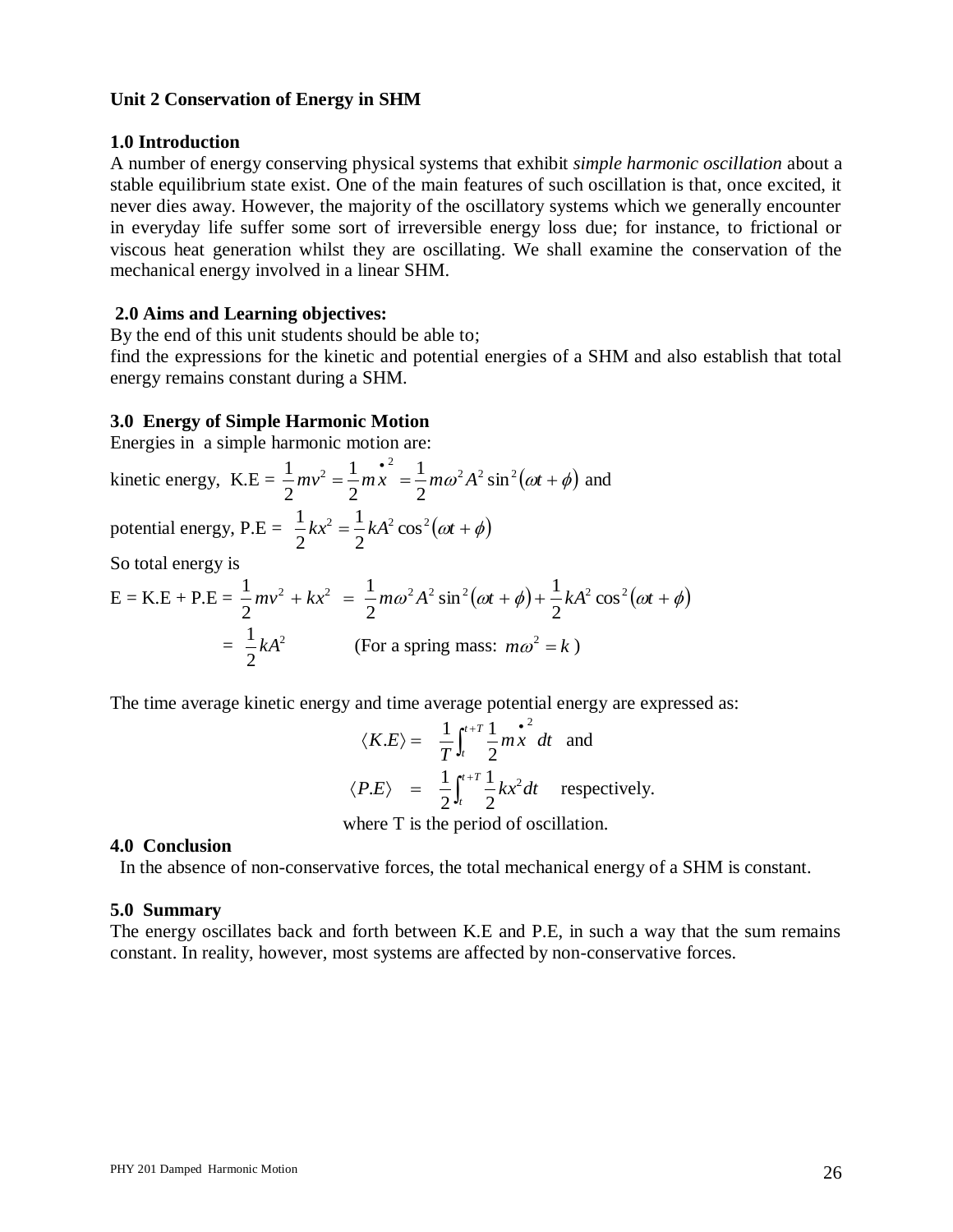**Unit 2 Conservation of Energy in SHM**

**1.0 Introduction**

A number of energy conserving physical systems that exhibit *simple harmonic oscillation* about a stable equilibrium state exist. One of the main features of such oscillation is that, once excited, it never dies away. However, the majority of the oscillatory systems which we generally encounter in everyday life suffer some sort of irreversible energy loss due; for instance, to frictional or viscous heat generation whilst they are oscillating. We shall examine the conservation of the mechanical energy involved in a linear SHM.

**2.0 Aims and Learning objectives:**

By the end of this unit students should be able to;

find the expressions for the kinetic and potential energies of a SHM and also establish that total energy remains constant during a SHM.

**3.0 Energy of Simple Harmonic Motion**

Energies in a simple harmonic motion are:

kinetic energy, K.E = $\frac{1}{2}mv^2 = \frac{1}{2}m\dot{x}^2 = \frac{1}{2}m\omega^2 A^2 \sin^2(\omega t + \phi)$ and

potential energy, P.E = $\frac{1}{2}kx^2 = \frac{1}{2}kA^2 \cos^2(\omega t + \phi)$

So total energy is

$$E = K.E + P.E = \frac{1}{2}mv^2 + kx^2 = \frac{1}{2}m\omega^2 A^2 \sin^2(\omega t + \phi) + \frac{1}{2}kA^2 \cos^2(\omega t + \phi)$$

$$= \frac{1}{2}kA^2 \qquad \text{(For a spring mass: } m\omega^2 = k\text{)}$$

The time average kinetic energy and time average potential energy are expressed as:

$$\langle K.E \rangle = \frac{1}{T}\int_t^{t+T} \frac{1}{2}m\dot{x}^2 \, dt \quad \text{and}$$

$$\langle P.E \rangle = \frac{1}{2}\int_t^{t+T} \frac{1}{2}kx^2 dt \quad \text{respectively.}$$

where T is the period of oscillation.

**4.0 Conclusion**

In the absence of non-conservative forces, the total mechanical energy of a SHM is constant.

**5.0 Summary**

The energy oscillates back and forth between K.E and P.E, in such a way that the sum remains constant. In reality, however, most systems are affected by non-conservative forces.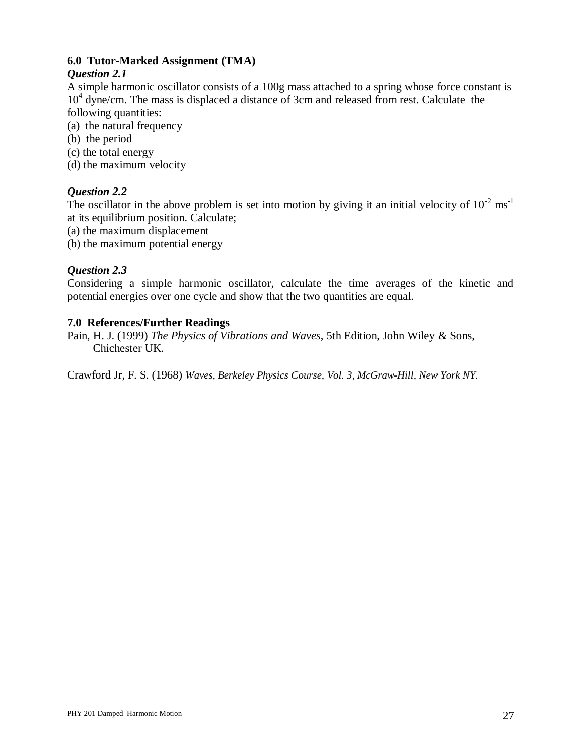## 6.0 Tutor-Marked Assignment (TMA)

***Question 2.1***

A simple harmonic oscillator consists of a 100g mass attached to a spring whose force constant is $10^4$ dyne/cm. The mass is displaced a distance of 3cm and released from rest. Calculate the following quantities:

(a) the natural frequency
(b) the period
(c) the total energy
(d) the maximum velocity

***Question 2.2***

The oscillator in the above problem is set into motion by giving it an initial velocity of $10^{-2}$ $ms^{-1}$ at its equilibrium position. Calculate;

(a) the maximum displacement
(b) the maximum potential energy

***Question 2.3***

Considering a simple harmonic oscillator, calculate the time averages of the kinetic and potential energies over one cycle and show that the two quantities are equal.

## 7.0 References/Further Readings

Pain, H. J. (1999) *The Physics of Vibrations and Waves*, 5th Edition, John Wiley & Sons, Chichester UK.

Crawford Jr, F. S. (1968) *Waves, Berkeley Physics Course, Vol. 3, McGraw-Hill, New York NY.*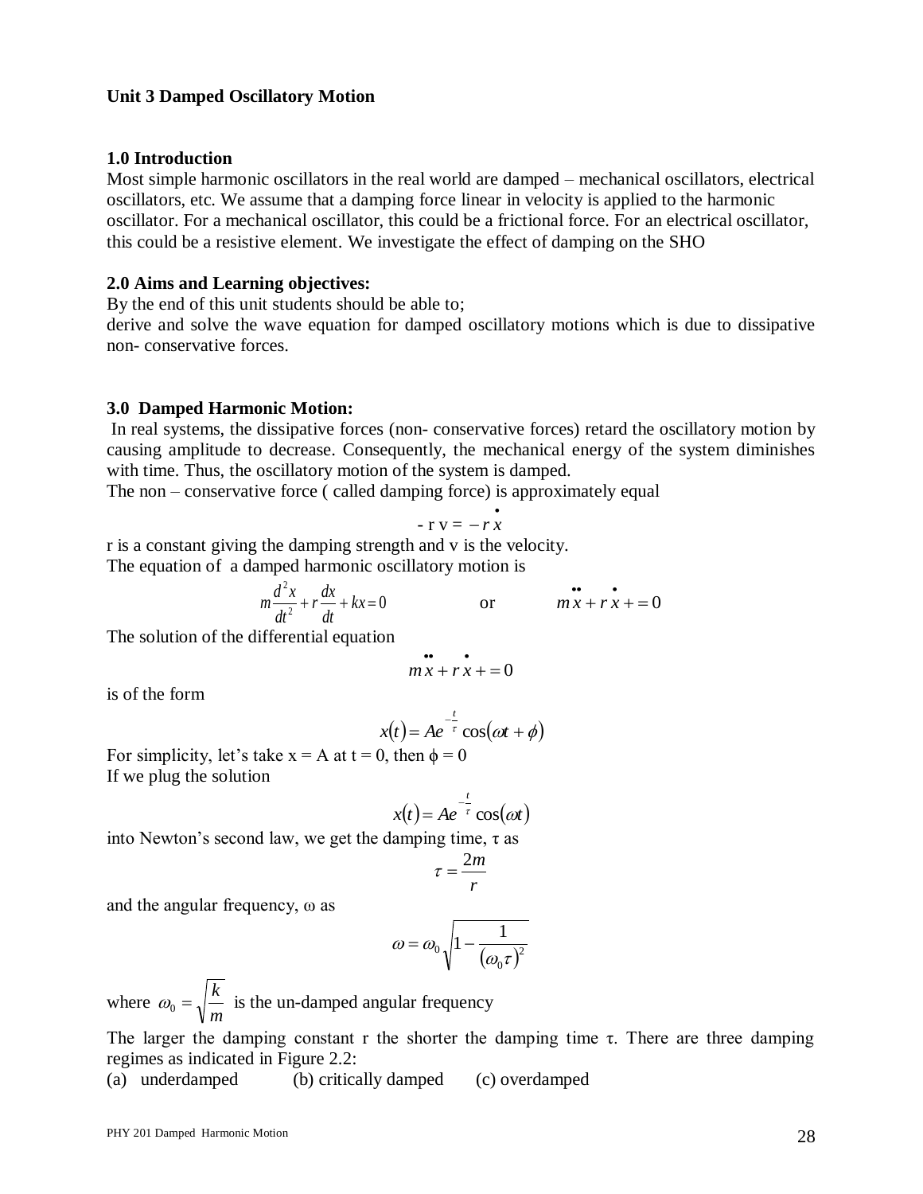**Unit 3 Damped Oscillatory Motion**

**1.0 Introduction**

Most simple harmonic oscillators in the real world are damped – mechanical oscillators, electrical oscillators, etc. We assume that a damping force linear in velocity is applied to the harmonic oscillator. For a mechanical oscillator, this could be a frictional force. For an electrical oscillator, this could be a resistive element. We investigate the effect of damping on the SHO

**2.0 Aims and Learning objectives:**

By the end of this unit students should be able to;

derive and solve the wave equation for damped oscillatory motions which is due to dissipative non- conservative forces.

**3.0 Damped Harmonic Motion:**

In real systems, the dissipative forces (non- conservative forces) retard the oscillatory motion by causing amplitude to decrease. Consequently, the mechanical energy of the system diminishes with time. Thus, the oscillatory motion of the system is damped.

The non – conservative force ( called damping force) is approximately equal

$$- r\,v = -r\dot{x}$$

r is a constant giving the damping strength and v is the velocity.

The equation of a damped harmonic oscillatory motion is

$$m\frac{d^2x}{dt^2} + r\frac{dx}{dt} + kx = 0 \qquad \text{or} \qquad m\ddot{x} + r\dot{x} + = 0$$

The solution of the differential equation

$$m\ddot{x} + r\dot{x} + = 0$$

is of the form

$$x(t) = Ae^{-\frac{t}{\tau}}\cos(\omega t + \phi)$$

For simplicity, let's take x = A at t = 0, then $\phi = 0$

If we plug the solution

$$x(t) = Ae^{-\frac{t}{\tau}}\cos(\omega t)$$

into Newton's second law, we get the damping time, $\tau$ as

$$\tau = \frac{2m}{r}$$

and the angular frequency, $\omega$ as

$$\omega = \omega_0\sqrt{1 - \frac{1}{(\omega_0\tau)^2}}$$

where $\omega_0 = \sqrt{\frac{k}{m}}$ is the un-damped angular frequency

The larger the damping constant r the shorter the damping time $\tau$. There are three damping regimes as indicated in Figure 2.2:

(a) underdamped (b) critically damped (c) overdamped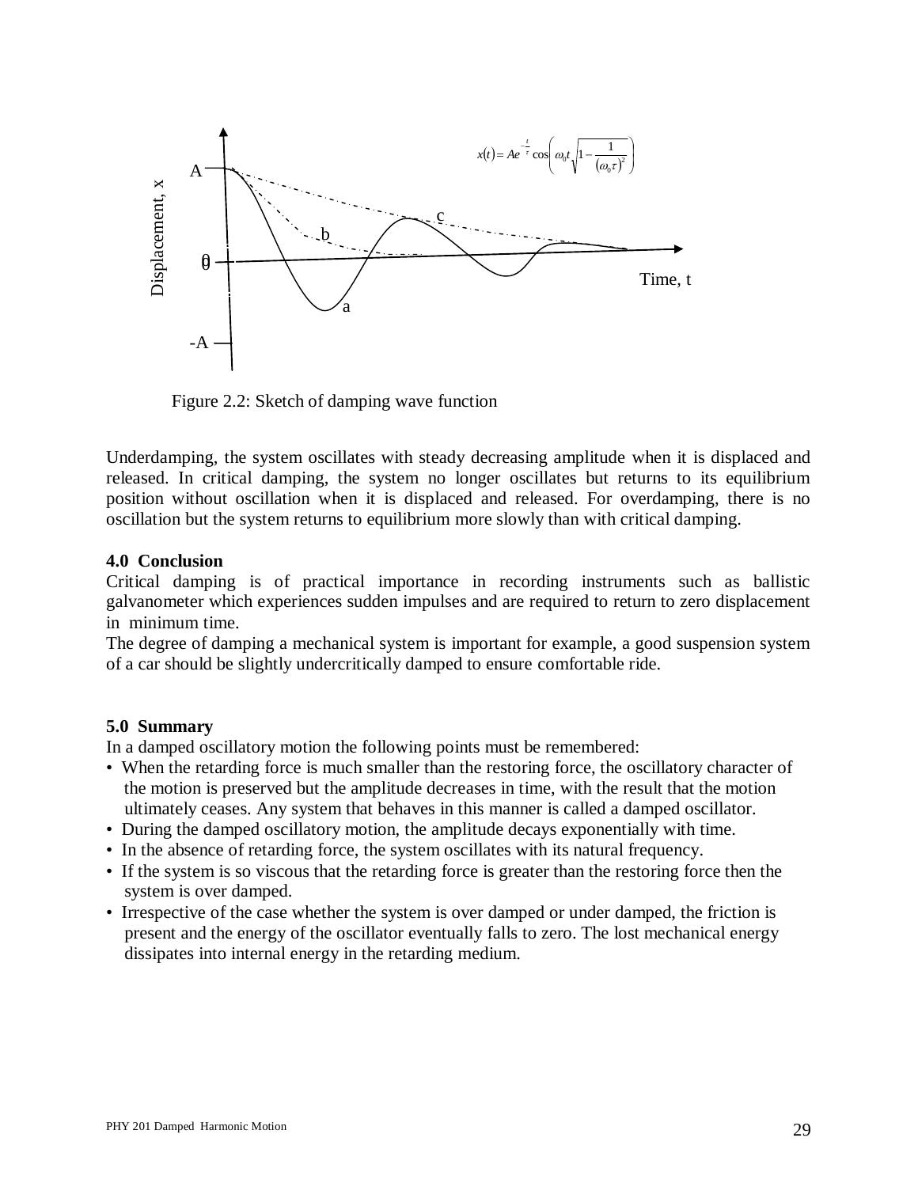$$x(t) = Ae^{-\frac{t}{\tau}} \cos\left(\omega_0 t \sqrt{1 - \frac{1}{(\omega_0 \tau)^2}}\right)$$

Figure 2.2: Sketch of damping wave function

Underdamping, the system oscillates with steady decreasing amplitude when it is displaced and released. In critical damping, the system no longer oscillates but returns to its equilibrium position without oscillation when it is displaced and released. For overdamping, there is no oscillation but the system returns to equilibrium more slowly than with critical damping.

**4.0 Conclusion**

Critical damping is of practical importance in recording instruments such as ballistic galvanometer which experiences sudden impulses and are required to return to zero displacement in minimum time.

The degree of damping a mechanical system is important for example, a good suspension system of a car should be slightly undercritically damped to ensure comfortable ride.

**5.0 Summary**

In a damped oscillatory motion the following points must be remembered:

- When the retarding force is much smaller than the restoring force, the oscillatory character of the motion is preserved but the amplitude decreases in time, with the result that the motion ultimately ceases. Any system that behaves in this manner is called a damped oscillator.
- During the damped oscillatory motion, the amplitude decays exponentially with time.
- In the absence of retarding force, the system oscillates with its natural frequency.
- If the system is so viscous that the retarding force is greater than the restoring force then the system is over damped.
- Irrespective of the case whether the system is over damped or under damped, the friction is present and the energy of the oscillator eventually falls to zero. The lost mechanical energy dissipates into internal energy in the retarding medium.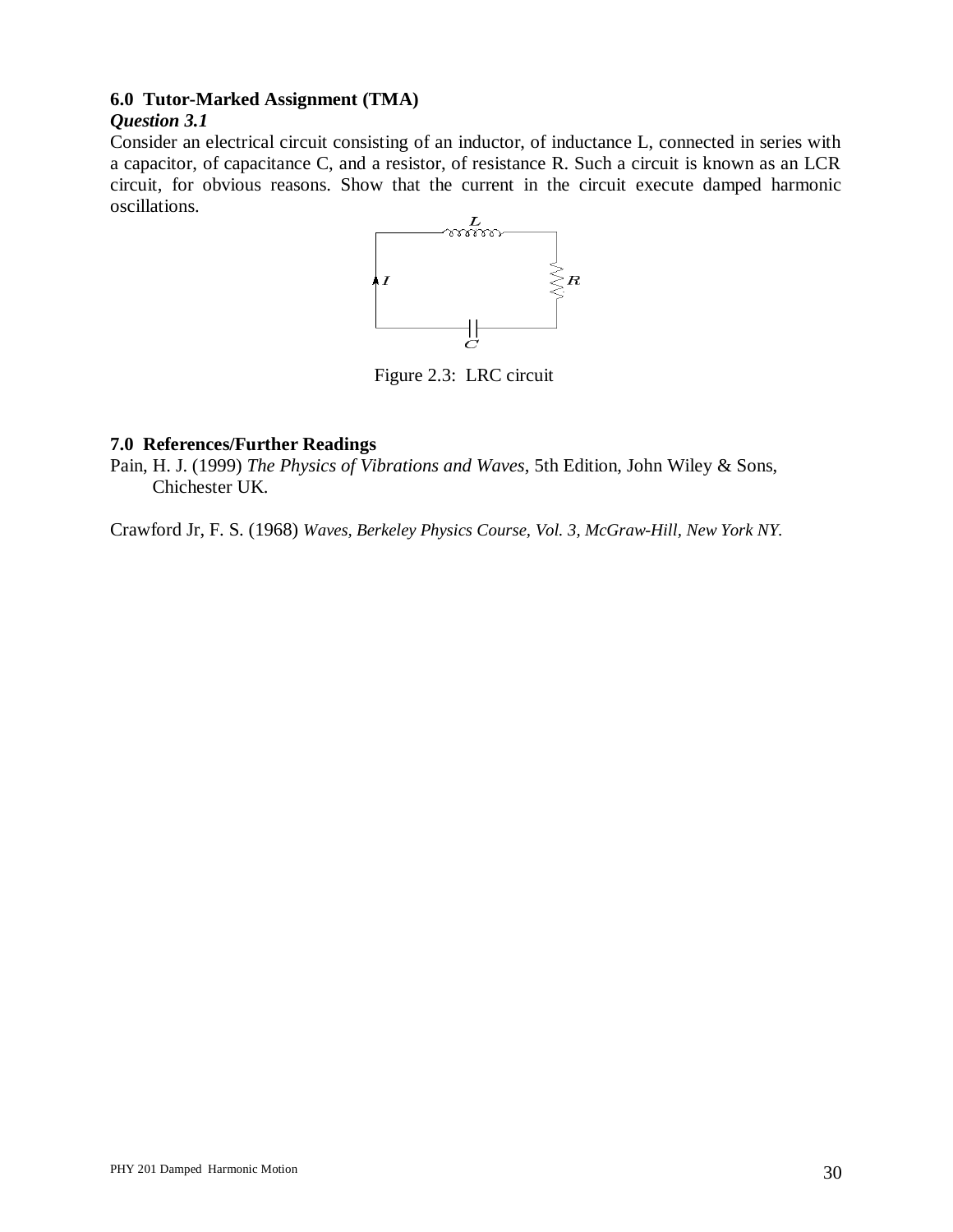### 6.0 Tutor-Marked Assignment (TMA)

***Question 3.1***

Consider an electrical circuit consisting of an inductor, of inductance L, connected in series with a capacitor, of capacitance C, and a resistor, of resistance R. Such a circuit is known as an LCR circuit, for obvious reasons. Show that the current in the circuit execute damped harmonic oscillations.

Figure 2.3: LRC circuit

### 7.0 References/Further Readings

Pain, H. J. (1999) *The Physics of Vibrations and Waves*, 5th Edition, John Wiley & Sons, Chichester UK.

Crawford Jr, F. S. (1968) *Waves, Berkeley Physics Course, Vol. 3, McGraw-Hill, New York NY.*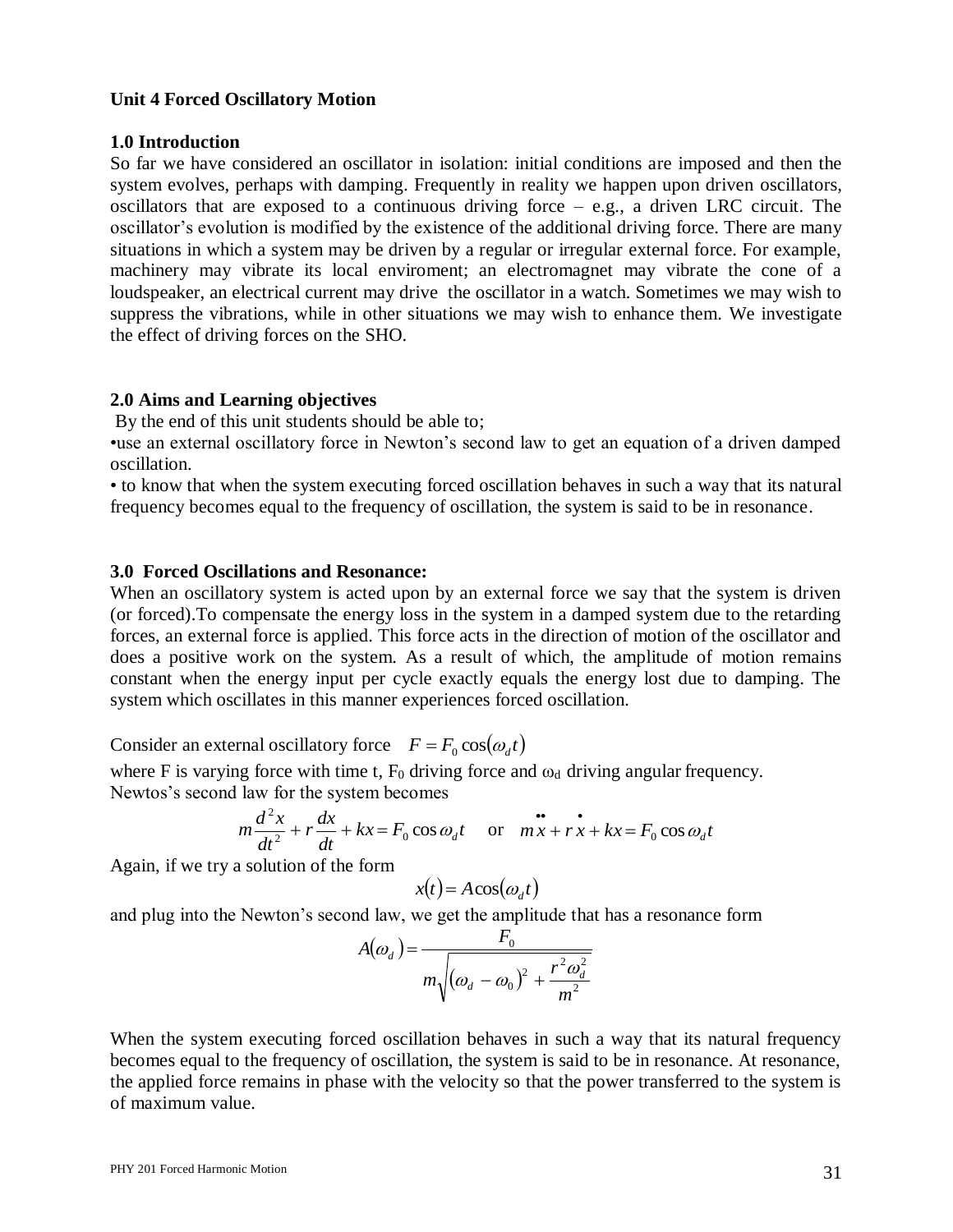**Unit 4 Forced Oscillatory Motion**

**1.0 Introduction**

So far we have considered an oscillator in isolation: initial conditions are imposed and then the system evolves, perhaps with damping. Frequently in reality we happen upon driven oscillators, oscillators that are exposed to a continuous driving force – e.g., a driven LRC circuit. The oscillator's evolution is modified by the existence of the additional driving force. There are many situations in which a system may be driven by a regular or irregular external force. For example, machinery may vibrate its local enviroment; an electromagnet may vibrate the cone of a loudspeaker, an electrical current may drive the oscillator in a watch. Sometimes we may wish to suppress the vibrations, while in other situations we may wish to enhance them. We investigate the effect of driving forces on the SHO.

**2.0 Aims and Learning objectives**

By the end of this unit students should be able to;

•use an external oscillatory force in Newton's second law to get an equation of a driven damped oscillation.

• to know that when the system executing forced oscillation behaves in such a way that its natural frequency becomes equal to the frequency of oscillation, the system is said to be in resonance.

**3.0 Forced Oscillations and Resonance:**

When an oscillatory system is acted upon by an external force we say that the system is driven (or forced).To compensate the energy loss in the system in a damped system due to the retarding forces, an external force is applied. This force acts in the direction of motion of the oscillator and does a positive work on the system. As a result of which, the amplitude of motion remains constant when the energy input per cycle exactly equals the energy lost due to damping. The system which oscillates in this manner experiences forced oscillation.

Consider an external oscillatory force $F = F_0 \cos(\omega_d t)$

where F is varying force with time t, $F_0$ driving force and $\omega_d$ driving angular frequency.
Newtos's second law for the system becomes

$$m\frac{d^2x}{dt^2} + r\frac{dx}{dt} + kx = F_0 \cos\omega_d t \quad \text{or} \quad m\ddot{x} + r\dot{x} + kx = F_0 \cos\omega_d t$$

Again, if we try a solution of the form

$$x(t) = A\cos(\omega_d t)$$

and plug into the Newton's second law, we get the amplitude that has a resonance form

$$A(\omega_d) = \frac{F_0}{m\sqrt{(\omega_d - \omega_0)^2 + \frac{r^2\omega_d^2}{m^2}}}$$

When the system executing forced oscillation behaves in such a way that its natural frequency becomes equal to the frequency of oscillation, the system is said to be in resonance. At resonance, the applied force remains in phase with the velocity so that the power transferred to the system is of maximum value.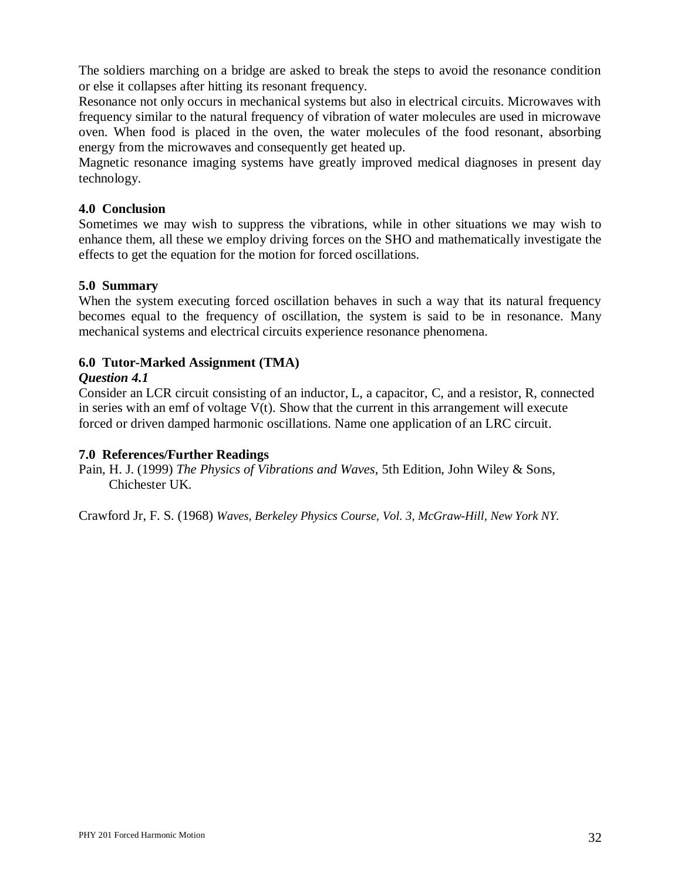The soldiers marching on a bridge are asked to break the steps to avoid the resonance condition or else it collapses after hitting its resonant frequency.
Resonance not only occurs in mechanical systems but also in electrical circuits. Microwaves with frequency similar to the natural frequency of vibration of water molecules are used in microwave oven. When food is placed in the oven, the water molecules of the food resonant, absorbing energy from the microwaves and consequently get heated up.
Magnetic resonance imaging systems have greatly improved medical diagnoses in present day technology.

### 4.0 Conclusion

Sometimes we may wish to suppress the vibrations, while in other situations we may wish to enhance them, all these we employ driving forces on the SHO and mathematically investigate the effects to get the equation for the motion for forced oscillations.

### 5.0 Summary

When the system executing forced oscillation behaves in such a way that its natural frequency becomes equal to the frequency of oscillation, the system is said to be in resonance. Many mechanical systems and electrical circuits experience resonance phenomena.

### 6.0 Tutor-Marked Assignment (TMA)

***Question 4.1***

Consider an LCR circuit consisting of an inductor, L, a capacitor, C, and a resistor, R, connected in series with an emf of voltage V(t). Show that the current in this arrangement will execute forced or driven damped harmonic oscillations. Name one application of an LRC circuit.

### 7.0 References/Further Readings

Pain, H. J. (1999) *The Physics of Vibrations and Waves*, 5th Edition, John Wiley & Sons, Chichester UK.

Crawford Jr, F. S. (1968) *Waves, Berkeley Physics Course, Vol. 3, McGraw-Hill, New York NY.*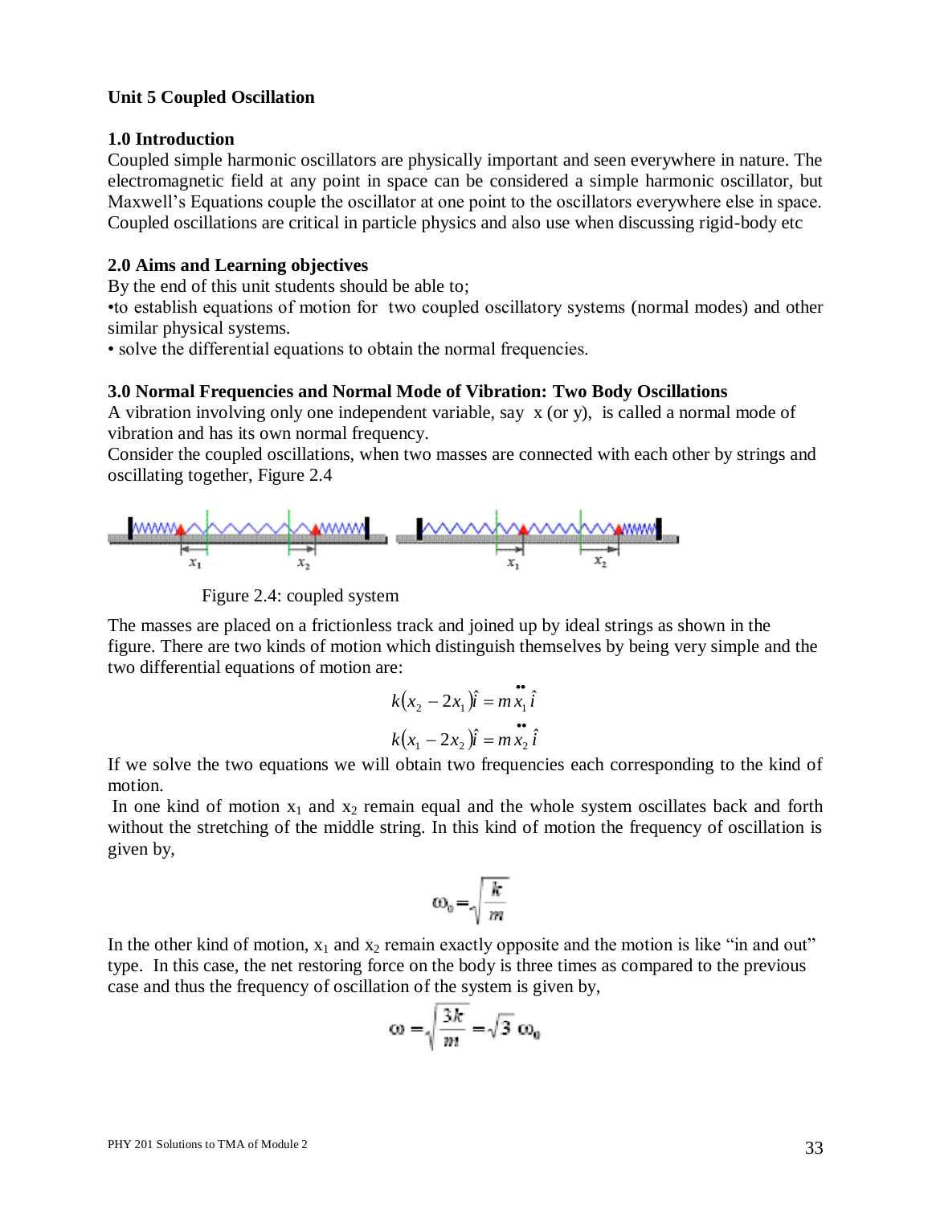**Unit 5 Coupled Oscillation**

**1.0 Introduction**

Coupled simple harmonic oscillators are physically important and seen everywhere in nature. The electromagnetic field at any point in space can be considered a simple harmonic oscillator, but Maxwell's Equations couple the oscillator at one point to the oscillators everywhere else in space. Coupled oscillations are critical in particle physics and also use when discussing rigid-body etc

**2.0 Aims and Learning objectives**

By the end of this unit students should be able to;

•to establish equations of motion for two coupled oscillatory systems (normal modes) and other similar physical systems.

• solve the differential equations to obtain the normal frequencies.

**3.0 Normal Frequencies and Normal Mode of Vibration: Two Body Oscillations**

A vibration involving only one independent variable, say x (or y), is called a normal mode of vibration and has its own normal frequency.

Consider the coupled oscillations, when two masses are connected with each other by strings and oscillating together, Figure 2.4

Figure 2.4: coupled system

The masses are placed on a frictionless track and joined up by ideal strings as shown in the figure. There are two kinds of motion which distinguish themselves by being very simple and the two differential equations of motion are:

$$k(x_2 - 2x_1)\hat{i} = m\ddot{x}_1\hat{i}$$

$$k(x_1 - 2x_2)\hat{i} = m\ddot{x}_2\hat{i}$$

If we solve the two equations we will obtain two frequencies each corresponding to the kind of motion.

In one kind of motion $x_1$ and $x_2$ remain equal and the whole system oscillates back and forth without the stretching of the middle string. In this kind of motion the frequency of oscillation is given by,

$$\omega_0 = \sqrt{\frac{k}{m}}$$

In the other kind of motion, $x_1$ and $x_2$ remain exactly opposite and the motion is like "in and out" type. In this case, the net restoring force on the body is three times as compared to the previous case and thus the frequency of oscillation of the system is given by,

$$\omega = \sqrt{\frac{3k}{m}} = \sqrt{3}\,\omega_0$$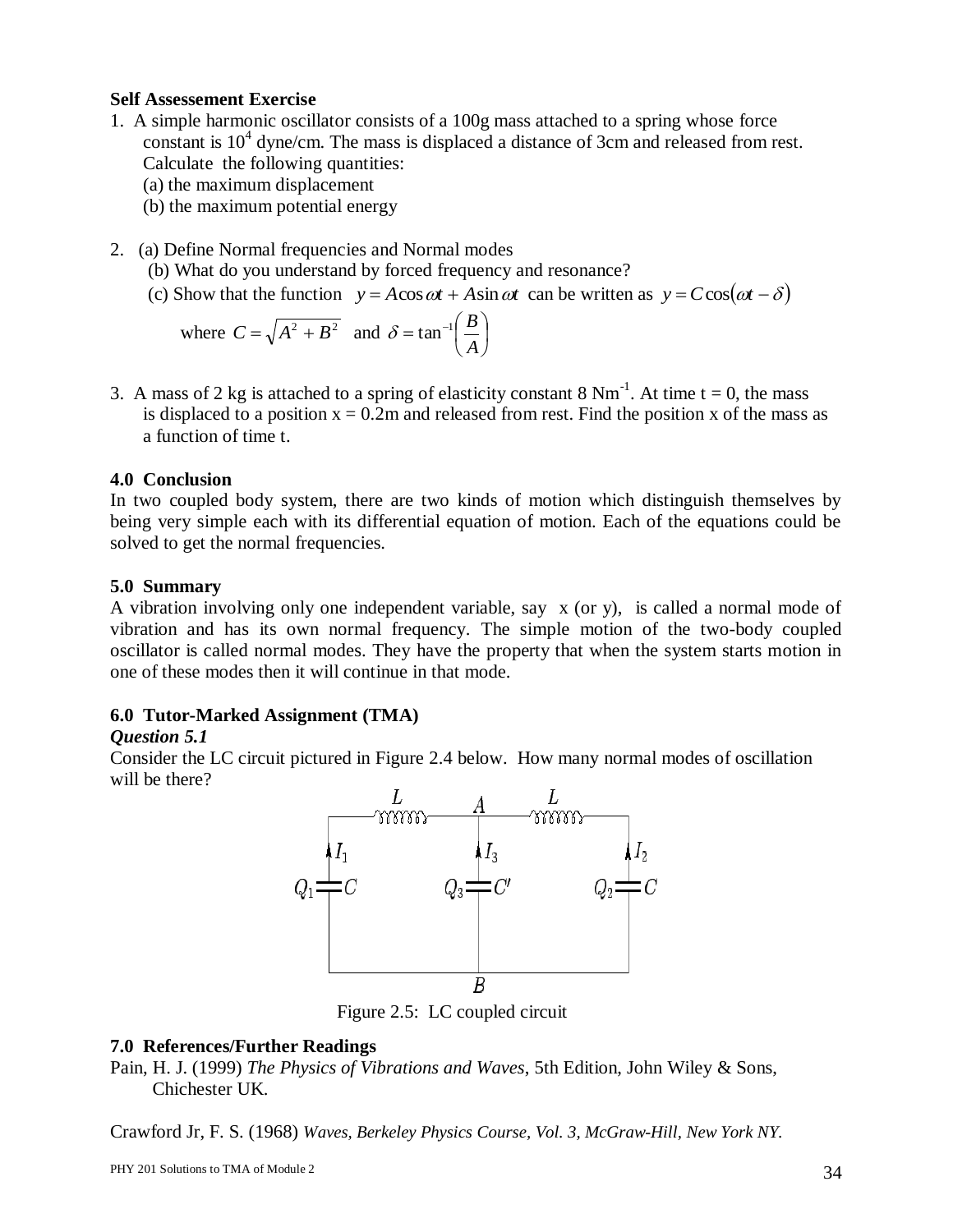**Self Assessement Exercise**

1. A simple harmonic oscillator consists of a 100g mass attached to a spring whose force constant is $10^4$ dyne/cm. The mass is displaced a distance of 3cm and released from rest. Calculate the following quantities:
   (a) the maximum displacement
   (b) the maximum potential energy

2. (a) Define Normal frequencies and Normal modes
   (b) What do you understand by forced frequency and resonance?
   (c) Show that the function $y = A\cos\omega t + A\sin\omega t$ can be written as $y = C\cos(\omega t - \delta)$
   where $C = \sqrt{A^2 + B^2}$ and $\delta = \tan^{-1}\left(\dfrac{B}{A}\right)$

3. A mass of 2 kg is attached to a spring of elasticity constant 8 $Nm^{-1}$. At time t = 0, the mass is displaced to a position x = 0.2m and released from rest. Find the position x of the mass as a function of time t.

### 4.0 Conclusion

In two coupled body system, there are two kinds of motion which distinguish themselves by being very simple each with its differential equation of motion. Each of the equations could be solved to get the normal frequencies.

### 5.0 Summary

A vibration involving only one independent variable, say x (or y), is called a normal mode of vibration and has its own normal frequency. The simple motion of the two-body coupled oscillator is called normal modes. They have the property that when the system starts motion in one of these modes then it will continue in that mode.

### 6.0 Tutor-Marked Assignment (TMA)

***Question 5.1***

Consider the LC circuit pictured in Figure 2.4 below. How many normal modes of oscillation will be there?

Figure 2.5: LC coupled circuit

### 7.0 References/Further Readings

Pain, H. J. (1999) *The Physics of Vibrations and Waves*, 5th Edition, John Wiley & Sons, Chichester UK.

Crawford Jr, F. S. (1968) *Waves, Berkeley Physics Course, Vol. 3, McGraw-Hill, New York NY.*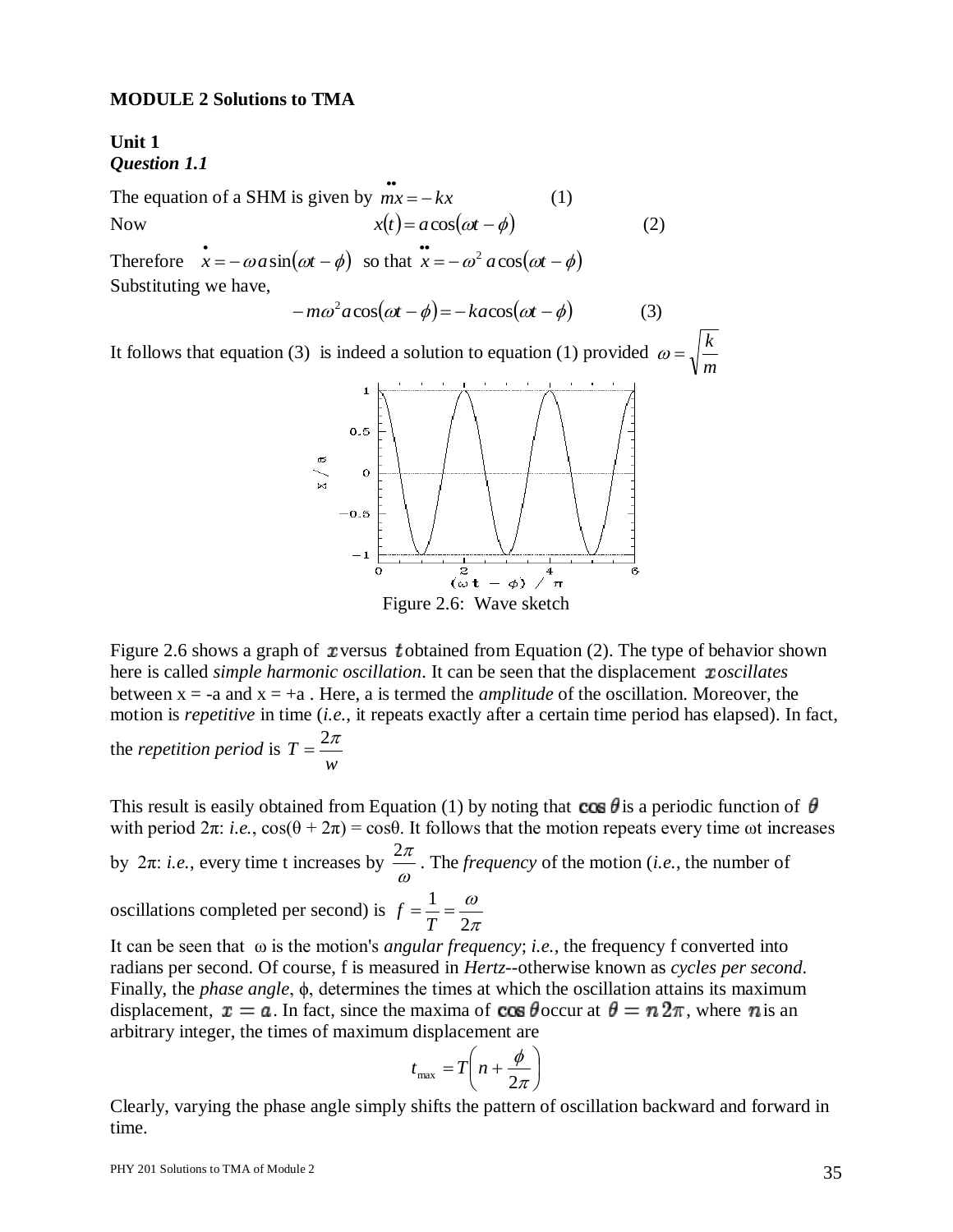**MODULE 2 Solutions to TMA**

**Unit 1**
***Question 1.1***

The equation of a SHM is given by $m\ddot{x} = -kx$ (1)

Now $x(t) = a\cos(\omega t - \phi)$ (2)

Therefore $\dot{x} = -\omega a \sin(\omega t - \phi)$ so that $\ddot{x} = -\omega^2 a \cos(\omega t - \phi)$

Substituting we have,

$$-m\omega^2 a \cos(\omega t - \phi) = -ka\cos(\omega t - \phi) \qquad (3)$$

It follows that equation (3) is indeed a solution to equation (1) provided $\omega = \sqrt{\dfrac{k}{m}}$

Figure 2.6: Wave sketch

Figure 2.6 shows a graph of $x$ versus $t$ obtained from Equation (2). The type of behavior shown here is called *simple harmonic oscillation*. It can be seen that the displacement $x$ *oscillates* between x = -a and x = +a . Here, a is termed the *amplitude* of the oscillation. Moreover, the motion is *repetitive* in time (*i.e.*, it repeats exactly after a certain time period has elapsed). In fact, the *repetition period* is $T = \dfrac{2\pi}{w}$

This result is easily obtained from Equation (1) by noting that $\cos\theta$ is a periodic function of $\theta$ with period $2\pi$: *i.e.*, $\cos(\theta + 2\pi) = \cos\theta$. It follows that the motion repeats every time $\omega t$ increases by $2\pi$: *i.e.*, every time t increases by $\dfrac{2\pi}{\omega}$. The *frequency* of the motion (*i.e.*, the number of oscillations completed per second) is $f = \dfrac{1}{T} = \dfrac{\omega}{2\pi}$

It can be seen that $\omega$ is the motion's *angular frequency*; *i.e.*, the frequency f converted into radians per second. Of course, f is measured in *Hertz*--otherwise known as *cycles per second*. Finally, the *phase angle*, $\phi$, determines the times at which the oscillation attains its maximum displacement, $x = a$. In fact, since the maxima of $\cos\theta$ occur at $\theta = n\,2\pi$, where $n$ is an arbitrary integer, the times of maximum displacement are

$$t_{\max} = T\left(n + \frac{\phi}{2\pi}\right)$$

Clearly, varying the phase angle simply shifts the pattern of oscillation backward and forward in time.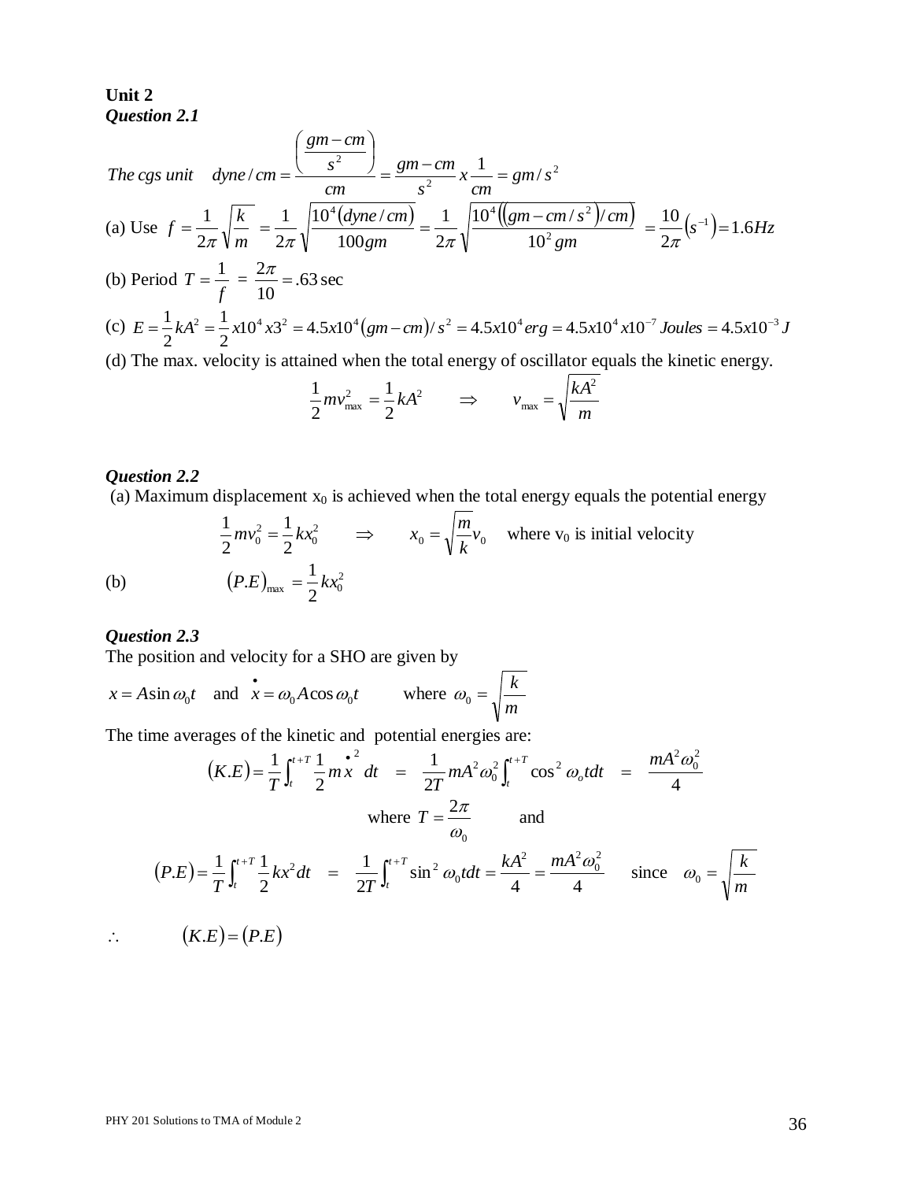**Unit 2**

***Question 2.1***

$$\text{The cgs unit} \quad dyne/cm = \frac{\left(\frac{gm-cm}{s^2}\right)}{cm} = \frac{gm-cm}{s^2} x \frac{1}{cm} = gm/s^2$$

(a) Use $f = \frac{1}{2\pi}\sqrt{\frac{k}{m}} = \frac{1}{2\pi}\sqrt{\frac{10^4(dyne/cm)}{100gm}} = \frac{1}{2\pi}\sqrt{\frac{10^4\left(\left(gm-cm/s^2\right)/cm\right)}{10^2 gm}} = \frac{10}{2\pi}\left(s^{-1}\right) = 1.6Hz$

(b) Period $T = \frac{1}{f} = \frac{2\pi}{10} = .63\sec$

(c) $E = \frac{1}{2}kA^2 = \frac{1}{2}x10^4 x3^2 = 4.5x10^4(gm-cm)/s^2 = 4.5x10^4 erg = 4.5x10^4 x10^{-7} Joules = 4.5x10^{-3} J$

(d) The max. velocity is attained when the total energy of oscillator equals the kinetic energy.

$$\frac{1}{2}mv_{\max}^2 = \frac{1}{2}kA^2 \qquad \Rightarrow \qquad v_{\max} = \sqrt{\frac{kA^2}{m}}$$

***Question 2.2***

(a) Maximum displacement $x_0$ is achieved when the total energy equals the potential energy

$$\frac{1}{2}mv_0^2 = \frac{1}{2}kx_0^2 \qquad \Rightarrow \qquad x_0 = \sqrt{\frac{m}{k}}v_0 \quad \text{where } v_0 \text{ is initial velocity}$$

(b)
$$(P.E)_{\max} = \frac{1}{2}kx_0^2$$

***Question 2.3***

The position and velocity for a SHO are given by

$$x = A\sin\omega_0 t \quad \text{and} \quad \dot{x} = \omega_0 A\cos\omega_0 t \qquad \text{where } \omega_0 = \sqrt{\frac{k}{m}}$$

The time averages of the kinetic and potential energies are:

$$(K.E) = \frac{1}{T}\int_t^{t+T}\frac{1}{2}m\dot{x}^2\,dt = \frac{1}{2T}mA^2\omega_0^2\int_t^{t+T}\cos^2\omega_o t\,dt = \frac{mA^2\omega_0^2}{4}$$

$$\text{where } T = \frac{2\pi}{\omega_0} \qquad \text{and}$$

$$(P.E) = \frac{1}{T}\int_t^{t+T}\frac{1}{2}kx^2\,dt = \frac{1}{2T}\int_t^{t+T}\sin^2\omega_0 t\,dt = \frac{kA^2}{4} = \frac{mA^2\omega_0^2}{4} \qquad \text{since} \quad \omega_0 = \sqrt{\frac{k}{m}}$$

$$\therefore \qquad (K.E) = (P.E)$$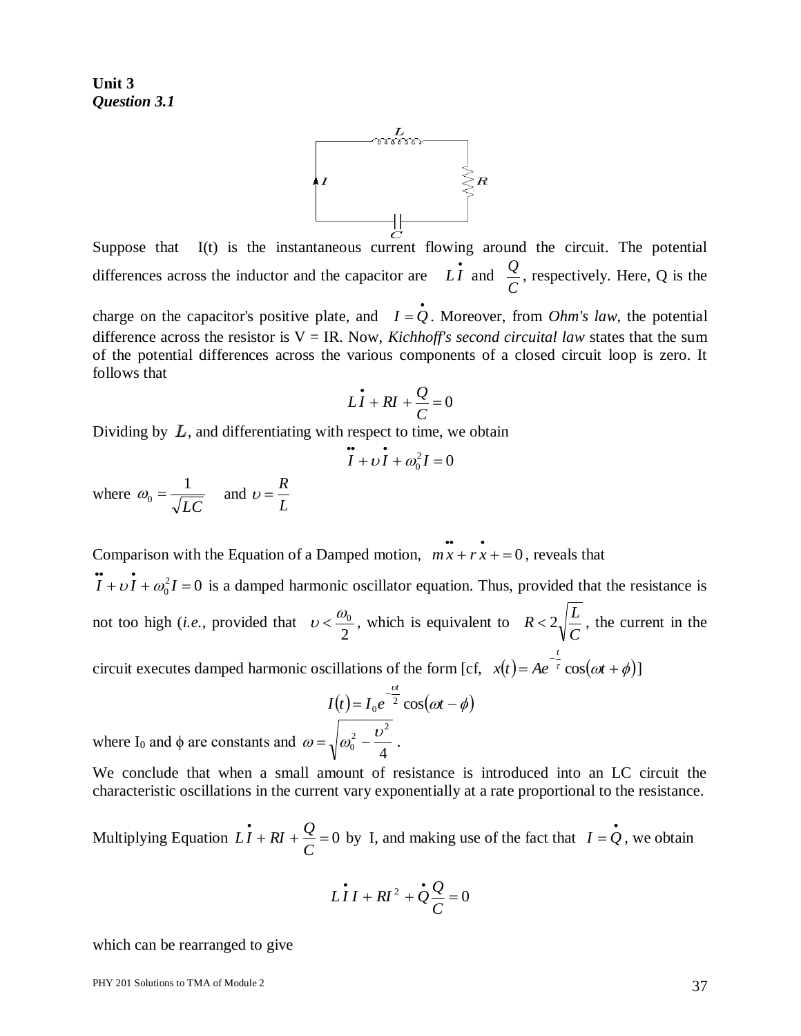**Unit 3**
***Question 3.1***

Suppose that I(t) is the instantaneous current flowing around the circuit. The potential differences across the inductor and the capacitor are $L\dot{I}$ and $\frac{Q}{C}$, respectively. Here, Q is the charge on the capacitor's positive plate, and $I = \dot{Q}$. Moreover, from *Ohm's law*, the potential difference across the resistor is V = IR. Now, *Kichhoff's second circuital law* states that the sum of the potential differences across the various components of a closed circuit loop is zero. It follows that

$$L\dot{I} + RI + \frac{Q}{C} = 0$$

Dividing by $L$, and differentiating with respect to time, we obtain

$$\ddot{I} + \upsilon\dot{I} + \omega_0^2 I = 0$$

where $\omega_0 = \frac{1}{\sqrt{LC}}$ and $\upsilon = \frac{R}{L}$

Comparison with the Equation of a Damped motion, $m\ddot{x} + r\dot{x} + = 0$, reveals that $\ddot{I} + \upsilon\dot{I} + \omega_0^2 I = 0$ is a damped harmonic oscillator equation. Thus, provided that the resistance is not too high (*i.e.*, provided that $\upsilon < \frac{\omega_0}{2}$, which is equivalent to $R < 2\sqrt{\frac{L}{C}}$, the current in the circuit executes damped harmonic oscillations of the form [cf, $x(t) = Ae^{-\frac{t}{\tau}}\cos(\omega t + \phi)$]

$$I(t) = I_0 e^{-\frac{\upsilon t}{2}}\cos(\omega t - \phi)$$

where $I_0$ and $\phi$ are constants and $\omega = \sqrt{\omega_0^2 - \frac{\upsilon^2}{4}}$.

We conclude that when a small amount of resistance is introduced into an LC circuit the characteristic oscillations in the current vary exponentially at a rate proportional to the resistance.

Multiplying Equation $L\dot{I} + RI + \frac{Q}{C} = 0$ by I, and making use of the fact that $I = \dot{Q}$, we obtain

$$L\dot{I}I + RI^2 + \dot{Q}\frac{Q}{C} = 0$$

which can be rearranged to give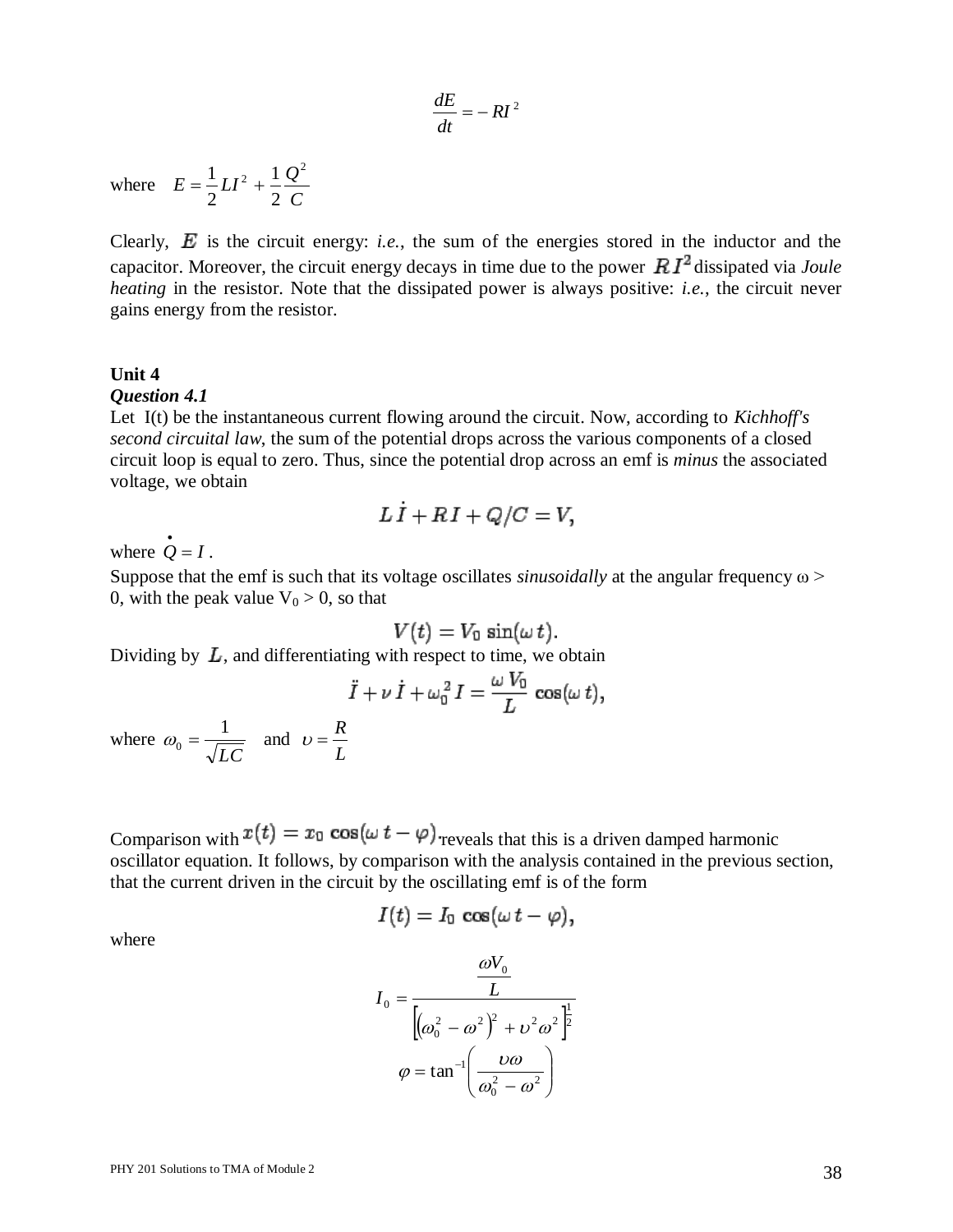$$\frac{dE}{dt} = -RI^2$$

where $\quad E = \frac{1}{2}LI^2 + \frac{1}{2}\frac{Q^2}{C}$

Clearly, $E$ is the circuit energy: *i.e.*, the sum of the energies stored in the inductor and the capacitor. Moreover, the circuit energy decays in time due to the power $RI^2$ dissipated via *Joule heating* in the resistor. Note that the dissipated power is always positive: *i.e.*, the circuit never gains energy from the resistor.

**Unit 4**

***Question 4.1***

Let I(t) be the instantaneous current flowing around the circuit. Now, according to *Kichhoff's second circuital law*, the sum of the potential drops across the various components of a closed circuit loop is equal to zero. Thus, since the potential drop across an emf is *minus* the associated voltage, we obtain

$$L\dot{I} + RI + Q/C = V,$$

where $\dot{Q} = I$ .

Suppose that the emf is such that its voltage oscillates *sinusoidally* at the angular frequency ω > 0, with the peak value $V_0 > 0$, so that

$$V(t) = V_0 \sin(\omega t).$$

Dividing by $L$, and differentiating with respect to time, we obtain

$$\ddot{I} + \nu\dot{I} + \omega_0^2 I = \frac{\omega V_0}{L}\cos(\omega t),$$

where $\omega_0 = \frac{1}{\sqrt{LC}}$ $\quad$ and $\upsilon = \frac{R}{L}$

Comparison with $x(t) = x_0 \cos(\omega t - \varphi)$ reveals that this is a driven damped harmonic oscillator equation. It follows, by comparison with the analysis contained in the previous section, that the current driven in the circuit by the oscillating emf is of the form

$$I(t) = I_0 \cos(\omega t - \varphi),$$

where

$$I_0 = \frac{\frac{\omega V_0}{L}}{\left[\left(\omega_0^2 - \omega^2\right)^2 + \upsilon^2\omega^2\right]^{\frac{1}{2}}}$$

$$\varphi = \tan^{-1}\left(\frac{\upsilon\omega}{\omega_0^2 - \omega^2}\right)$$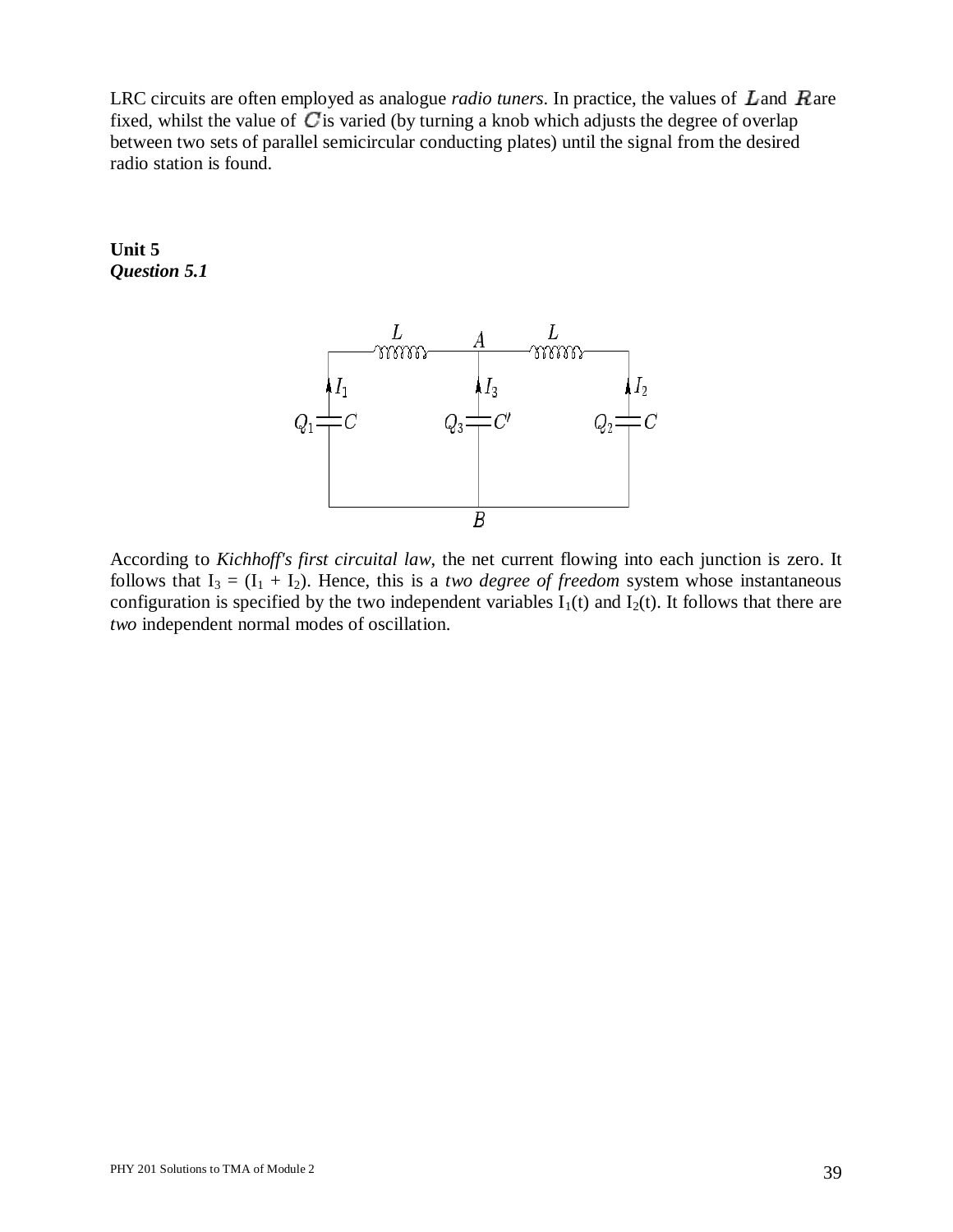LRC circuits are often employed as analogue *radio tuners*. In practice, the values of $L$ and $R$ are fixed, whilst the value of $C$ is varied (by turning a knob which adjusts the degree of overlap between two sets of parallel semicircular conducting plates) until the signal from the desired radio station is found.

**Unit 5**
***Question 5.1***

According to *Kichhoff's first circuital law*, the net current flowing into each junction is zero. It follows that $I_3 = (I_1 + I_2)$. Hence, this is a *two degree of freedom* system whose instantaneous configuration is specified by the two independent variables $I_1(t)$ and $I_2(t)$. It follows that there are *two* independent normal modes of oscillation.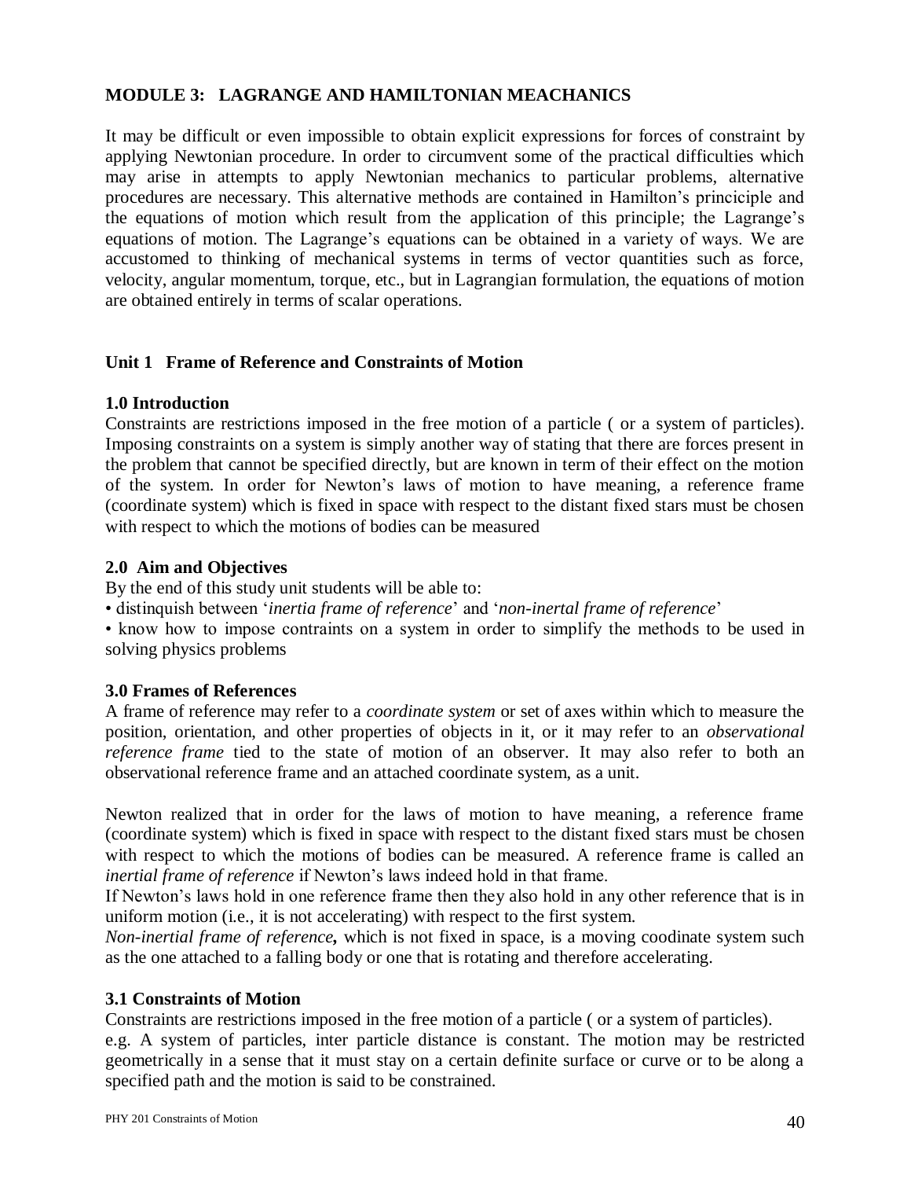## MODULE 3: LAGRANGE AND HAMILTONIAN MEACHANICS

It may be difficult or even impossible to obtain explicit expressions for forces of constraint by applying Newtonian procedure. In order to circumvent some of the practical difficulties which may arise in attempts to apply Newtonian mechanics to particular problems, alternative procedures are necessary. This alternative methods are contained in Hamilton's princiciple and the equations of motion which result from the application of this principle; the Lagrange's equations of motion. The Lagrange's equations can be obtained in a variety of ways. We are accustomed to thinking of mechanical systems in terms of vector quantities such as force, velocity, angular momentum, torque, etc., but in Lagrangian formulation, the equations of motion are obtained entirely in terms of scalar operations.

### Unit 1 Frame of Reference and Constraints of Motion

#### 1.0 Introduction

Constraints are restrictions imposed in the free motion of a particle ( or a system of particles). Imposing constraints on a system is simply another way of stating that there are forces present in the problem that cannot be specified directly, but are known in term of their effect on the motion of the system. In order for Newton's laws of motion to have meaning, a reference frame (coordinate system) which is fixed in space with respect to the distant fixed stars must be chosen with respect to which the motions of bodies can be measured

#### 2.0 Aim and Objectives

By the end of this study unit students will be able to:

• distinquish between '*inertia frame of reference*' and '*non-inertal frame of reference*'

• know how to impose contraints on a system in order to simplify the methods to be used in solving physics problems

#### 3.0 Frames of References

A frame of reference may refer to a *coordinate system* or set of axes within which to measure the position, orientation, and other properties of objects in it, or it may refer to an *observational reference frame* tied to the state of motion of an observer. It may also refer to both an observational reference frame and an attached coordinate system, as a unit.

Newton realized that in order for the laws of motion to have meaning, a reference frame (coordinate system) which is fixed in space with respect to the distant fixed stars must be chosen with respect to which the motions of bodies can be measured. A reference frame is called an *inertial frame of reference* if Newton's laws indeed hold in that frame.

If Newton's laws hold in one reference frame then they also hold in any other reference that is in uniform motion (i.e., it is not accelerating) with respect to the first system.

***Non-inertial frame of reference*,** which is not fixed in space, is a moving coodinate system such as the one attached to a falling body or one that is rotating and therefore accelerating.

#### 3.1 Constraints of Motion

Constraints are restrictions imposed in the free motion of a particle ( or a system of particles).

e.g. A system of particles, inter particle distance is constant. The motion may be restricted geometrically in a sense that it must stay on a certain definite surface or curve or to be along a specified path and the motion is said to be constrained.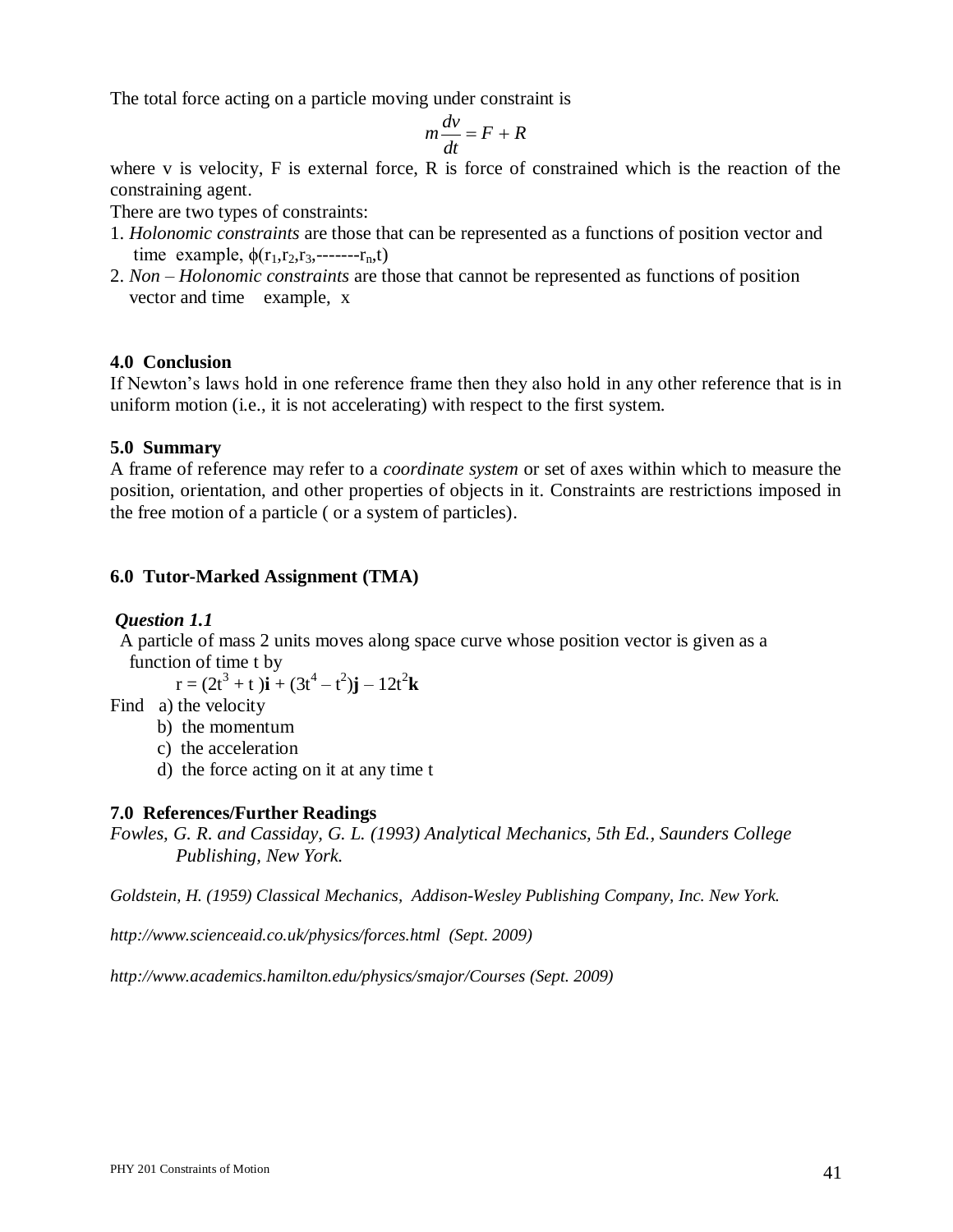The total force acting on a particle moving under constraint is

$$m\frac{dv}{dt} = F + R$$

where v is velocity, F is external force, R is force of constrained which is the reaction of the constraining agent.

There are two types of constraints:

1. *Holonomic constraints* are those that can be represented as a functions of position vector and time example, $\phi(r_1, r_2, r_3, \text{-------} r_n, t)$
2. *Non – Holonomic constraints* are those that cannot be represented as functions of position vector and time example, x

### 4.0 Conclusion

If Newton's laws hold in one reference frame then they also hold in any other reference that is in uniform motion (i.e., it is not accelerating) with respect to the first system.

### 5.0 Summary

A frame of reference may refer to a *coordinate system* or set of axes within which to measure the position, orientation, and other properties of objects in it. Constraints are restrictions imposed in the free motion of a particle ( or a system of particles).

### 6.0 Tutor-Marked Assignment (TMA)

***Question 1.1***

A particle of mass 2 units moves along space curve whose position vector is given as a function of time t by

$$r = (2t^3 + t)\mathbf{i} + (3t^4 - t^2)\mathbf{j} - 12t^2\mathbf{k}$$

Find a) the velocity

b) the momentum

c) the acceleration

d) the force acting on it at any time t

### 7.0 References/Further Readings

*Fowles, G. R. and Cassiday, G. L. (1993) Analytical Mechanics, 5th Ed., Saunders College Publishing, New York.*

*Goldstein, H. (1959) Classical Mechanics, Addison-Wesley Publishing Company, Inc. New York.*

*http://www.scienceaid.co.uk/physics/forces.html (Sept. 2009)*

*http://www.academics.hamilton.edu/physics/smajor/Courses (Sept. 2009)*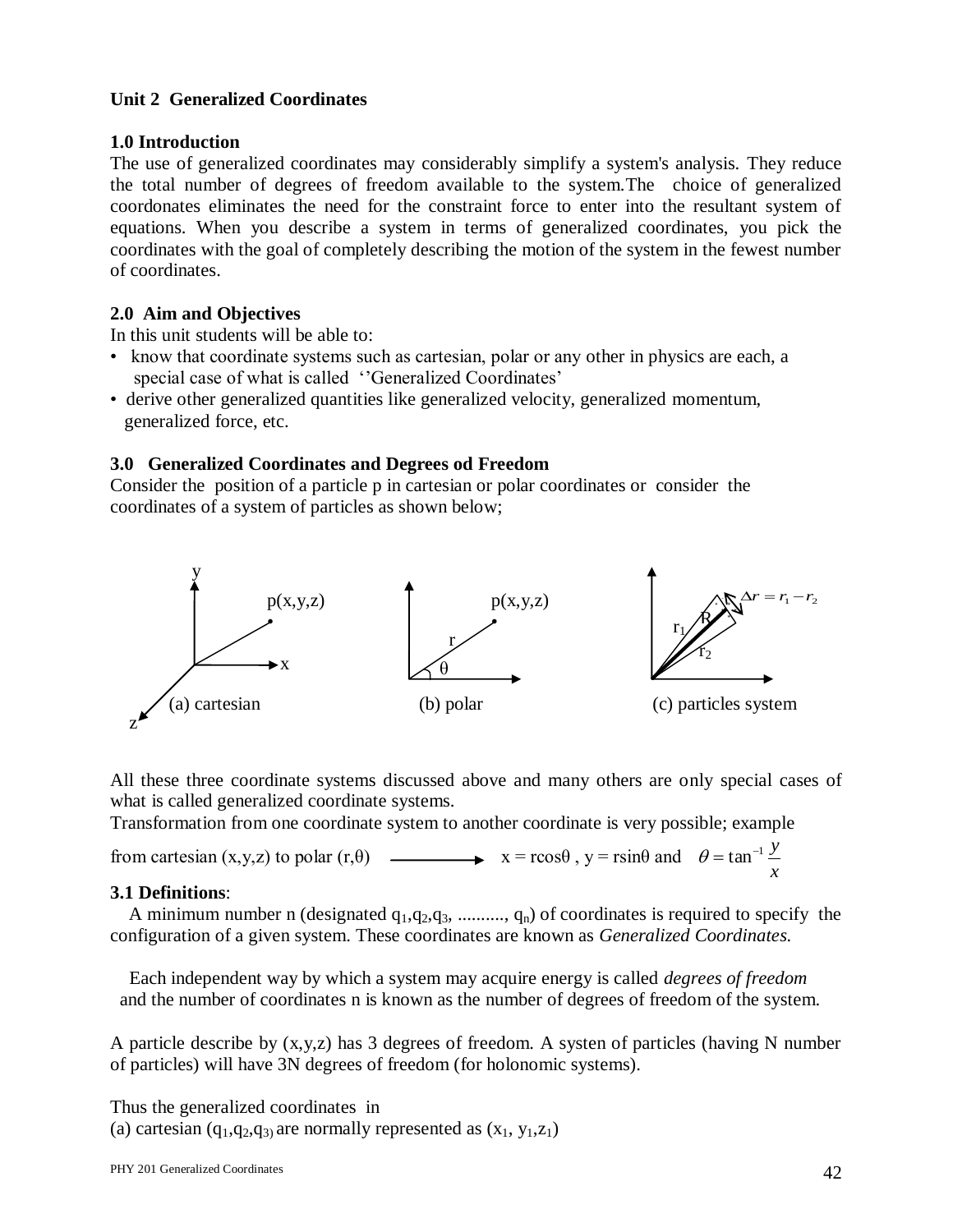**Unit 2 Generalized Coordinates**

**1.0 Introduction**

The use of generalized coordinates may considerably simplify a system's analysis. They reduce the total number of degrees of freedom available to the system.The choice of generalized coordonates eliminates the need for the constraint force to enter into the resultant system of equations. When you describe a system in terms of generalized coordinates, you pick the coordinates with the goal of completely describing the motion of the system in the fewest number of coordinates.

**2.0 Aim and Objectives**

In this unit students will be able to:

- know that coordinate systems such as cartesian, polar or any other in physics are each, a special case of what is called ''Generalized Coordinates'
- derive other generalized quantities like generalized velocity, generalized momentum, generalized force, etc.

**3.0 Generalized Coordinates and Degrees od Freedom**

Consider the position of a particle p in cartesian or polar coordinates or consider the coordinates of a system of particles as shown below;

(a) cartesian (b) polar (c) particles system

All these three coordinate systems discussed above and many others are only special cases of what is called generalized coordinate systems.

Transformation from one coordinate system to another coordinate is very possible; example

from cartesian (x,y,z) to polar (r,θ) ⟶ $x = r\cos\theta$ , $y = r\sin\theta$ and $\theta = \tan^{-1}\frac{y}{x}$

**3.1 Definitions**:

A minimum number n (designated $q_1, q_2, q_3, \ldots\ldots\ldots, q_n$) of coordinates is required to specify the configuration of a given system. These coordinates are known as *Generalized Coordinates.*

Each independent way by which a system may acquire energy is called *degrees of freedom* and the number of coordinates n is known as the number of degrees of freedom of the system.

A particle describe by (x,y,z) has 3 degrees of freedom. A systen of particles (having N number of particles) will have 3N degrees of freedom (for holonomic systems).

Thus the generalized coordinates in

(a) cartesian $(q_1, q_2, q_3)$ are normally represented as $(x_1, y_1, z_1)$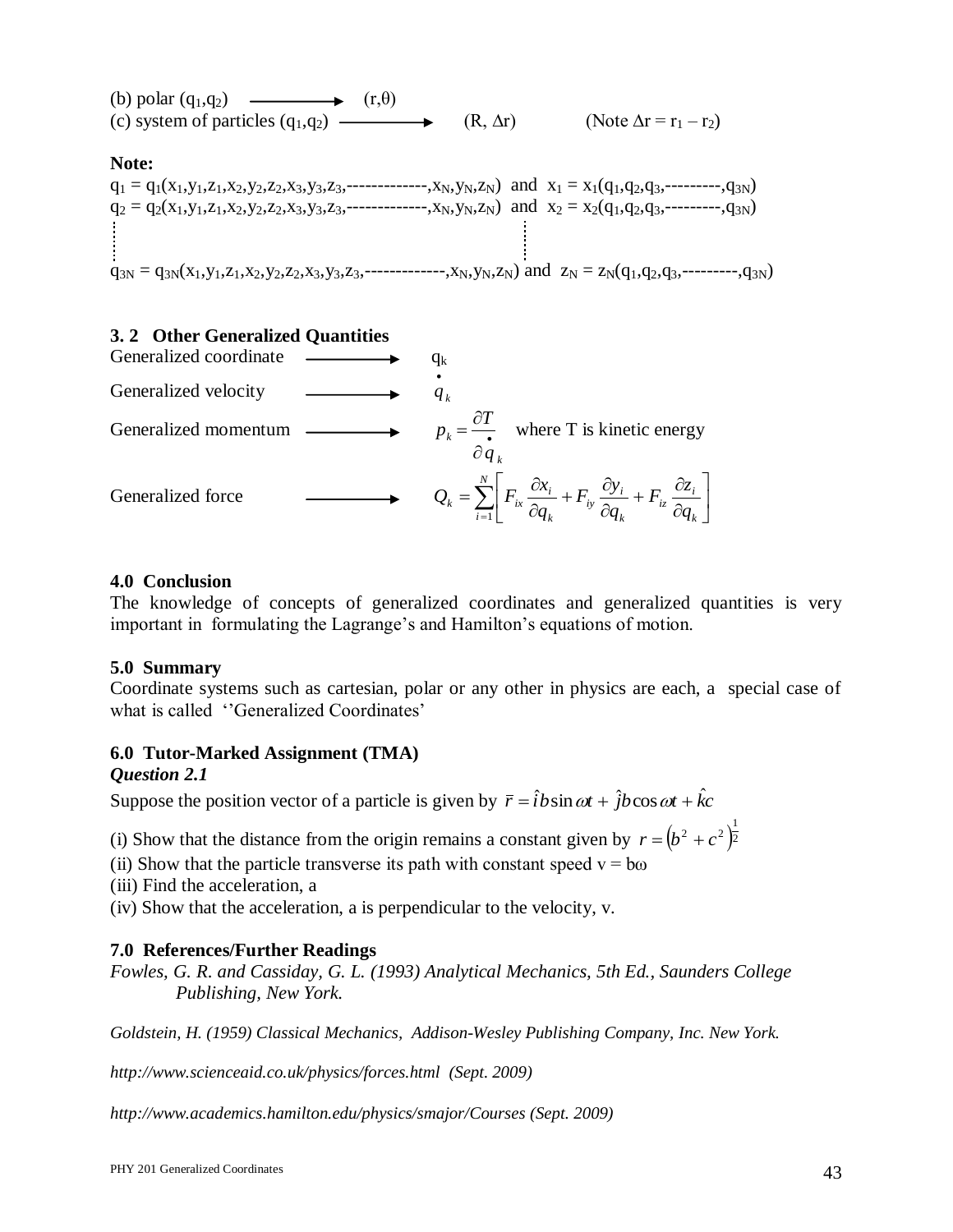(b) polar $(q_1,q_2) \longrightarrow (r,\theta)$

(c) system of particles $(q_1,q_2) \longrightarrow (R, \Delta r)$ (Note $\Delta r = r_1 - r_2$)

**Note:**

$q_1 = q_1(x_1,y_1,z_1,x_2,y_2,z_2,x_3,y_3,z_3,\text{-------------},x_N,y_N,z_N)$ and $x_1 = x_1(q_1,q_2,q_3,\text{---------},q_{3N})$

$q_2 = q_2(x_1,y_1,z_1,x_2,y_2,z_2,x_3,y_3,z_3,\text{-------------},x_N,y_N,z_N)$ and $x_2 = x_2(q_1,q_2,q_3,\text{---------},q_{3N})$

$\vdots$

$q_{3N} = q_{3N}(x_1,y_1,z_1,x_2,y_2,z_2,x_3,y_3,z_3,\text{-------------},x_N,y_N,z_N)$ and $z_N = z_N(q_1,q_2,q_3,\text{---------},q_{3N})$

### 3. 2 Other Generalized Quantities

Generalized coordinate $\longrightarrow$ $q_k$

Generalized velocity $\longrightarrow$ $\dot{q}_k$

Generalized momentum $\longrightarrow$ $p_k = \dfrac{\partial T}{\partial \dot{q}_k}$ where T is kinetic energy

Generalized force $\longrightarrow$ $Q_k = \displaystyle\sum_{i=1}^{N}\left[F_{ix}\frac{\partial x_i}{\partial q_k} + F_{iy}\frac{\partial y_i}{\partial q_k} + F_{iz}\frac{\partial z_i}{\partial q_k}\right]$

## 4.0 Conclusion

The knowledge of concepts of generalized coordinates and generalized quantities is very important in formulating the Lagrange's and Hamilton's equations of motion.

## 5.0 Summary

Coordinate systems such as cartesian, polar or any other in physics are each, a special case of what is called ''Generalized Coordinates'

## 6.0 Tutor-Marked Assignment (TMA)

***Question 2.1***

Suppose the position vector of a particle is given by $\bar{r} = \hat{i}b\sin\omega t + \hat{j}b\cos\omega t + \hat{k}c$

(i) Show that the distance from the origin remains a constant given by $r = \left(b^2 + c^2\right)^{\frac{1}{2}}$

(ii) Show that the particle transverse its path with constant speed $v = b\omega$

(iii) Find the acceleration, a

(iv) Show that the acceleration, a is perpendicular to the velocity, v.

## 7.0 References/Further Readings

*Fowles, G. R. and Cassiday, G. L. (1993) Analytical Mechanics, 5th Ed., Saunders College Publishing, New York.*

*Goldstein, H. (1959) Classical Mechanics, Addison-Wesley Publishing Company, Inc. New York.*

*http://www.scienceaid.co.uk/physics/forces.html (Sept. 2009)*

*http://www.academics.hamilton.edu/physics/smajor/Courses (Sept. 2009)*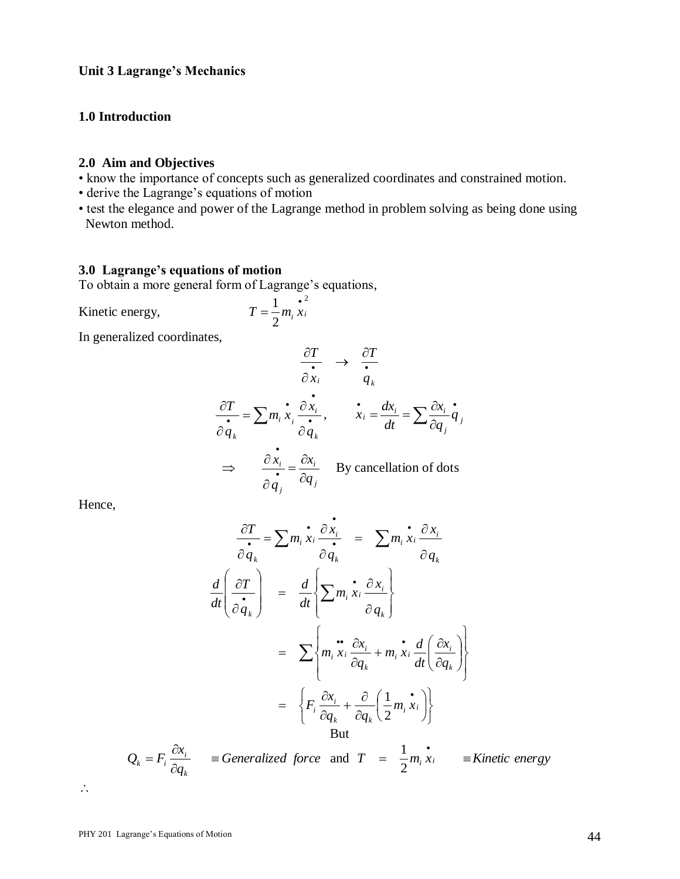**Unit 3 Lagrange's Mechanics**

**1.0 Introduction**

**2.0 Aim and Objectives**

- know the importance of concepts such as generalized coordinates and constrained motion.
- derive the Lagrange's equations of motion
- test the elegance and power of the Lagrange method in problem solving as being done using Newton method.

**3.0 Lagrange's equations of motion**

To obtain a more general form of Lagrange's equations,

Kinetic energy, $T = \frac{1}{2} m_i \dot{x}_i^2$

In generalized coordinates,

$$\frac{\partial T}{\partial \dot{x}_i} \rightarrow \frac{\partial T}{\partial \dot{q}_k}$$

$$\frac{\partial T}{\partial \dot{q}_k} = \sum m_i \dot{x}_i \frac{\partial \dot{x}_i}{\partial \dot{q}_k}, \qquad \dot{x}_i = \frac{dx_i}{dt} = \sum \frac{\partial x_i}{\partial q_j} \dot{q}_j$$

$$\Rightarrow \quad \frac{\partial \dot{x}_i}{\partial \dot{q}_j} = \frac{\partial x_i}{\partial q_j} \quad \text{By cancellation of dots}$$

Hence,

$$\frac{\partial T}{\partial \dot{q}_k} = \sum m_i \dot{x}_i \frac{\partial \dot{x}_i}{\partial \dot{q}_k} \quad = \quad \sum m_i \dot{x}_i \frac{\partial x_i}{\partial q_k}$$

$$\frac{d}{dt}\left( \frac{\partial T}{\partial \dot{q}_k} \right) \quad = \quad \frac{d}{dt}\left\{ \sum m_i \dot{x}_i \frac{\partial x_i}{\partial q_k} \right\}$$

$$= \quad \sum \left\{ m_i \ddot{x}_i \frac{\partial x_i}{\partial q_k} + m_i \dot{x}_i \frac{d}{dt}\left( \frac{\partial x_i}{\partial q_k} \right) \right\}$$

$$= \quad \left\{ F_i \frac{\partial x_i}{\partial q_k} + \frac{\partial}{\partial q_k}\left( \frac{1}{2} m_i \dot{x}_i \right) \right\}$$

But

$$Q_k = F_i \frac{\partial x_i}{\partial q_k} \quad \equiv \textit{Generalized force} \;\; \text{and} \;\; T \;=\; \frac{1}{2} m_i \dot{x}_i \quad \equiv \textit{Kinetic energy}$$

$\therefore$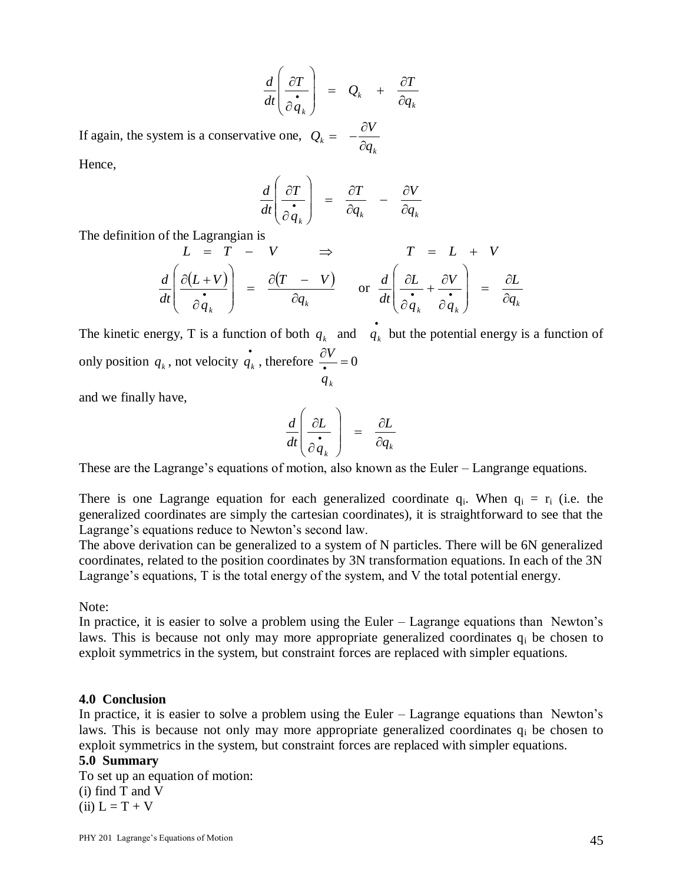$$\frac{d}{dt}\left(\frac{\partial T}{\partial \dot{q}_k}\right) = Q_k + \frac{\partial T}{\partial q_k}$$

If again, the system is a conservative one, $Q_k = -\frac{\partial V}{\partial q_k}$

Hence,

$$\frac{d}{dt}\left(\frac{\partial T}{\partial \dot{q}_k}\right) = \frac{\partial T}{\partial q_k} - \frac{\partial V}{\partial q_k}$$

The definition of the Lagrangian is

$$L = T - V \quad \Rightarrow \quad T = L + V$$

$$\frac{d}{dt}\left(\frac{\partial (L+V)}{\partial \dot{q}_k}\right) = \frac{\partial (T - V)}{\partial q_k} \quad \text{or} \quad \frac{d}{dt}\left(\frac{\partial L}{\partial \dot{q}_k} + \frac{\partial V}{\partial \dot{q}_k}\right) = \frac{\partial L}{\partial q_k}$$

The kinetic energy, T is a function of both $q_k$ and $\dot{q}_k$ but the potential energy is a function of only position $q_k$, not velocity $\dot{q}_k$, therefore $\frac{\partial V}{\dot{q}_k} = 0$

and we finally have,

$$\frac{d}{dt}\left(\frac{\partial L}{\partial \dot{q}_k}\right) = \frac{\partial L}{\partial q_k}$$

These are the Lagrange's equations of motion, also known as the Euler – Langrange equations.

There is one Lagrange equation for each generalized coordinate $q_i$. When $q_i = r_i$ (i.e. the generalized coordinates are simply the cartesian coordinates), it is straightforward to see that the Lagrange's equations reduce to Newton's second law.

The above derivation can be generalized to a system of N particles. There will be 6N generalized coordinates, related to the position coordinates by 3N transformation equations. In each of the 3N Lagrange's equations, T is the total energy of the system, and V the total potential energy.

Note:

In practice, it is easier to solve a problem using the Euler – Lagrange equations than Newton's laws. This is because not only may more appropriate generalized coordinates $q_i$ be chosen to exploit symmetrics in the system, but constraint forces are replaced with simpler equations.

## 4.0 Conclusion

In practice, it is easier to solve a problem using the Euler – Lagrange equations than Newton's laws. This is because not only may more appropriate generalized coordinates $q_i$ be chosen to exploit symmetrics in the system, but constraint forces are replaced with simpler equations.

## 5.0 Summary

To set up an equation of motion:

(i) find T and V

(ii) $L = T + V$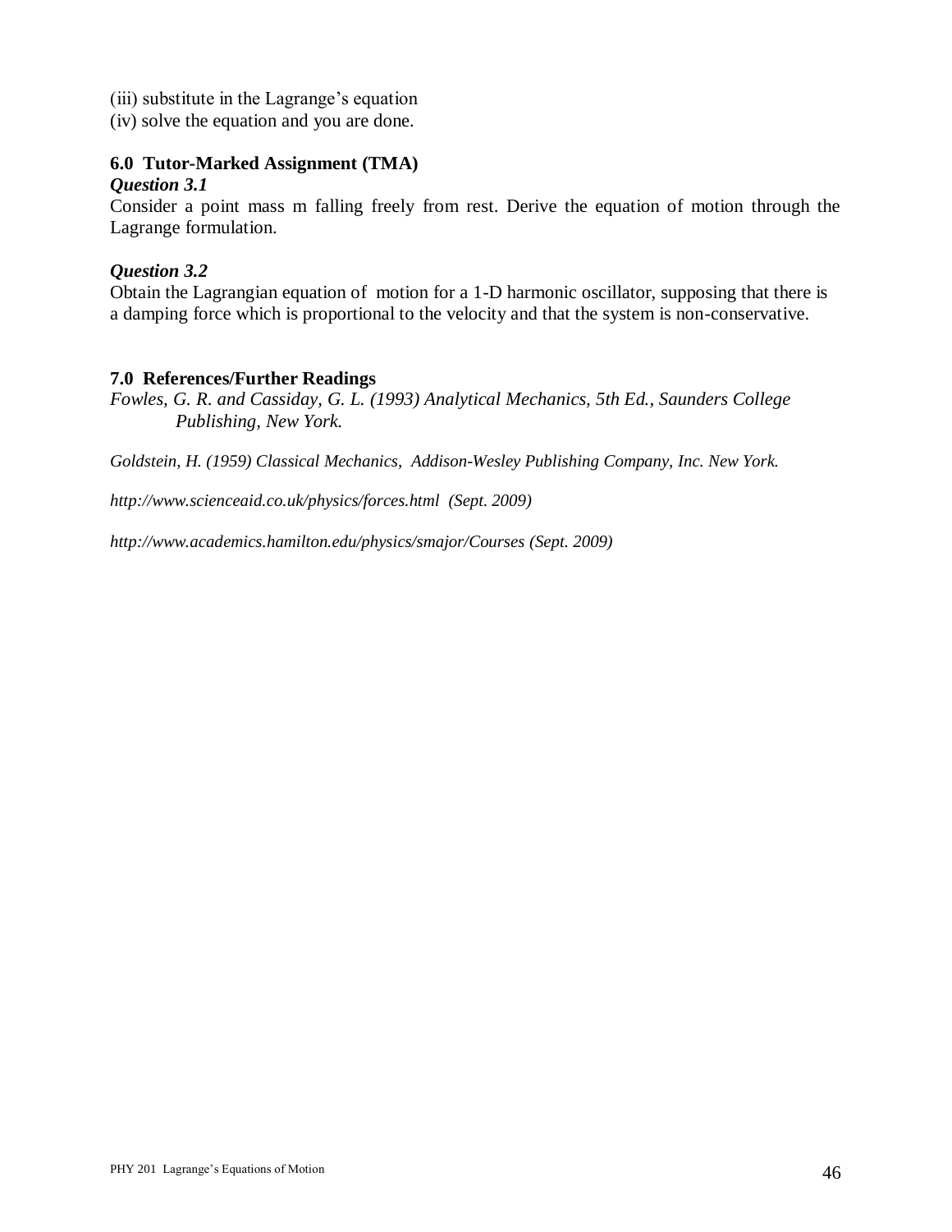(iii) substitute in the Lagrange's equation
(iv) solve the equation and you are done.

### 6.0 Tutor-Marked Assignment (TMA)

***Question 3.1***

Consider a point mass m falling freely from rest. Derive the equation of motion through the Lagrange formulation.

***Question 3.2***

Obtain the Lagrangian equation of motion for a 1-D harmonic oscillator, supposing that there is a damping force which is proportional to the velocity and that the system is non-conservative.

### 7.0 References/Further Readings

*Fowles, G. R. and Cassiday, G. L. (1993) Analytical Mechanics, 5th Ed., Saunders College Publishing, New York.*

*Goldstein, H. (1959) Classical Mechanics, Addison-Wesley Publishing Company, Inc. New York.*

*http://www.scienceaid.co.uk/physics/forces.html (Sept. 2009)*

*http://www.academics.hamilton.edu/physics/smajor/Courses (Sept. 2009)*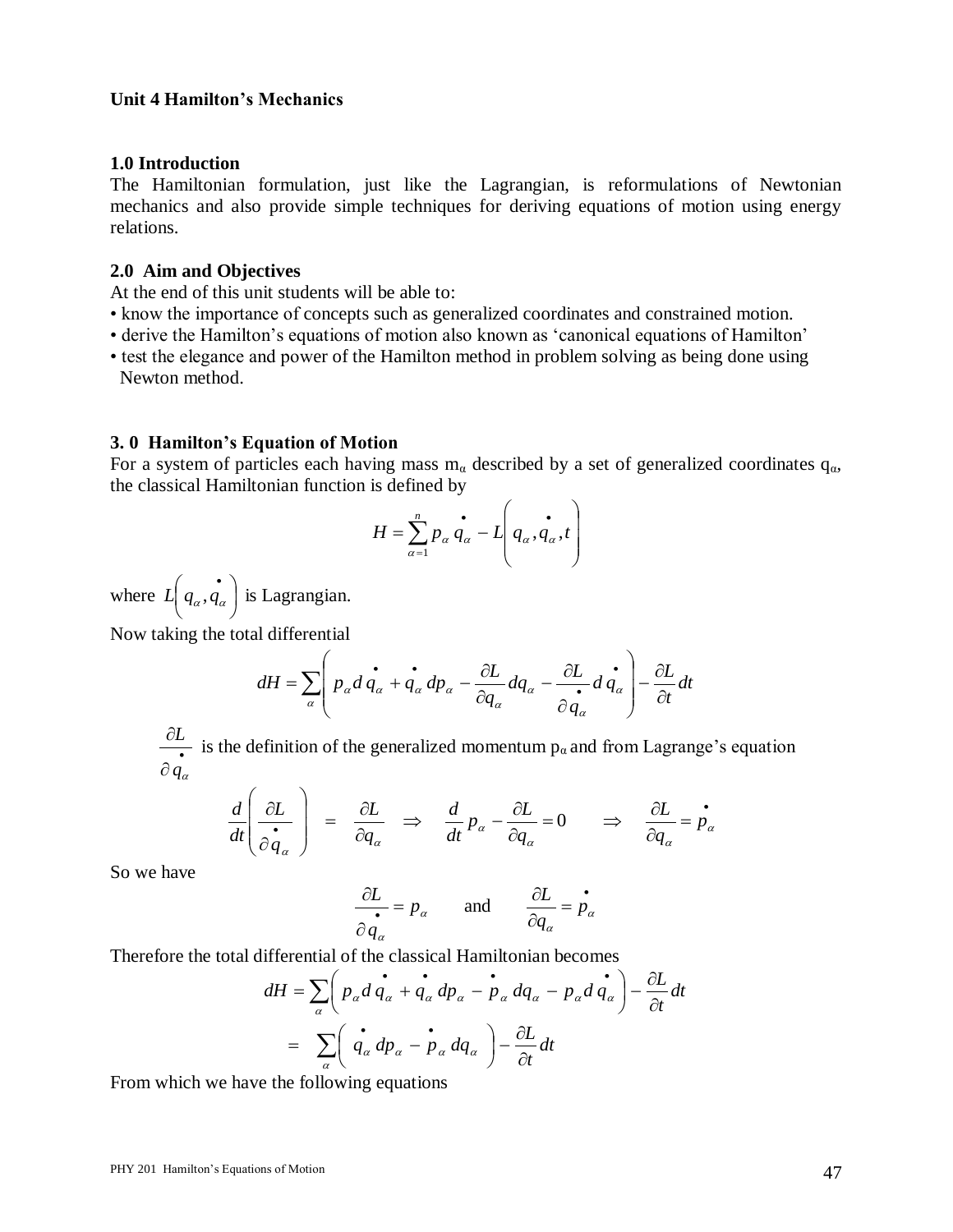**Unit 4 Hamilton's Mechanics**

**1.0 Introduction**

The Hamiltonian formulation, just like the Lagrangian, is reformulations of Newtonian mechanics and also provide simple techniques for deriving equations of motion using energy relations.

**2.0 Aim and Objectives**

At the end of this unit students will be able to:

- know the importance of concepts such as generalized coordinates and constrained motion.
- derive the Hamilton's equations of motion also known as 'canonical equations of Hamilton'
- test the elegance and power of the Hamilton method in problem solving as being done using Newton method.

**3. 0 Hamilton's Equation of Motion**

For a system of particles each having mass $m_\alpha$ described by a set of generalized coordinates $q_\alpha$, the classical Hamiltonian function is defined by

$$H = \sum_{\alpha=1}^{n} p_\alpha \dot{q}_\alpha - L\left(q_\alpha, \dot{q}_\alpha, t\right)$$

where $L\left(q_\alpha, \dot{q}_\alpha\right)$ is Lagrangian.

Now taking the total differential

$$dH = \sum_\alpha \left( p_\alpha d\dot{q}_\alpha + \dot{q}_\alpha dp_\alpha - \frac{\partial L}{\partial q_\alpha} dq_\alpha - \frac{\partial L}{\partial \dot{q}_\alpha} d\dot{q}_\alpha \right) - \frac{\partial L}{\partial t} dt$$

$\dfrac{\partial L}{\partial \dot{q}_\alpha}$ is the definition of the generalized momentum $p_\alpha$ and from Lagrange's equation

$$\frac{d}{dt}\left(\frac{\partial L}{\partial \dot{q}_\alpha}\right) = \frac{\partial L}{\partial q_\alpha} \quad \Rightarrow \quad \frac{d}{dt} p_\alpha - \frac{\partial L}{\partial q_\alpha} = 0 \qquad \Rightarrow \quad \frac{\partial L}{\partial q_\alpha} = \dot{p}_\alpha$$

So we have

$$\frac{\partial L}{\partial \dot{q}_\alpha} = p_\alpha \qquad \text{and} \qquad \frac{\partial L}{\partial q_\alpha} = \dot{p}_\alpha$$

Therefore the total differential of the classical Hamiltonian becomes

$$\begin{aligned} dH &= \sum_\alpha \left( p_\alpha d\dot{q}_\alpha + \dot{q}_\alpha dp_\alpha - \dot{p}_\alpha dq_\alpha - p_\alpha d\dot{q}_\alpha \right) - \frac{\partial L}{\partial t} dt \\ &= \sum_\alpha \left( \dot{q}_\alpha dp_\alpha - \dot{p}_\alpha dq_\alpha \right) - \frac{\partial L}{\partial t} dt \end{aligned}$$

From which we have the following equations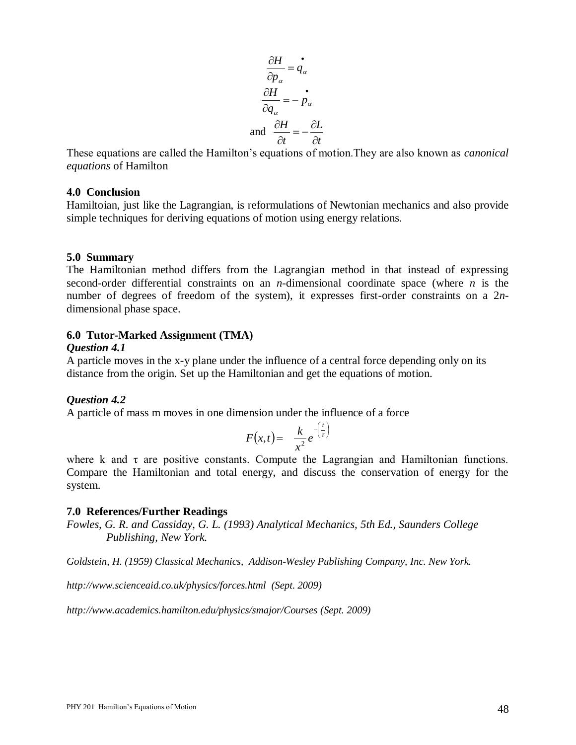$$\frac{\partial H}{\partial p_\alpha} = \dot{q}_\alpha$$

$$\frac{\partial H}{\partial q_\alpha} = -\dot{p}_\alpha$$

$$\text{and} \quad \frac{\partial H}{\partial t} = -\frac{\partial L}{\partial t}$$

These equations are called the Hamilton's equations of motion.They are also known as *canonical equations* of Hamilton

## 4.0 Conclusion

Hamiltoian, just like the Lagrangian, is reformulations of Newtonian mechanics and also provide simple techniques for deriving equations of motion using energy relations.

## 5.0 Summary

The Hamiltonian method differs from the Lagrangian method in that instead of expressing second-order differential constraints on an $n$-dimensional coordinate space (where $n$ is the number of degrees of freedom of the system), it expresses first-order constraints on a $2n$-dimensional phase space.

## 6.0 Tutor-Marked Assignment (TMA)

***Question 4.1***

A particle moves in the x-y plane under the influence of a central force depending only on its distance from the origin. Set up the Hamiltonian and get the equations of motion.

***Question 4.2***

A particle of mass m moves in one dimension under the influence of a force

$$F(x,t) = \frac{k}{x^2} e^{-\left(\frac{t}{\tau}\right)}$$

where k and $\tau$ are positive constants. Compute the Lagrangian and Hamiltonian functions. Compare the Hamiltonian and total energy, and discuss the conservation of energy for the system.

## 7.0 References/Further Readings

*Fowles, G. R. and Cassiday, G. L. (1993) Analytical Mechanics, 5th Ed., Saunders College Publishing, New York.*

*Goldstein, H. (1959) Classical Mechanics, Addison-Wesley Publishing Company, Inc. New York.*

*http://www.scienceaid.co.uk/physics/forces.html (Sept. 2009)*

*http://www.academics.hamilton.edu/physics/smajor/Courses (Sept. 2009)*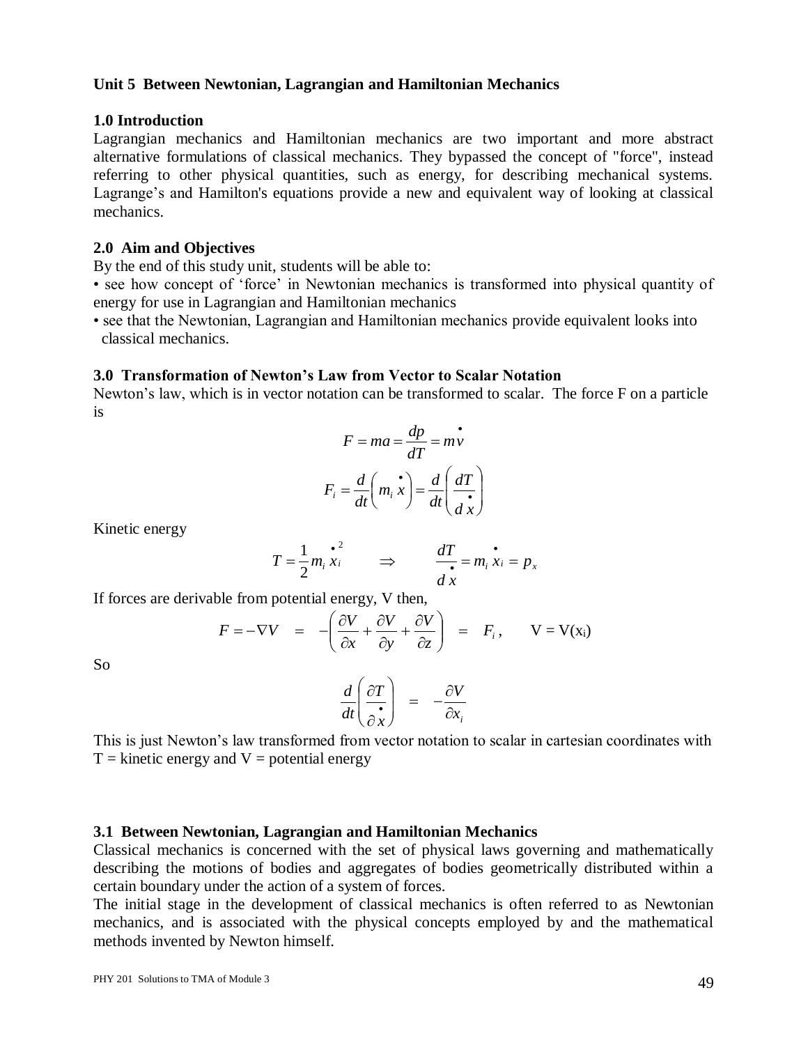### Unit 5 Between Newtonian, Lagrangian and Hamiltonian Mechanics

#### 1.0 Introduction

Lagrangian mechanics and Hamiltonian mechanics are two important and more abstract alternative formulations of classical mechanics. They bypassed the concept of "force", instead referring to other physical quantities, such as energy, for describing mechanical systems. Lagrange's and Hamilton's equations provide a new and equivalent way of looking at classical mechanics.

#### 2.0 Aim and Objectives

By the end of this study unit, students will be able to:

- see how concept of 'force' in Newtonian mechanics is transformed into physical quantity of energy for use in Lagrangian and Hamiltonian mechanics
- see that the Newtonian, Lagrangian and Hamiltonian mechanics provide equivalent looks into classical mechanics.

#### 3.0 Transformation of Newton's Law from Vector to Scalar Notation

Newton's law, which is in vector notation can be transformed to scalar. The force F on a particle is

$$F = ma = \frac{dp}{dT} = m\dot{v}$$

$$F_i = \frac{d}{dt}\left(m_i \dot{x}\right) = \frac{d}{dt}\left(\frac{dT}{d\dot{x}}\right)$$

Kinetic energy

$$T = \frac{1}{2} m_i \dot{x}_i^2 \qquad \Rightarrow \qquad \frac{dT}{d\dot{x}} = m_i \dot{x}_i = p_x$$

If forces are derivable from potential energy, V then,

$$F = -\nabla V \quad = \quad -\left(\frac{\partial V}{\partial x} + \frac{\partial V}{\partial y} + \frac{\partial V}{\partial z}\right) \quad = \quad F_i, \qquad V = V(x_i)$$

So

$$\frac{d}{dt}\left(\frac{\partial T}{\partial \dot{x}}\right) \quad = \quad -\frac{\partial V}{\partial x_i}$$

This is just Newton's law transformed from vector notation to scalar in cartesian coordinates with $T$ = kinetic energy and $V$ = potential energy

#### 3.1 Between Newtonian, Lagrangian and Hamiltonian Mechanics

Classical mechanics is concerned with the set of physical laws governing and mathematically describing the motions of bodies and aggregates of bodies geometrically distributed within a certain boundary under the action of a system of forces.

The initial stage in the development of classical mechanics is often referred to as Newtonian mechanics, and is associated with the physical concepts employed by and the mathematical methods invented by Newton himself.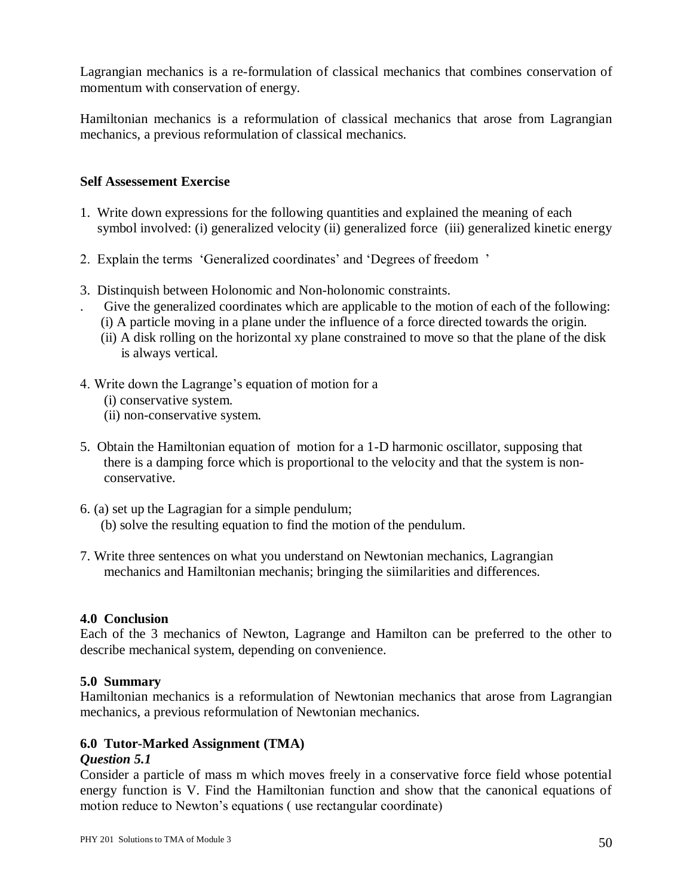Lagrangian mechanics is a re-formulation of classical mechanics that combines conservation of momentum with conservation of energy.

Hamiltonian mechanics is a reformulation of classical mechanics that arose from Lagrangian mechanics, a previous reformulation of classical mechanics.

**Self Assessement Exercise**

1. Write down expressions for the following quantities and explained the meaning of each symbol involved: (i) generalized velocity (ii) generalized force (iii) generalized kinetic energy

2. Explain the terms 'Generalized coordinates' and 'Degrees of freedom '

3. Distinquish between Holonomic and Non-holonomic constraints.

. Give the generalized coordinates which are applicable to the motion of each of the following:
   (i) A particle moving in a plane under the influence of a force directed towards the origin.
   (ii) A disk rolling on the horizontal xy plane constrained to move so that the plane of the disk is always vertical.

4. Write down the Lagrange's equation of motion for a
   (i) conservative system.
   (ii) non-conservative system.

5. Obtain the Hamiltonian equation of motion for a 1-D harmonic oscillator, supposing that there is a damping force which is proportional to the velocity and that the system is non-conservative.

6. (a) set up the Lagragian for a simple pendulum;
   (b) solve the resulting equation to find the motion of the pendulum.

7. Write three sentences on what you understand on Newtonian mechanics, Lagrangian mechanics and Hamiltonian mechanis; bringing the siimilarities and differences.

## 4.0 Conclusion

Each of the 3 mechanics of Newton, Lagrange and Hamilton can be preferred to the other to describe mechanical system, depending on convenience.

## 5.0 Summary

Hamiltonian mechanics is a reformulation of Newtonian mechanics that arose from Lagrangian mechanics, a previous reformulation of Newtonian mechanics.

## 6.0 Tutor-Marked Assignment (TMA)

***Question 5.1***

Consider a particle of mass m which moves freely in a conservative force field whose potential energy function is V. Find the Hamiltonian function and show that the canonical equations of motion reduce to Newton's equations ( use rectangular coordinate)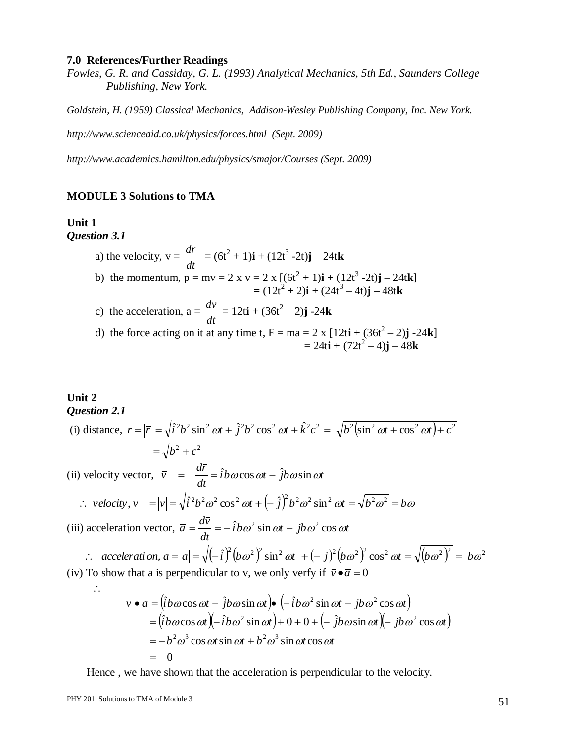**7.0 References/Further Readings**

*Fowles, G. R. and Cassiday, G. L. (1993) Analytical Mechanics, 5th Ed., Saunders College Publishing, New York.*

*Goldstein, H. (1959) Classical Mechanics, Addison-Wesley Publishing Company, Inc. New York.*

*http://www.scienceaid.co.uk/physics/forces.html (Sept. 2009)*

*http://www.academics.hamilton.edu/physics/smajor/Courses (Sept. 2009)*

**MODULE 3 Solutions to TMA**

**Unit 1**

***Question 3.1***

a) the velocity, $v = \dfrac{dr}{dt} = (6t^2 + 1)\mathbf{i} + (12t^3 - 2t)\mathbf{j} - 24t\mathbf{k}$

b) the momentum, $p = mv = 2 \times v = 2 \times [(6t^2 + 1)\mathbf{i} + (12t^3 - 2t)\mathbf{j} - 24t\mathbf{k}]$
$= (12t^2 + 2)\mathbf{i} + (24t^3 - 4t)\mathbf{j} - 48t\mathbf{k}$

c) the acceleration, $a = \dfrac{dv}{dt} = 12t\mathbf{i} + (36t^2 - 2)\mathbf{j} - 24\mathbf{k}$

d) the force acting on it at any time t, $F = ma = 2 \times [12t\mathbf{i} + (36t^2 - 2)\mathbf{j} - 24\mathbf{k}]$
$= 24t\mathbf{i} + (72t^2 - 4)\mathbf{j} - 48\mathbf{k}$

**Unit 2**

***Question 2.1***

(i) distance, $r = |\bar{r}| = \sqrt{\hat{i}^2 b^2 \sin^2 \omega t + \hat{j}^2 b^2 \cos^2 \omega t + \hat{k}^2 c^2} = \sqrt{b^2(\sin^2 \omega t + \cos^2 \omega t) + c^2}$

$$= \sqrt{b^2 + c^2}$$

(ii) velocity vector, $\bar{v} = \dfrac{d\bar{r}}{dt} = \hat{i} b\omega \cos \omega t - \hat{j} b\omega \sin \omega t$

$$\therefore \ velocity, v = |\bar{v}| = \sqrt{\hat{i}^2 b^2 \omega^2 \cos^2 \omega t + \left(-\hat{j}\right)^2 b^2 \omega^2 \sin^2 \omega t} = \sqrt{b^2 \omega^2} = b\omega$$

(iii) acceleration vector, $\bar{a} = \dfrac{d\bar{v}}{dt} = -\hat{i} b\omega^2 \sin \omega t - jb\omega^2 \cos \omega t$

$$\therefore \ acceleration, a = |\bar{a}| = \sqrt{\left(-\hat{i}\right)^2 \left(b\omega^2\right)^2 \sin^2 \omega t + (-j)^2 \left(b\omega^2\right)^2 \cos^2 \omega t} = \sqrt{\left(b\omega^2\right)^2} = b\omega^2$$

(iv) To show that a is perpendicular to v, we only verfy if $\bar{v} \bullet \bar{a} = 0$

$\therefore$

$$\begin{aligned}
\bar{v} \bullet \bar{a} &= \left(\hat{i} b\omega \cos \omega t - \hat{j} b\omega \sin \omega t\right) \bullet \left(-\hat{i} b\omega^2 \sin \omega t - jb\omega^2 \cos \omega t\right) \\
&= \left(\hat{i} b\omega \cos \omega t\right)\left(-\hat{i} b\omega^2 \sin \omega t\right) + 0 + 0 + \left(-\hat{j} b\omega \sin \omega t\right)\left(-jb\omega^2 \cos \omega t\right) \\
&= -b^2 \omega^3 \cos \omega t \sin \omega t + b^2 \omega^3 \sin \omega t \cos \omega t \\
&= 0
\end{aligned}$$

Hence , we have shown that the acceleration is perpendicular to the velocity.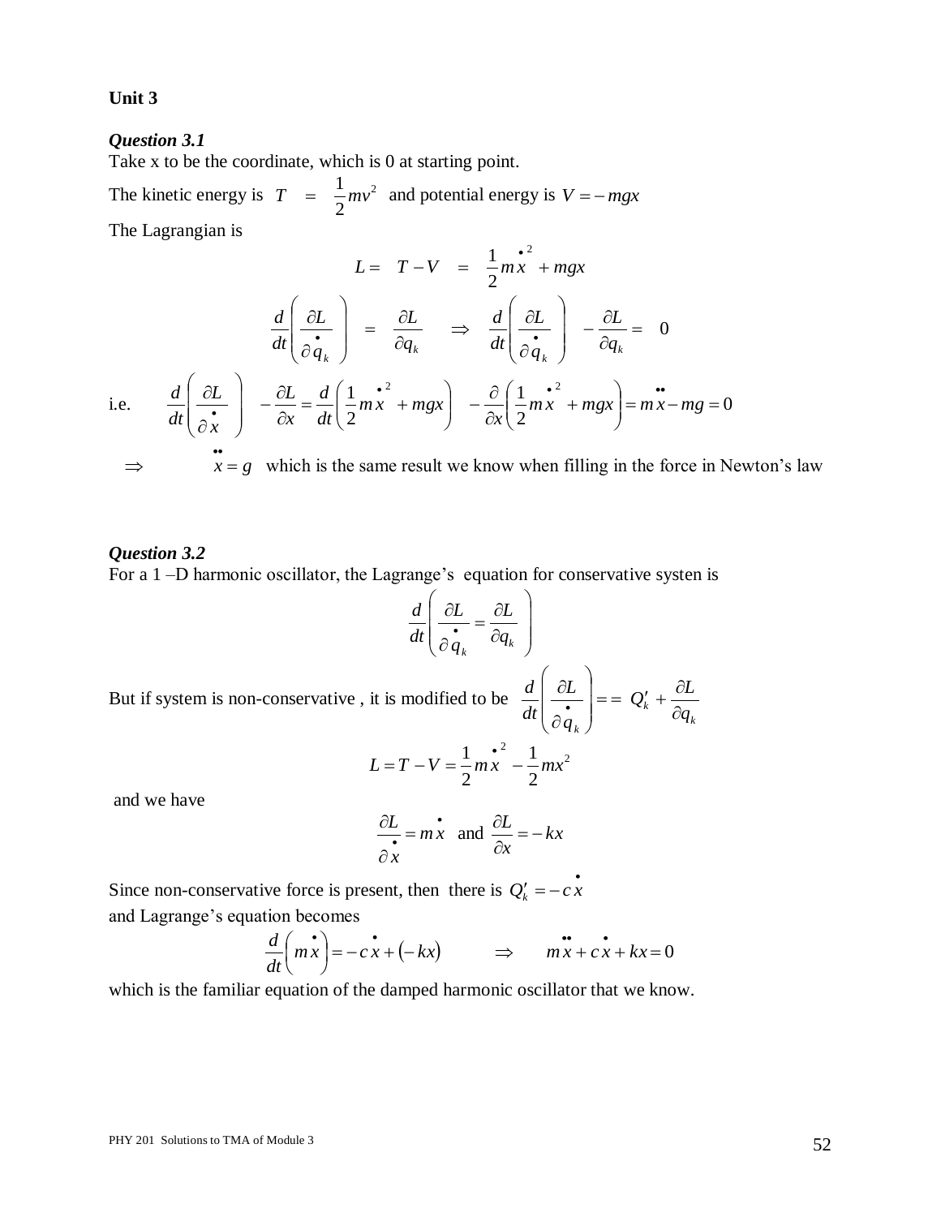**Unit 3**

***Question 3.1***

Take x to be the coordinate, which is 0 at starting point.

The kinetic energy is $T \;=\; \frac{1}{2}mv^2$ and potential energy is $V = -mgx$

The Lagrangian is

$$L = \;T - V \;=\; \frac{1}{2}m\dot{x}^2 + mgx$$

$$\frac{d}{dt}\left(\frac{\partial L}{\partial \dot{q}_k}\right) \;=\; \frac{\partial L}{\partial q_k} \quad \Rightarrow \quad \frac{d}{dt}\left(\frac{\partial L}{\partial \dot{q}_k}\right) \; - \frac{\partial L}{\partial q_k} = \;0$$

i.e. $$\frac{d}{dt}\left(\frac{\partial L}{\partial \dot{x}}\right) \; - \frac{\partial L}{\partial x} = \frac{d}{dt}\left(\frac{1}{2}m\dot{x}^2 + mgx\right) \; - \frac{\partial}{\partial x}\left(\frac{1}{2}m\dot{x}^2 + mgx\right) = m\ddot{x} - mg = 0$$

$\Rightarrow \qquad \ddot{x} = g$ which is the same result we know when filling in the force in Newton's law

***Question 3.2***

For a 1 –D harmonic oscillator, the Lagrange's equation for conservative systen is

$$\frac{d}{dt}\left(\frac{\partial L}{\partial \dot{q}_k} = \frac{\partial L}{\partial q_k}\right)$$

But if system is non-conservative , it is modified to be $\frac{d}{dt}\left(\frac{\partial L}{\partial \dot{q}_k}\right) == \; Q_k' + \frac{\partial L}{\partial q_k}$

$$L = T - V = \frac{1}{2}m\dot{x}^2 - \frac{1}{2}mx^2$$

and we have

$$\frac{\partial L}{\partial \dot{x}} = m\dot{x} \;\text{ and }\; \frac{\partial L}{\partial x} = -kx$$

Since non-conservative force is present, then there is $Q_k' = -c\dot{x}$

and Lagrange's equation becomes

$$\frac{d}{dt}\left(m\dot{x}\right) = -c\dot{x} + \left(-kx\right) \qquad \Rightarrow \qquad m\ddot{x} + c\dot{x} + kx = 0$$

which is the familiar equation of the damped harmonic oscillator that we know.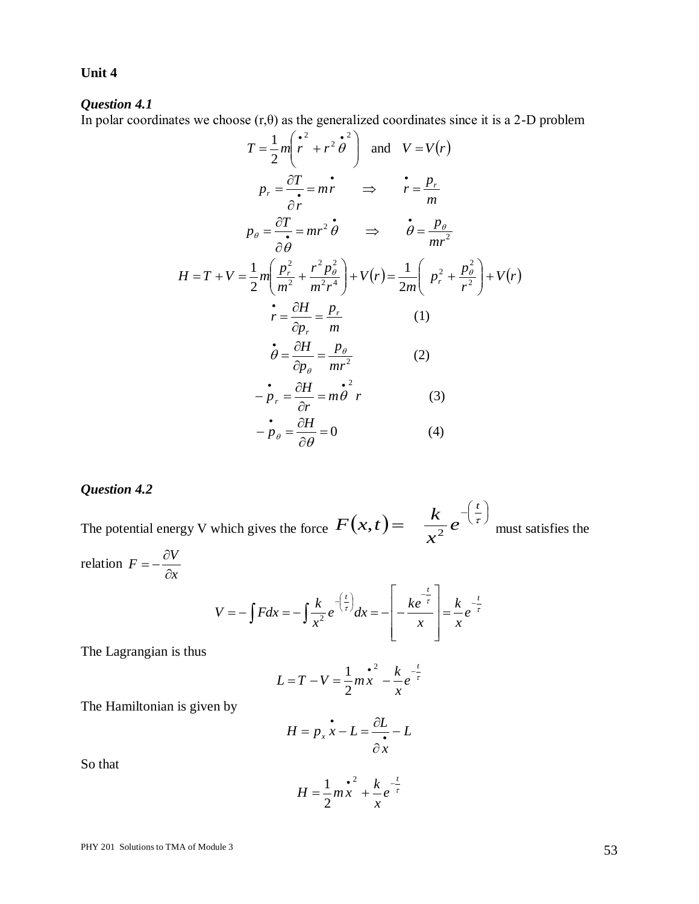**Unit 4**

***Question 4.1***

In polar coordinates we choose (r,θ) as the generalized coordinates since it is a 2-D problem

$$T = \frac{1}{2}m\left(\dot{r}^2 + r^2\dot{\theta}^2\right) \quad \text{and} \quad V = V(r)$$

$$p_r = \frac{\partial T}{\partial \dot{r}} = m\dot{r} \qquad \Rightarrow \qquad \dot{r} = \frac{p_r}{m}$$

$$p_\theta = \frac{\partial T}{\partial \dot{\theta}} = mr^2\dot{\theta} \qquad \Rightarrow \qquad \dot{\theta} = \frac{p_\theta}{mr^2}$$

$$H = T + V = \frac{1}{2}m\left(\frac{p_r^2}{m^2} + \frac{r^2 p_\theta^2}{m^2 r^4}\right) + V(r) = \frac{1}{2m}\left(p_r^2 + \frac{p_\theta^2}{r^2}\right) + V(r)$$

$$\dot{r} = \frac{\partial H}{\partial p_r} = \frac{p_r}{m} \qquad (1)$$

$$\dot{\theta} = \frac{\partial H}{\partial p_\theta} = \frac{p_\theta}{mr^2} \qquad (2)$$

$$-\dot{p}_r = \frac{\partial H}{\partial r} = m\dot{\theta}^2 r \qquad (3)$$

$$-\dot{p}_\theta = \frac{\partial H}{\partial \theta} = 0 \qquad (4)$$

***Question 4.2***

The potential energy V which gives the force $F(x,t) = \dfrac{k}{x^2}e^{-\left(\frac{t}{\tau}\right)}$ must satisfies the relation $F = -\dfrac{\partial V}{\partial x}$

$$V = -\int F dx = -\int \frac{k}{x^2}e^{-\left(\frac{t}{\tau}\right)}dx = -\left[-\frac{ke^{-\frac{t}{\tau}}}{x}\right] = \frac{k}{x}e^{-\frac{t}{\tau}}$$

The Lagrangian is thus

$$L = T - V = \frac{1}{2}m\dot{x}^2 - \frac{k}{x}e^{-\frac{t}{\tau}}$$

The Hamiltonian is given by

$$H = p_x\dot{x} - L = \frac{\partial L}{\partial \dot{x}} - L$$

So that

$$H = \frac{1}{2}m\dot{x}^2 + \frac{k}{x}e^{-\frac{t}{\tau}}$$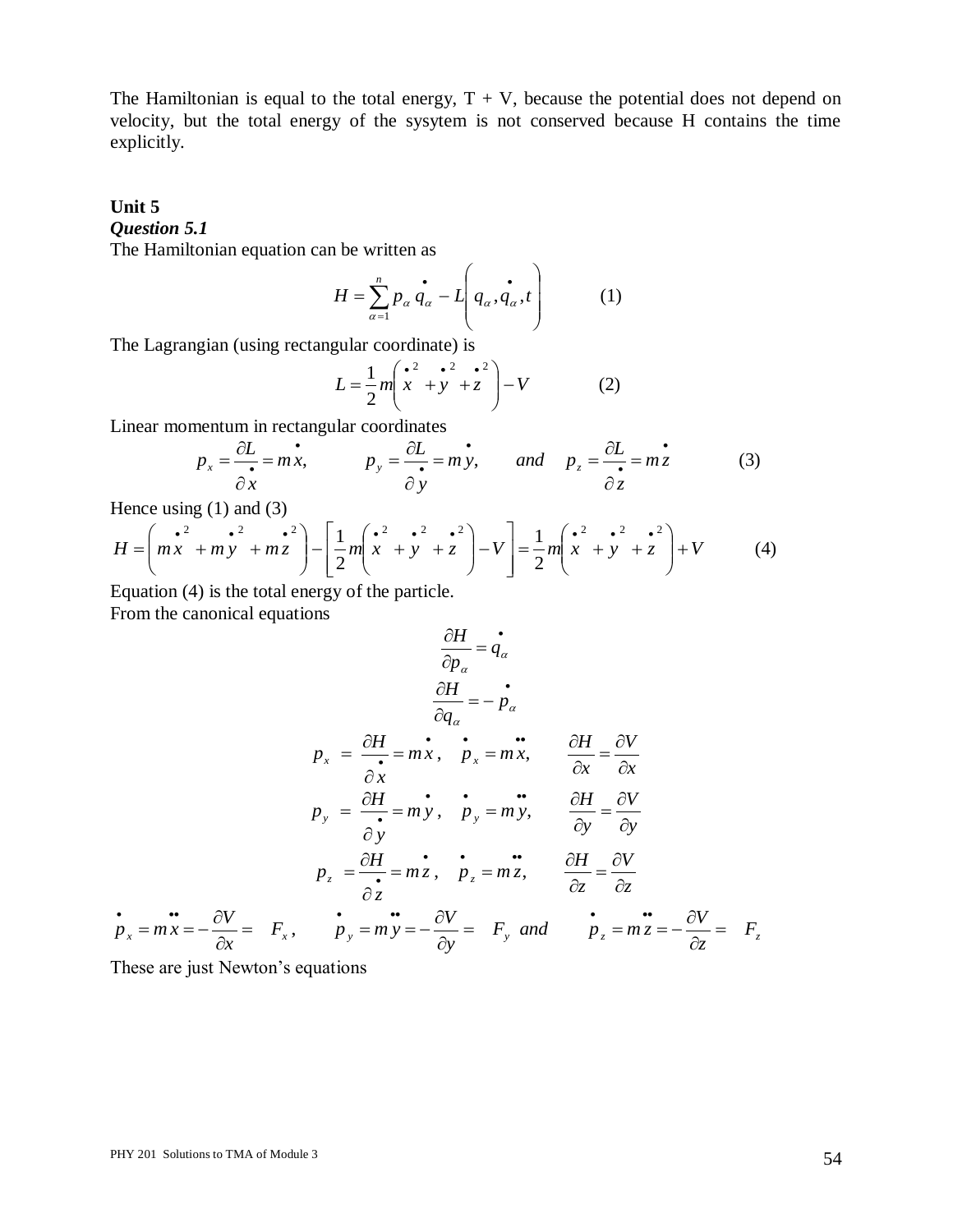The Hamiltonian is equal to the total energy, T + V, because the potential does not depend on velocity, but the total energy of the sysytem is not conserved because H contains the time explicitly.

## Unit 5

***Question 5.1***

The Hamiltonian equation can be written as

$$H = \sum_{\alpha=1}^{n} p_\alpha \dot{q}_\alpha - L\left(q_\alpha, \dot{q}_\alpha, t\right) \qquad (1)$$

The Lagrangian (using rectangular coordinate) is

$$L = \frac{1}{2} m\left(\dot{x}^2 + \dot{y}^2 + \dot{z}^2\right) - V \qquad (2)$$

Linear momentum in rectangular coordinates

$$p_x = \frac{\partial L}{\partial \dot{x}} = m\dot{x}, \qquad p_y = \frac{\partial L}{\partial \dot{y}} = m\dot{y}, \qquad and \quad p_z = \frac{\partial L}{\partial \dot{z}} = m\dot{z} \qquad (3)$$

Hence using (1) and (3)

$$H = \left(m\dot{x}^2 + m\dot{y}^2 + m\dot{z}^2\right) - \left[\frac{1}{2} m\left(\dot{x}^2 + \dot{y}^2 + \dot{z}^2\right) - V\right] = \frac{1}{2} m\left(\dot{x}^2 + \dot{y}^2 + \dot{z}^2\right) + V \qquad (4)$$

Equation (4) is the total energy of the particle.

From the canonical equations

$$\frac{\partial H}{\partial p_\alpha} = \dot{q}_\alpha$$

$$\frac{\partial H}{\partial q_\alpha} = -\dot{p}_\alpha$$

$$p_x = \frac{\partial H}{\partial \dot{x}} = m\dot{x}, \quad \dot{p}_x = m\ddot{x}, \qquad \frac{\partial H}{\partial x} = \frac{\partial V}{\partial x}$$

$$p_y = \frac{\partial H}{\partial \dot{y}} = m\dot{y}, \quad \dot{p}_y = m\ddot{y}, \qquad \frac{\partial H}{\partial y} = \frac{\partial V}{\partial y}$$

$$p_z = \frac{\partial H}{\partial \dot{z}} = m\dot{z}, \quad \dot{p}_z = m\ddot{z}, \qquad \frac{\partial H}{\partial z} = \frac{\partial V}{\partial z}$$

$$\dot{p}_x = m\ddot{x} = -\frac{\partial V}{\partial x} = F_x, \qquad \dot{p}_y = m\ddot{y} = -\frac{\partial V}{\partial y} = F_y \; and \qquad \dot{p}_z = m\ddot{z} = -\frac{\partial V}{\partial z} = F_z$$

These are just Newton's equations